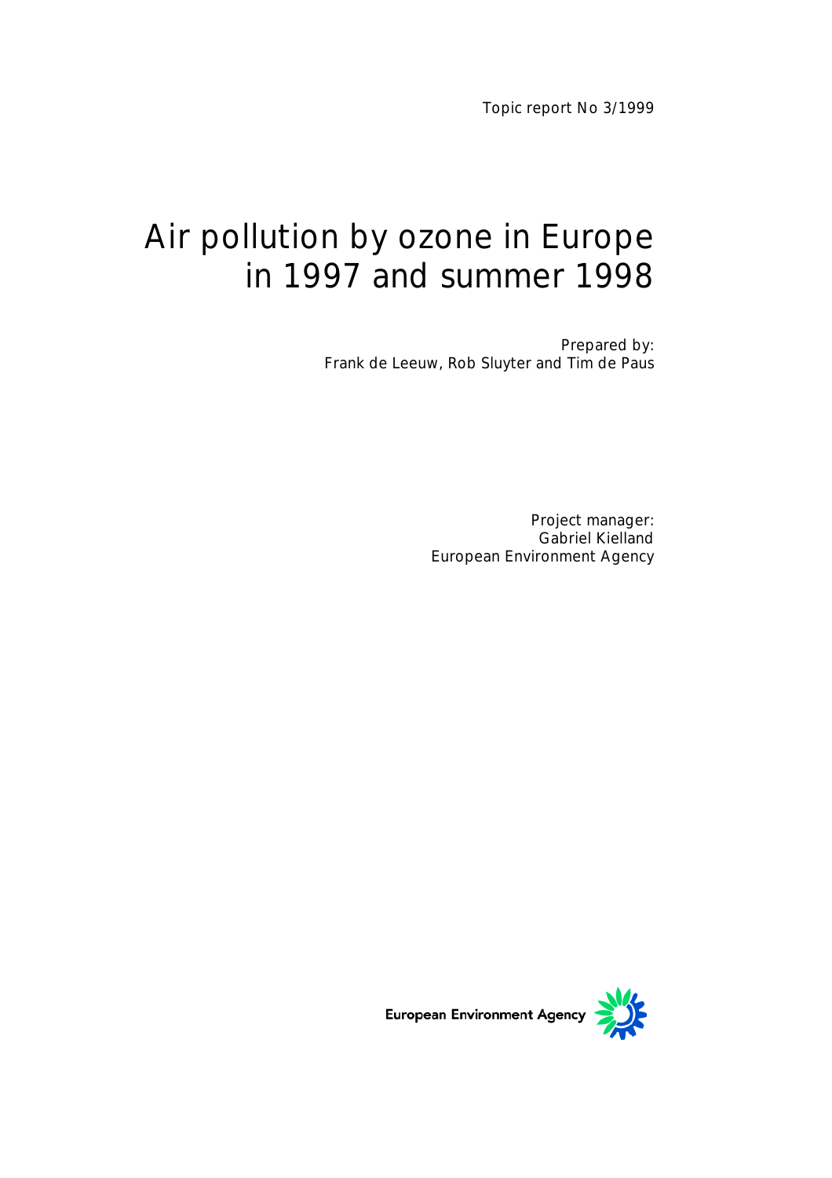Topic report No 3/1999

# Air pollution by ozone in Europe in 1997 and summer 1998

Prepared by:
Frank de Leeuw, Rob Sluyter and Tim de Paus

Project manager:
Gabriel Kielland
European Environment Agency

European Environment Agency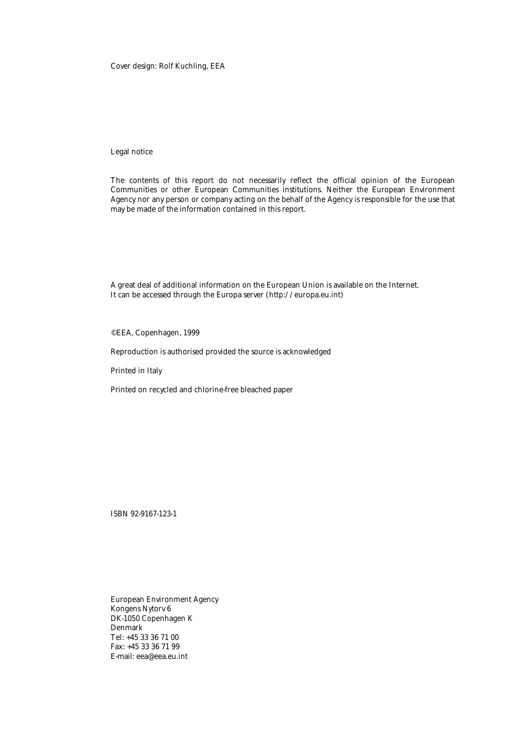Cover design: Rolf Kuchling, EEA

Legal notice

The contents of this report do not necessarily reflect the official opinion of the European Communities or other European Communities institutions. Neither the European Environment Agency nor any person or company acting on the behalf of the Agency is responsible for the use that may be made of the information contained in this report.

A great deal of additional information on the European Union is available on the Internet.
It can be accessed through the Europa server (http://europa.eu.int)

©EEA, Copenhagen, 1999

Reproduction is authorised provided the source is acknowledged

Printed in Italy

Printed on recycled and chlorine-free bleached paper

ISBN 92-9167-123-1

European Environment Agency
Kongens Nytorv 6
DK-1050 Copenhagen K
Denmark
Tel: +45 33 36 71 00
Fax: +45 33 36 71 99
E-mail: eea@eea.eu.int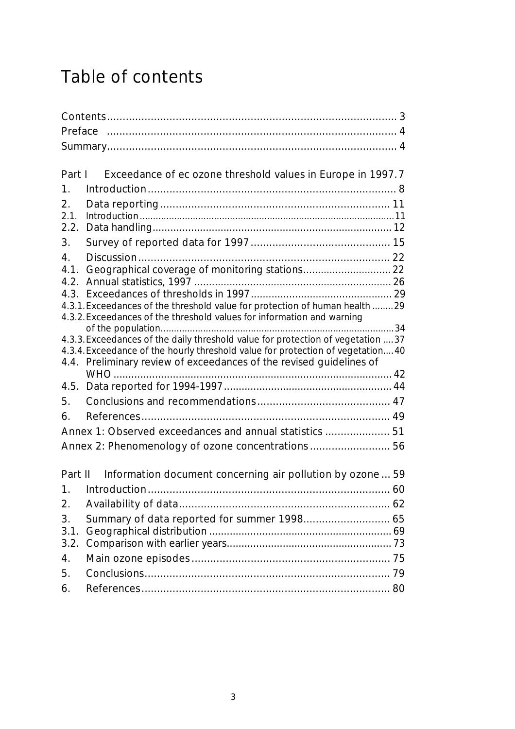# Table of contents

Contents............................................................................................ 3
Preface ............................................................................................ 4
Summary............................................................................................ 4

Part I Exceedance of ec ozone threshold values in Europe in 1997. 7

1. Introduction................................................................................ 8
2. Data reporting.......................................................................... 11
2.1. Introduction.............................................................................................. 11
2.2. Data handling............................................................................... 12
3. Survey of reported data for 1997............................................. 15
4. Discussion................................................................................ 22
4.1. Geographical coverage of monitoring stations............................. 22
4.2. Annual statistics, 1997 ................................................................. 26
4.3. Exceedances of thresholds in 1997............................................... 29
4.3.1. Exceedances of the threshold value for protection of human health ........ 29
4.3.2. Exceedances of the threshold values for information and warning of the population........................................................................................ 34
4.3.3. Exceedances of the daily threshold value for protection of vegetation .... 37
4.3.4. Exceedance of the hourly threshold value for protection of vegetation.... 40
4.4. Preliminary review of exceedances of the revised guidelines of WHO ........................................................................................... 42
4.5. Data reported for 1994-1997........................................................ 44
5. Conclusions and recommendations........................................... 47
6. References................................................................................ 49

Annex 1: Observed exceedances and annual statistics ..................... 51
Annex 2: Phenomenology of ozone concentrations.......................... 56

Part II Information document concerning air pollution by ozone ... 59

1. Introduction.............................................................................. 60
2. Availability of data.................................................................... 62
3. Summary of data reported for summer 1998............................ 65
3.1. Geographical distribution ............................................................. 69
3.2. Comparison with earlier years....................................................... 73
4. Main ozone episodes ............................................................... 75
5. Conclusions.............................................................................. 79
6. References................................................................................ 80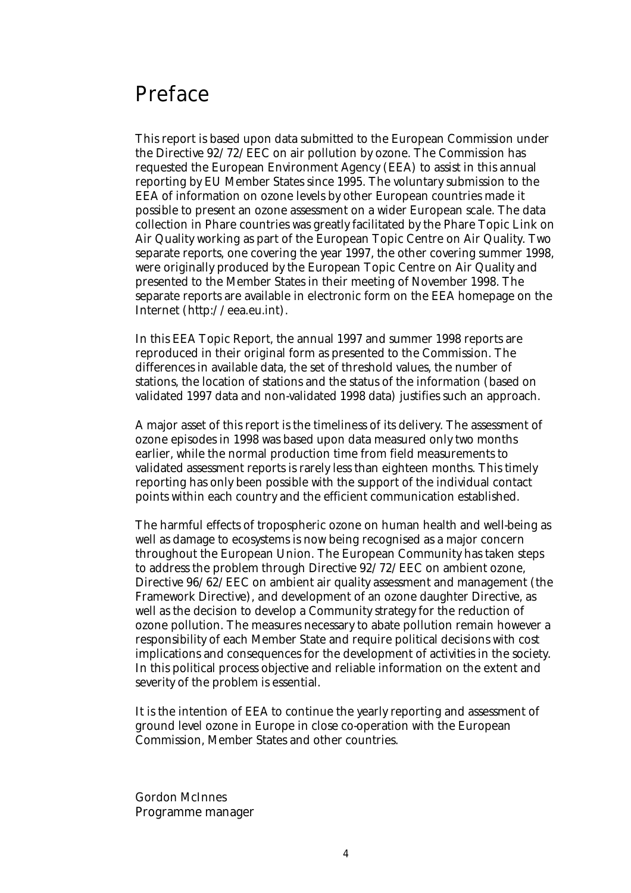# Preface

This report is based upon data submitted to the European Commission under the Directive 92/72/EEC on air pollution by ozone. The Commission has requested the European Environment Agency (EEA) to assist in this annual reporting by EU Member States since 1995. The voluntary submission to the EEA of information on ozone levels by other European countries made it possible to present an ozone assessment on a wider European scale. The data collection in Phare countries was greatly facilitated by the Phare Topic Link on Air Quality working as part of the European Topic Centre on Air Quality. Two separate reports, one covering the year 1997, the other covering summer 1998, were originally produced by the European Topic Centre on Air Quality and presented to the Member States in their meeting of November 1998. The separate reports are available in electronic form on the EEA homepage on the Internet (http://eea.eu.int).

In this EEA Topic Report, the annual 1997 and summer 1998 reports are reproduced in their original form as presented to the Commission. The differences in available data, the set of threshold values, the number of stations, the location of stations and the status of the information (based on validated 1997 data and non-validated 1998 data) justifies such an approach.

A major asset of this report is the timeliness of its delivery. The assessment of ozone episodes in 1998 was based upon data measured only two months earlier, while the normal production time from field measurements to validated assessment reports is rarely less than eighteen months. This timely reporting has only been possible with the support of the individual contact points within each country and the efficient communication established.

The harmful effects of tropospheric ozone on human health and well-being as well as damage to ecosystems is now being recognised as a major concern throughout the European Union. The European Community has taken steps to address the problem through Directive 92/72/EEC on ambient ozone, Directive 96/62/EEC on ambient air quality assessment and management (the Framework Directive), and development of an ozone daughter Directive, as well as the decision to develop a Community strategy for the reduction of ozone pollution. The measures necessary to abate pollution remain however a responsibility of each Member State and require political decisions with cost implications and consequences for the development of activities in the society. In this political process objective and reliable information on the extent and severity of the problem is essential.

It is the intention of EEA to continue the yearly reporting and assessment of ground level ozone in Europe in close co-operation with the European Commission, Member States and other countries.

Gordon McInnes
Programme manager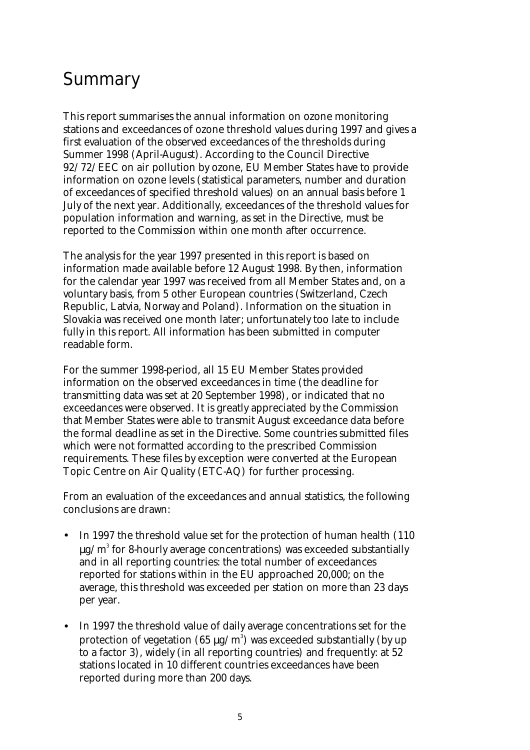# Summary

This report summarises the annual information on ozone monitoring stations and exceedances of ozone threshold values during 1997 and gives a first evaluation of the observed exceedances of the thresholds during Summer 1998 (April-August). According to the Council Directive 92/72/EEC on air pollution by ozone, EU Member States have to provide information on ozone levels (statistical parameters, number and duration of exceedances of specified threshold values) on an annual basis before 1 July of the next year. Additionally, exceedances of the threshold values for population information and warning, as set in the Directive, must be reported to the Commission within one month after occurrence.

The analysis for the year 1997 presented in this report is based on information made available before 12 August 1998. By then, information for the calendar year 1997 was received from all Member States and, on a voluntary basis, from 5 other European countries (Switzerland, Czech Republic, Latvia, Norway and Poland). Information on the situation in Slovakia was received one month later; unfortunately too late to include fully in this report. All information has been submitted in computer readable form.

For the summer 1998-period, all 15 EU Member States provided information on the observed exceedances in time (the deadline for transmitting data was set at 20 September 1998), or indicated that no exceedances were observed. It is greatly appreciated by the Commission that Member States were able to transmit August exceedance data before the formal deadline as set in the Directive. Some countries submitted files which were not formatted according to the prescribed Commission requirements. These files by exception were converted at the European Topic Centre on Air Quality (ETC-AQ) for further processing.

From an evaluation of the exceedances and annual statistics, the following conclusions are drawn:

- In 1997 the threshold value set for the protection of human health (110 $\mu g/m^3$ for 8-hourly average concentrations) was exceeded substantially and in all reporting countries: the total number of exceedances reported for stations within in the EU approached 20,000; on the average, this threshold was exceeded per station on more than 23 days per year.
- In 1997 the threshold value of daily average concentrations set for the protection of vegetation (65 $\mu g/m^3$) was exceeded substantially (by up to a factor 3), widely (in all reporting countries) and frequently: at 52 stations located in 10 different countries exceedances have been reported during more than 200 days.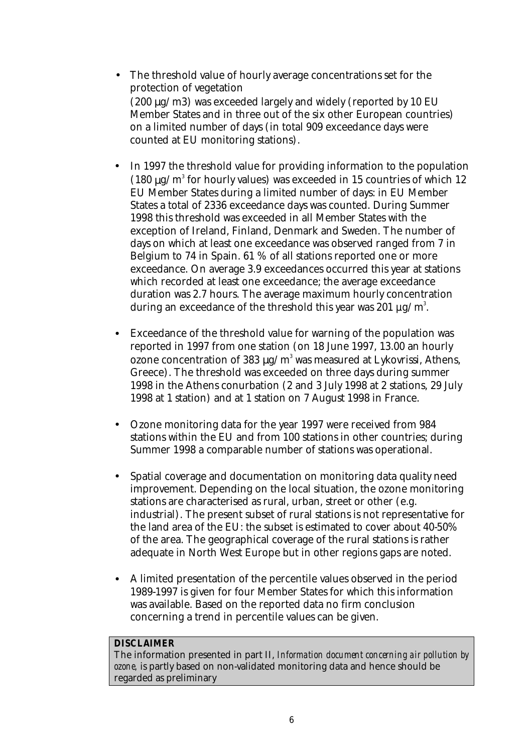- The threshold value of hourly average concentrations set for the protection of vegetation (200 µg/m3) was exceeded largely and widely (reported by 10 EU Member States and in three out of the six other European countries) on a limited number of days (in total 909 exceedance days were counted at EU monitoring stations).

- In 1997 the threshold value for providing information to the population (180 µg/m$^3$ for hourly values) was exceeded in 15 countries of which 12 EU Member States during a limited number of days: in EU Member States a total of 2336 exceedance days was counted. During Summer 1998 this threshold was exceeded in all Member States with the exception of Ireland, Finland, Denmark and Sweden. The number of days on which at least one exceedance was observed ranged from 7 in Belgium to 74 in Spain. 61 % of all stations reported one or more exceedance. On average 3.9 exceedances occurred this year at stations which recorded at least one exceedance; the average exceedance duration was 2.7 hours. The average maximum hourly concentration during an exceedance of the threshold this year was 201 µg/m$^3$.

- Exceedance of the threshold value for warning of the population was reported in 1997 from one station (on 18 June 1997, 13.00 an hourly ozone concentration of 383 µg/m$^3$ was measured at Lykovrissi, Athens, Greece). The threshold was exceeded on three days during summer 1998 in the Athens conurbation (2 and 3 July 1998 at 2 stations, 29 July 1998 at 1 station) and at 1 station on 7 August 1998 in France.

- Ozone monitoring data for the year 1997 were received from 984 stations within the EU and from 100 stations in other countries; during Summer 1998 a comparable number of stations was operational.

- Spatial coverage and documentation on monitoring data quality need improvement. Depending on the local situation, the ozone monitoring stations are characterised as rural, urban, street or other (e.g. industrial). The present subset of rural stations is not representative for the land area of the EU: the subset is estimated to cover about 40-50% of the area. The geographical coverage of the rural stations is rather adequate in North West Europe but in other regions gaps are noted.

- A limited presentation of the percentile values observed in the period 1989-1997 is given for four Member States for which this information was available. Based on the reported data no firm conclusion concerning a trend in percentile values can be given.

**DISCLAIMER**
The information presented in part II, *Information document concerning air pollution by ozone*, is partly based on non-validated monitoring data and hence should be regarded as preliminary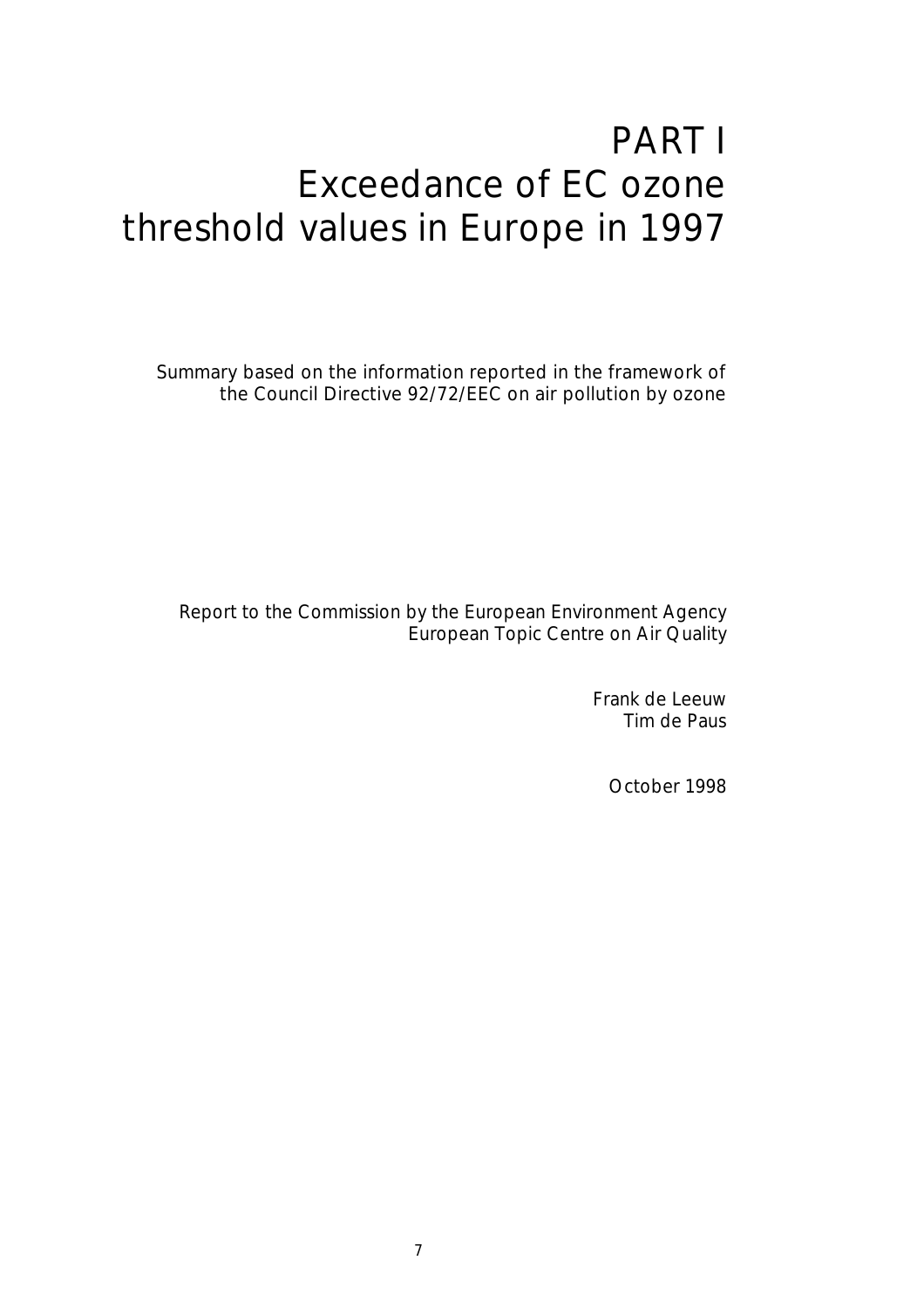# PART I
# Exceedance of EC ozone threshold values in Europe in 1997

Summary based on the information reported in the framework of the Council Directive 92/72/EEC on air pollution by ozone

Report to the Commission by the European Environment Agency
European Topic Centre on Air Quality

Frank de Leeuw
Tim de Paus

October 1998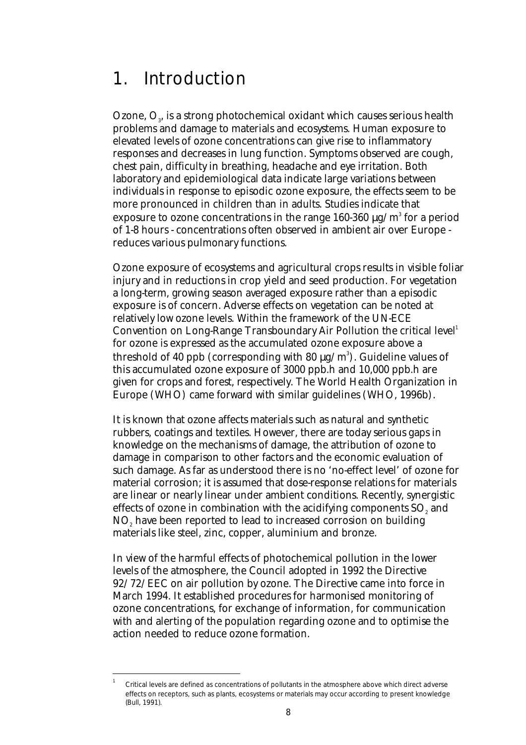# 1. Introduction

Ozone, $O_3$, is a strong photochemical oxidant which causes serious health problems and damage to materials and ecosystems. Human exposure to elevated levels of ozone concentrations can give rise to inflammatory responses and decreases in lung function. Symptoms observed are cough, chest pain, difficulty in breathing, headache and eye irritation. Both laboratory and epidemiological data indicate large variations between individuals in response to episodic ozone exposure, the effects seem to be more pronounced in children than in adults. Studies indicate that exposure to ozone concentrations in the range 160-360 $\mu g/m^3$ for a period of 1-8 hours - concentrations often observed in ambient air over Europe - reduces various pulmonary functions.

Ozone exposure of ecosystems and agricultural crops results in visible foliar injury and in reductions in crop yield and seed production. For vegetation a long-term, growing season averaged exposure rather than a episodic exposure is of concern. Adverse effects on vegetation can be noted at relatively low ozone levels. Within the framework of the UN-ECE Convention on Long-Range Transboundary Air Pollution the critical level[1] for ozone is expressed as the accumulated ozone exposure above a threshold of 40 ppb (corresponding with 80 $\mu g/m^3$). Guideline values of this accumulated ozone exposure of 3000 ppb.h and 10,000 ppb.h are given for crops and forest, respectively. The World Health Organization in Europe (WHO) came forward with similar guidelines (WHO, 1996b).

It is known that ozone affects materials such as natural and synthetic rubbers, coatings and textiles. However, there are today serious gaps in knowledge on the mechanisms of damage, the attribution of ozone to damage in comparison to other factors and the economic evaluation of such damage. As far as understood there is no 'no-effect level' of ozone for material corrosion; it is assumed that dose-response relations for materials are linear or nearly linear under ambient conditions. Recently, synergistic effects of ozone in combination with the acidifying components $SO_2$ and $NO_2$ have been reported to lead to increased corrosion on building materials like steel, zinc, copper, aluminium and bronze.

In view of the harmful effects of photochemical pollution in the lower levels of the atmosphere, the Council adopted in 1992 the Directive 92/72/EEC on air pollution by ozone. The Directive came into force in March 1994. It established procedures for harmonised monitoring of ozone concentrations, for exchange of information, for communication with and alerting of the population regarding ozone and to optimise the action needed to reduce ozone formation.

---

[1] Critical levels are defined as concentrations of pollutants in the atmosphere above which direct adverse effects on receptors, such as plants, ecosystems or materials may occur according to present knowledge (Bull, 1991).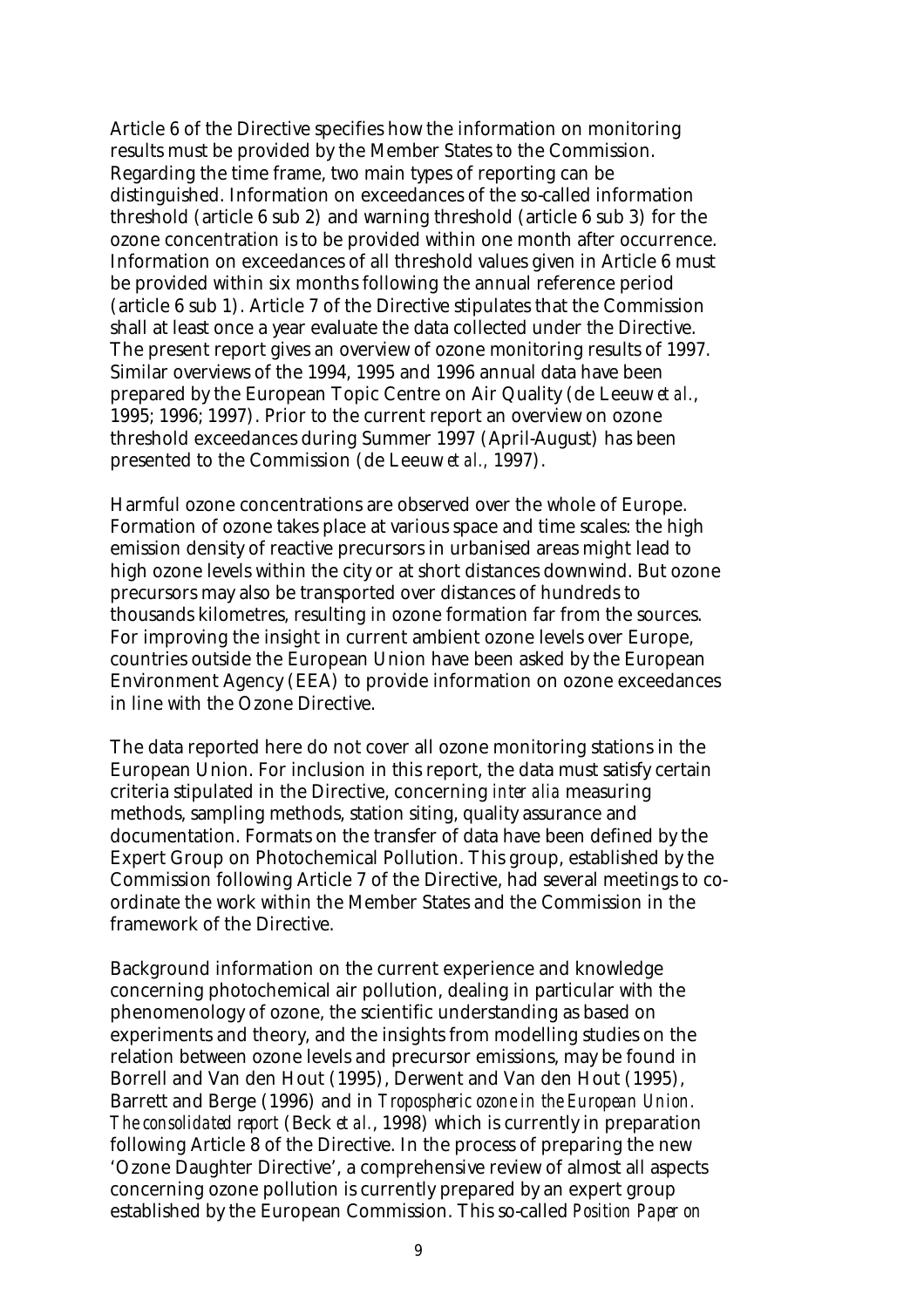Article 6 of the Directive specifies how the information on monitoring results must be provided by the Member States to the Commission. Regarding the time frame, two main types of reporting can be distinguished. Information on exceedances of the so-called information threshold (article 6 sub 2) and warning threshold (article 6 sub 3) for the ozone concentration is to be provided within one month after occurrence. Information on exceedances of all threshold values given in Article 6 must be provided within six months following the annual reference period (article 6 sub 1). Article 7 of the Directive stipulates that the Commission shall at least once a year evaluate the data collected under the Directive. The present report gives an overview of ozone monitoring results of 1997. Similar overviews of the 1994, 1995 and 1996 annual data have been prepared by the European Topic Centre on Air Quality (de Leeuw *et al.*, 1995; 1996; 1997). Prior to the current report an overview on ozone threshold exceedances during Summer 1997 (April-August) has been presented to the Commission (de Leeuw *et al.,* 1997).

Harmful ozone concentrations are observed over the whole of Europe. Formation of ozone takes place at various space and time scales: the high emission density of reactive precursors in urbanised areas might lead to high ozone levels within the city or at short distances downwind. But ozone precursors may also be transported over distances of hundreds to thousands kilometres, resulting in ozone formation far from the sources. For improving the insight in current ambient ozone levels over Europe, countries outside the European Union have been asked by the European Environment Agency (EEA) to provide information on ozone exceedances in line with the Ozone Directive.

The data reported here do not cover all ozone monitoring stations in the European Union. For inclusion in this report, the data must satisfy certain criteria stipulated in the Directive, concerning *inter alia* measuring methods, sampling methods, station siting, quality assurance and documentation. Formats on the transfer of data have been defined by the Expert Group on Photochemical Pollution. This group, established by the Commission following Article 7 of the Directive, had several meetings to co-ordinate the work within the Member States and the Commission in the framework of the Directive.

Background information on the current experience and knowledge concerning photochemical air pollution, dealing in particular with the phenomenology of ozone, the scientific understanding as based on experiments and theory, and the insights from modelling studies on the relation between ozone levels and precursor emissions, may be found in Borrell and Van den Hout (1995), Derwent and Van den Hout (1995), Barrett and Berge (1996) and in *Tropospheric ozone in the European Union. The consolidated report* (Beck *et al.*, 1998) which is currently in preparation following Article 8 of the Directive. In the process of preparing the new 'Ozone Daughter Directive', a comprehensive review of almost all aspects concerning ozone pollution is currently prepared by an expert group established by the European Commission. This so-called *Position Paper on*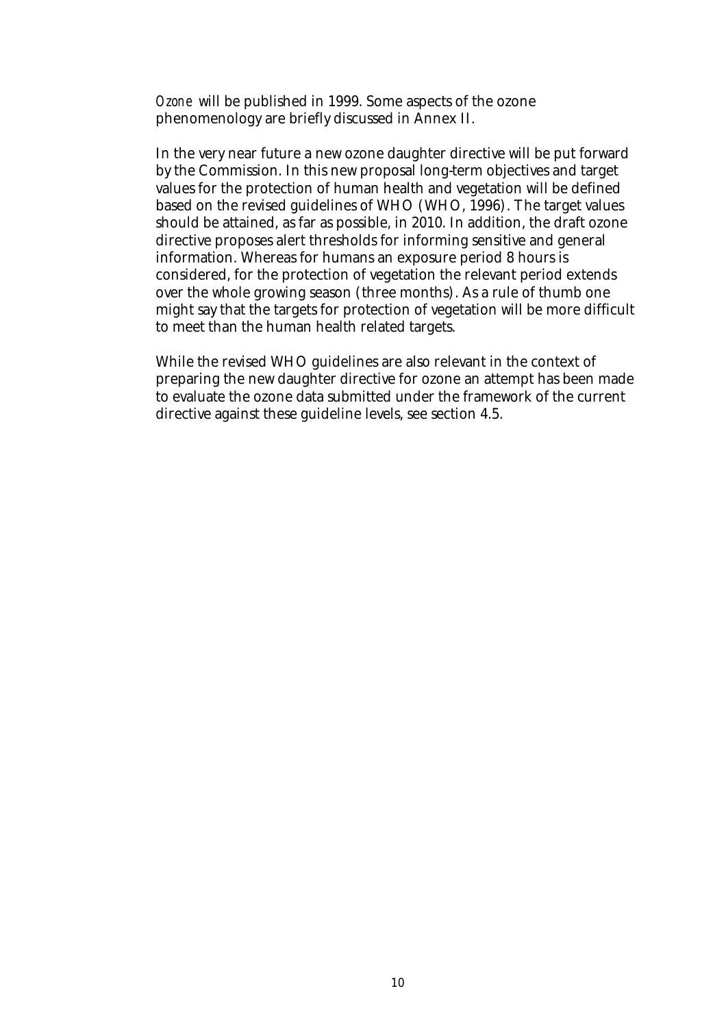*Ozone* will be published in 1999. Some aspects of the ozone phenomenology are briefly discussed in Annex II.

In the very near future a new ozone daughter directive will be put forward by the Commission. In this new proposal long-term objectives and target values for the protection of human health and vegetation will be defined based on the revised guidelines of WHO (WHO, 1996). The target values should be attained, as far as possible, in 2010. In addition, the draft ozone directive proposes alert thresholds for informing sensitive and general information. Whereas for humans an exposure period 8 hours is considered, for the protection of vegetation the relevant period extends over the whole growing season (three months). As a rule of thumb one might say that the targets for protection of vegetation will be more difficult to meet than the human health related targets.

While the revised WHO guidelines are also relevant in the context of preparing the new daughter directive for ozone an attempt has been made to evaluate the ozone data submitted under the framework of the current directive against these guideline levels, see section 4.5.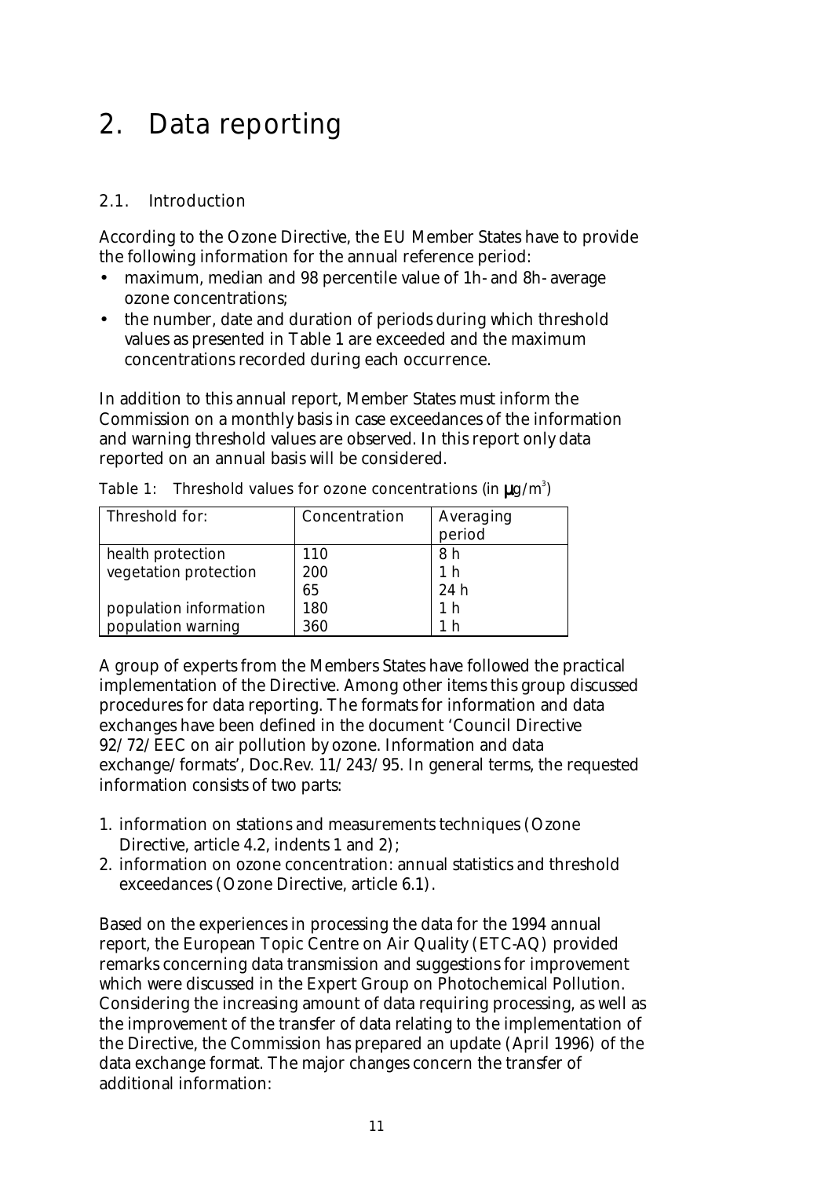# 2. Data reporting

## 2.1. Introduction

According to the Ozone Directive, the EU Member States have to provide the following information for the annual reference period:

- maximum, median and 98 percentile value of 1h- and 8h- average ozone concentrations;
- the number, date and duration of periods during which threshold values as presented in Table 1 are exceeded and the maximum concentrations recorded during each occurrence.

In addition to this annual report, Member States must inform the Commission on a monthly basis in case exceedances of the information and warning threshold values are observed. In this report only data reported on an annual basis will be considered.

Table 1: Threshold values for ozone concentrations (in $\mu g/m^3$)

| Threshold for: | Concentration | Averaging period |
|---|---|---|
| health protection | 110 | 8 h |
| vegetation protection | 200 | 1 h |
| | 65 | 24 h |
| population information | 180 | 1 h |
| population warning | 360 | 1 h |

A group of experts from the Members States have followed the practical implementation of the Directive. Among other items this group discussed procedures for data reporting. The formats for information and data exchanges have been defined in the document 'Council Directive 92/72/EEC on air pollution by ozone. Information and data exchange/formats', Doc.Rev. 11/243/95. In general terms, the requested information consists of two parts:

1. information on stations and measurements techniques (Ozone Directive, article 4.2, indents 1 and 2);
2. information on ozone concentration: annual statistics and threshold exceedances (Ozone Directive, article 6.1).

Based on the experiences in processing the data for the 1994 annual report, the European Topic Centre on Air Quality (ETC-AQ) provided remarks concerning data transmission and suggestions for improvement which were discussed in the Expert Group on Photochemical Pollution. Considering the increasing amount of data requiring processing, as well as the improvement of the transfer of data relating to the implementation of the Directive, the Commission has prepared an update (April 1996) of the data exchange format. The major changes concern the transfer of additional information: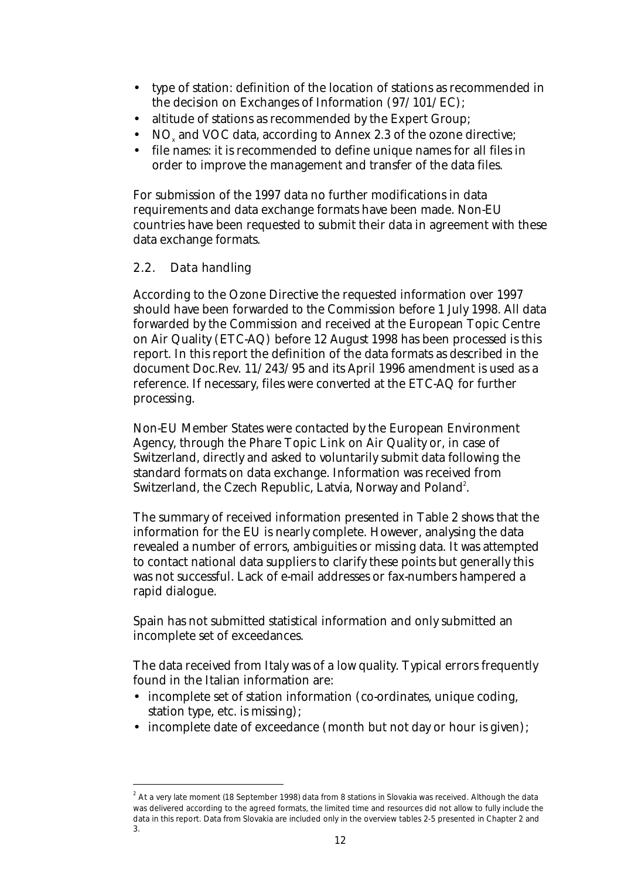- type of station: definition of the location of stations as recommended in the decision on Exchanges of Information (97/101/EC);
- altitude of stations as recommended by the Expert Group;
- $NO_x$ and VOC data, according to Annex 2.3 of the ozone directive;
- file names: it is recommended to define unique names for all files in order to improve the management and transfer of the data files.

For submission of the 1997 data no further modifications in data requirements and data exchange formats have been made. Non-EU countries have been requested to submit their data in agreement with these data exchange formats.

## 2.2. Data handling

According to the Ozone Directive the requested information over 1997 should have been forwarded to the Commission before 1 July 1998. All data forwarded by the Commission and received at the European Topic Centre on Air Quality (ETC-AQ) before 12 August 1998 has been processed is this report. In this report the definition of the data formats as described in the document Doc.Rev. 11/243/95 and its April 1996 amendment is used as a reference. If necessary, files were converted at the ETC-AQ for further processing.

Non-EU Member States were contacted by the European Environment Agency, through the Phare Topic Link on Air Quality or, in case of Switzerland, directly and asked to voluntarily submit data following the standard formats on data exchange. Information was received from Switzerland, the Czech Republic, Latvia, Norway and Poland[2].

The summary of received information presented in Table 2 shows that the information for the EU is nearly complete. However, analysing the data revealed a number of errors, ambiguities or missing data. It was attempted to contact national data suppliers to clarify these points but generally this was not successful. Lack of e-mail addresses or fax-numbers hampered a rapid dialogue.

Spain has not submitted statistical information and only submitted an incomplete set of exceedances.

The data received from Italy was of a low quality. Typical errors frequently found in the Italian information are:

- incomplete set of station information (co-ordinates, unique coding, station type, etc. is missing);
- incomplete date of exceedance (month but not day or hour is given);

[2] At a very late moment (18 September 1998) data from 8 stations in Slovakia was received. Although the data was delivered according to the agreed formats, the limited time and resources did not allow to fully include the data in this report. Data from Slovakia are included only in the overview tables 2-5 presented in Chapter 2 and 3.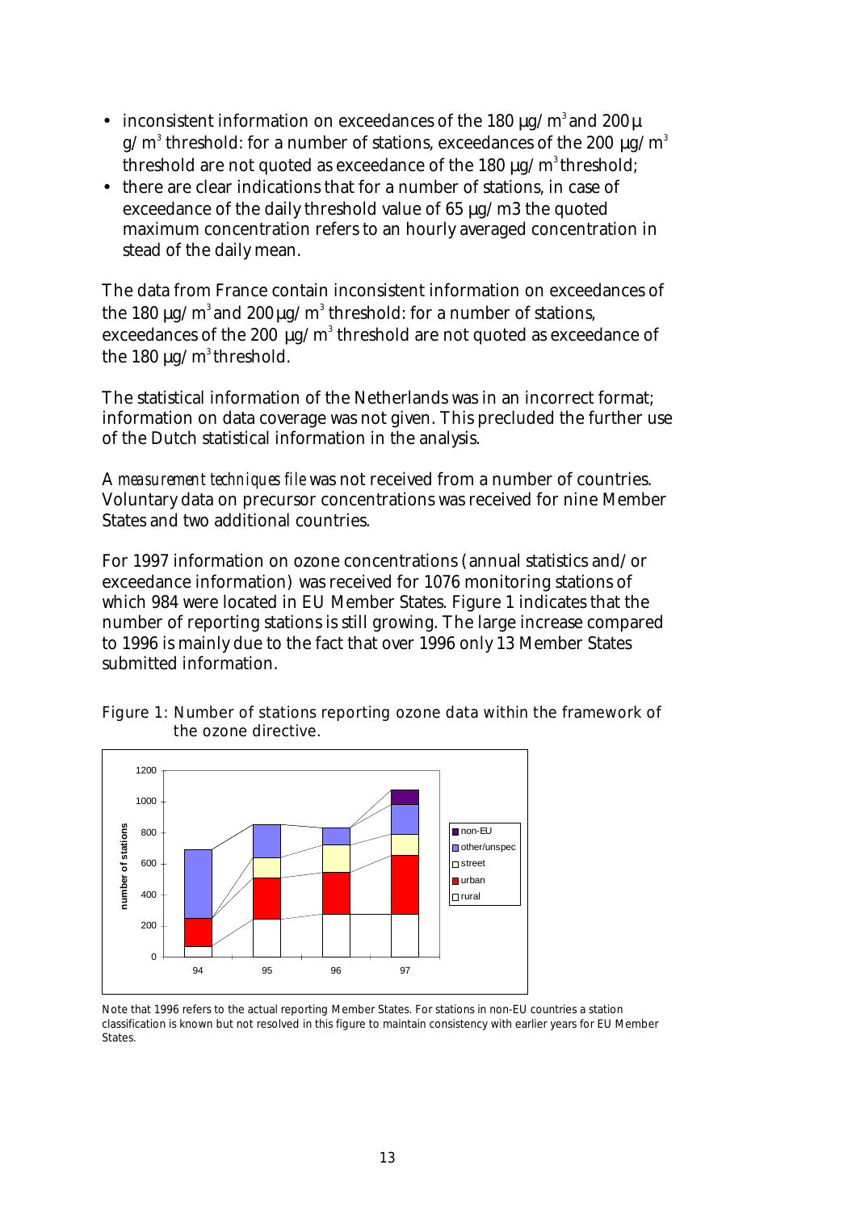- inconsistent information on exceedances of the 180 μg/$m^3$ and 200 μg/$m^3$ threshold: for a number of stations, exceedances of the 200 μg/$m^3$ threshold are not quoted as exceedance of the 180 μg/$m^3$ threshold;
- there are clear indications that for a number of stations, in case of exceedance of the daily threshold value of 65 μg/m3 the quoted maximum concentration refers to an hourly averaged concentration in stead of the daily mean.

The data from France contain inconsistent information on exceedances of the 180 μg/$m^3$ and 200 μg/$m^3$ threshold: for a number of stations, exceedances of the 200 μg/$m^3$ threshold are not quoted as exceedance of the 180 μg/$m^3$ threshold.

The statistical information of the Netherlands was in an incorrect format; information on data coverage was not given. This precluded the further use of the Dutch statistical information in the analysis.

A *measurement techniques file* was not received from a number of countries. Voluntary data on precursor concentrations was received for nine Member States and two additional countries.

For 1997 information on ozone concentrations (annual statistics and/or exceedance information) was received for 1076 monitoring stations of which 984 were located in EU Member States. Figure 1 indicates that the number of reporting stations is still growing. The large increase compared to 1996 is mainly due to the fact that over 1996 only 13 Member States submitted information.

Figure 1: Number of stations reporting ozone data within the framework of the ozone directive.

Note that 1996 refers to the actual reporting Member States. For stations in non-EU countries a station classification is known but not resolved in this figure to maintain consistency with earlier years for EU Member States.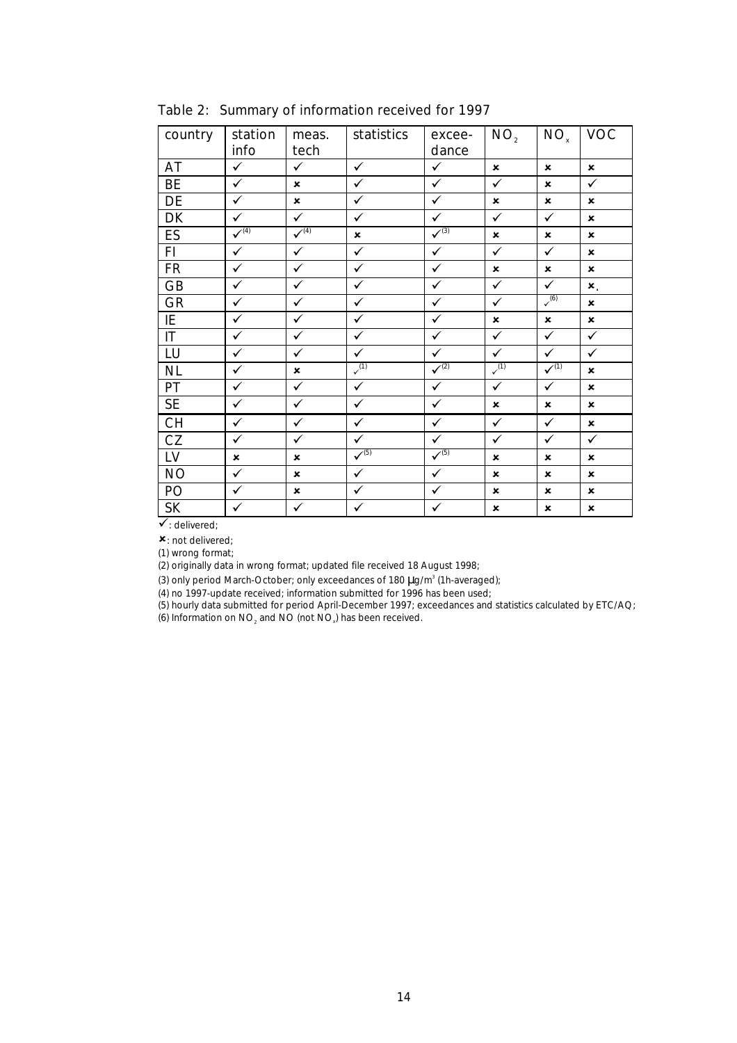Table 2: Summary of information received for 1997

| country | station info | meas. tech | statistics | excee-dance | $NO_2$ | $NO_x$ | VOC |
|---|---|---|---|---|---|---|---|
| AT | ✓ | ✓ | ✓ | ✓ | ✗ | ✗ | ✗ |
| BE | ✓ | ✗ | ✓ | ✓ | ✓ | ✗ | ✓ |
| DE | ✓ | ✗ | ✓ | ✓ | ✗ | ✗ | ✗ |
| DK | ✓ | ✓ | ✓ | ✓ | ✓ | ✓ | ✗ |
| ES | ✓(4) | ✓(4) | ✗ | ✓(3) | ✗ | ✗ | ✗ |
| FI | ✓ | ✓ | ✓ | ✓ | ✓ | ✓ | ✗ |
| FR | ✓ | ✓ | ✓ | ✓ | ✗ | ✗ | ✗ |
| GB | ✓ | ✓ | ✓ | ✓ | ✓ | ✓ | ✗. |
| GR | ✓ | ✓ | ✓ | ✓ | ✓ | ✓(6) | ✗ |
| IE | ✓ | ✓ | ✓ | ✓ | ✗ | ✗ | ✗ |
| IT | ✓ | ✓ | ✓ | ✓ | ✓ | ✓ | ✓ |
| LU | ✓ | ✓ | ✓ | ✓ | ✓ | ✓ | ✓ |
| NL | ✓ | ✗ | ✓(1) | ✓(2) | ✓(1) | ✓(1) | ✗ |
| PT | ✓ | ✓ | ✓ | ✓ | ✓ | ✓ | ✗ |
| SE | ✓ | ✓ | ✓ | ✓ | ✗ | ✗ | ✗ |
| CH | ✓ | ✓ | ✓ | ✓ | ✓ | ✓ | ✗ |
| CZ | ✓ | ✓ | ✓ | ✓ | ✓ | ✓ | ✓ |
| LV | ✗ | ✗ | ✓(5) | ✓(5) | ✗ | ✗ | ✗ |
| NO | ✓ | ✗ | ✓ | ✓ | ✗ | ✗ | ✗ |
| PO | ✓ | ✗ | ✓ | ✓ | ✗ | ✗ | ✗ |
| SK | ✓ | ✓ | ✓ | ✓ | ✗ | ✗ | ✗ |

✓: delivered;

✗: not delivered;

(1) wrong format;

(2) originally data in wrong format; updated file received 18 August 1998;

(3) only period March-October; only exceedances of 180 μg/m³ (1h-averaged);

(4) no 1997-update received; information submitted for 1996 has been used;

(5) hourly data submitted for period April-December 1997; exceedances and statistics calculated by ETC/AQ;

(6) Information on $NO_2$ and NO (not $NO_x$) has been received.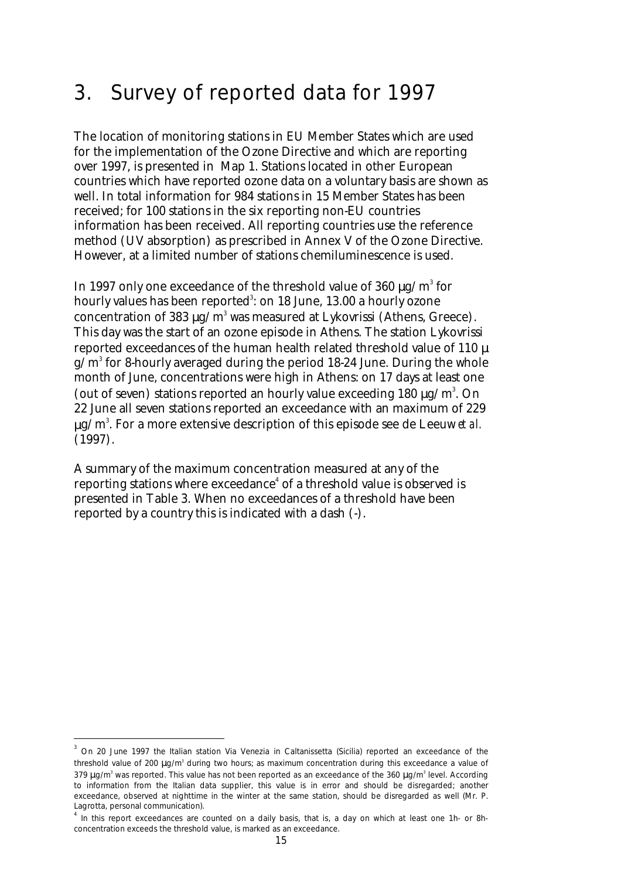// Page 15 OCR
# 3. Survey of reported data for 1997

The location of monitoring stations in EU Member States which are used for the implementation of the Ozone Directive and which are reporting over 1997, is presented in Map 1. Stations located in other European countries which have reported ozone data on a voluntary basis are shown as well. In total information for 984 stations in 15 Member States has been received; for 100 stations in the six reporting non-EU countries information has been received. All reporting countries use the reference method (UV absorption) as prescribed in Annex V of the Ozone Directive. However, at a limited number of stations chemiluminescence is used.

In 1997 only one exceedance of the threshold value of 360 μg/m$^3$ for hourly values has been reported[3]: on 18 June, 13.00 a hourly ozone concentration of 383 μg/m$^3$ was measured at Lykovrissi (Athens, Greece). This day was the start of an ozone episode in Athens. The station Lykovrissi reported exceedances of the human health related threshold value of 110 μg/m$^3$ for 8-hourly averaged during the period 18-24 June. During the whole month of June, concentrations were high in Athens: on 17 days at least one (out of seven) stations reported an hourly value exceeding 180 μg/m$^3$. On 22 June all seven stations reported an exceedance with an maximum of 229 μg/m$^3$. For a more extensive description of this episode see de Leeuw *et al.* (1997).

A summary of the maximum concentration measured at any of the reporting stations where exceedance[4] of a threshold value is observed is presented in Table 3. When no exceedances of a threshold have been reported by a country this is indicated with a dash (-).

---

[3] On 20 June 1997 the Italian station Via Venezia in Caltanissetta (Sicilia) reported an exceedance of the threshold value of 200 μg/m$^3$ during two hours; as maximum concentration during this exceedance a value of 379 μg/m$^3$ was reported. This value has not been reported as an exceedance of the 360 μg/m$^3$ level. According to information from the Italian data supplier, this value is in error and should be disregarded; another exceedance, observed at nighttime in the winter at the same station, should be disregarded as well (Mr. P. Lagrotta, personal communication).

[4] In this report exceedances are counted on a daily basis, that is, a day on which at least one 1h- or 8h-concentration exceeds the threshold value, is marked as an exceedance.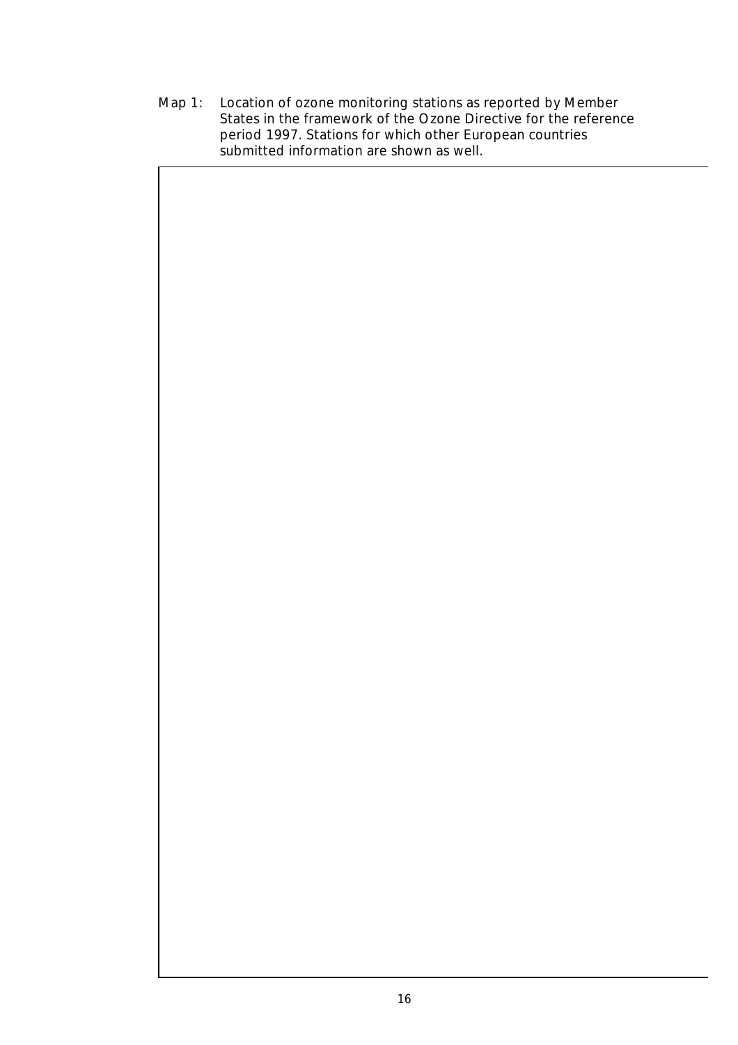Map 1: Location of ozone monitoring stations as reported by Member States in the framework of the Ozone Directive for the reference period 1997. Stations for which other European countries submitted information are shown as well.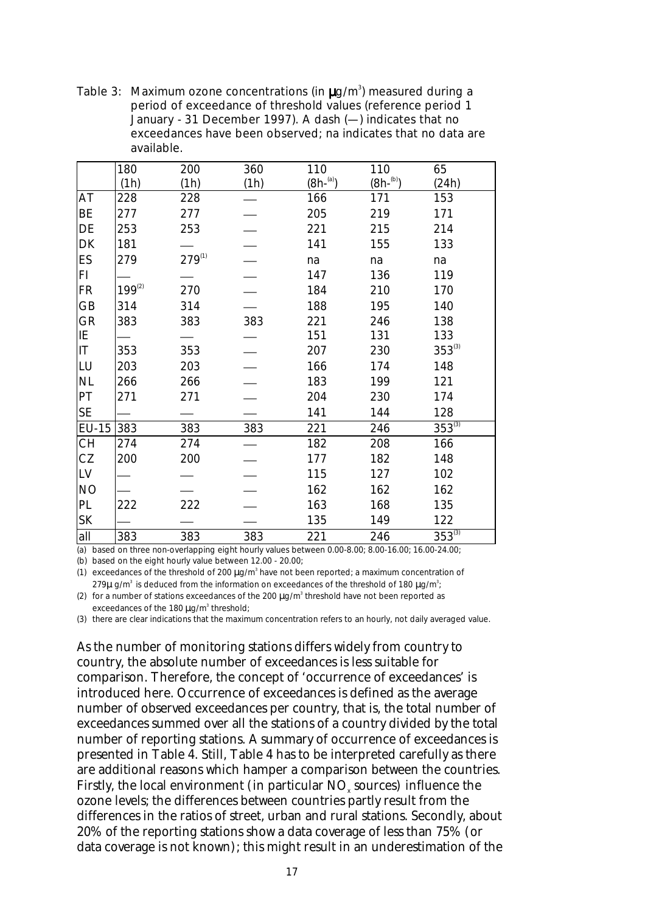Table 3: Maximum ozone concentrations (in μg/m$^3$) measured during a period of exceedance of threshold values (reference period 1 January - 31 December 1997). A dash (—) indicates that no exceedances have been observed; na indicates that no data are available.

| | 180 (1h) | 200 (1h) | 360 (1h) | 110 (8h-[a]) | 110 (8h-[b]) | 65 (24h) |
|---|---|---|---|---|---|---|
| AT | 228 | 228 | — | 166 | 171 | 153 |
| BE | 277 | 277 | — | 205 | 219 | 171 |
| DE | 253 | 253 | — | 221 | 215 | 214 |
| DK | 181 | — | — | 141 | 155 | 133 |
| ES | 279 | 279[1] | — | na | na | na |
| FI | — | — | — | 147 | 136 | 119 |
| FR | 199[2] | 270 | — | 184 | 210 | 170 |
| GB | 314 | 314 | — | 188 | 195 | 140 |
| GR | 383 | 383 | 383 | 221 | 246 | 138 |
| IE | — | — | — | 151 | 131 | 133 |
| IT | 353 | 353 | — | 207 | 230 | 353[3] |
| LU | 203 | 203 | — | 166 | 174 | 148 |
| NL | 266 | 266 | — | 183 | 199 | 121 |
| PT | 271 | 271 | — | 204 | 230 | 174 |
| SE | — | — | — | 141 | 144 | 128 |
| EU-15 | 383 | 383 | 383 | 221 | 246 | 353[3] |
| CH | 274 | 274 | — | 182 | 208 | 166 |
| CZ | 200 | 200 | — | 177 | 182 | 148 |
| LV | — | — | — | 115 | 127 | 102 |
| NO | — | — | — | 162 | 162 | 162 |
| PL | 222 | 222 | — | 163 | 168 | 135 |
| SK | — | — | — | 135 | 149 | 122 |
| all | 383 | 383 | 383 | 221 | 246 | 353[3] |

(a) based on three non-overlapping eight hourly values between 0.00-8.00; 8.00-16.00; 16.00-24.00;

(b) based on the eight hourly value between 12.00 - 20.00;

(1) exceedances of the threshold of 200 μg/m$^3$ have not been reported; a maximum concentration of 279μ g/m$^3$ is deduced from the information on exceedances of the threshold of 180 μg/m$^3$;

(2) for a number of stations exceedances of the 200 μg/m$^3$ threshold have not been reported as exceedances of the 180 μg/m$^3$ threshold;

(3) there are clear indications that the maximum concentration refers to an hourly, not daily averaged value.

As the number of monitoring stations differs widely from country to country, the absolute number of exceedances is less suitable for comparison. Therefore, the concept of 'occurrence of exceedances' is introduced here. Occurrence of exceedances is defined as the average number of observed exceedances per country, that is, the total number of exceedances summed over all the stations of a country divided by the total number of reporting stations. A summary of occurrence of exceedances is presented in Table 4. Still, Table 4 has to be interpreted carefully as there are additional reasons which hamper a comparison between the countries. Firstly, the local environment (in particular $NO_x$ sources) influence the ozone levels; the differences between countries partly result from the differences in the ratios of street, urban and rural stations. Secondly, about 20% of the reporting stations show a data coverage of less than 75% (or data coverage is not known); this might result in an underestimation of the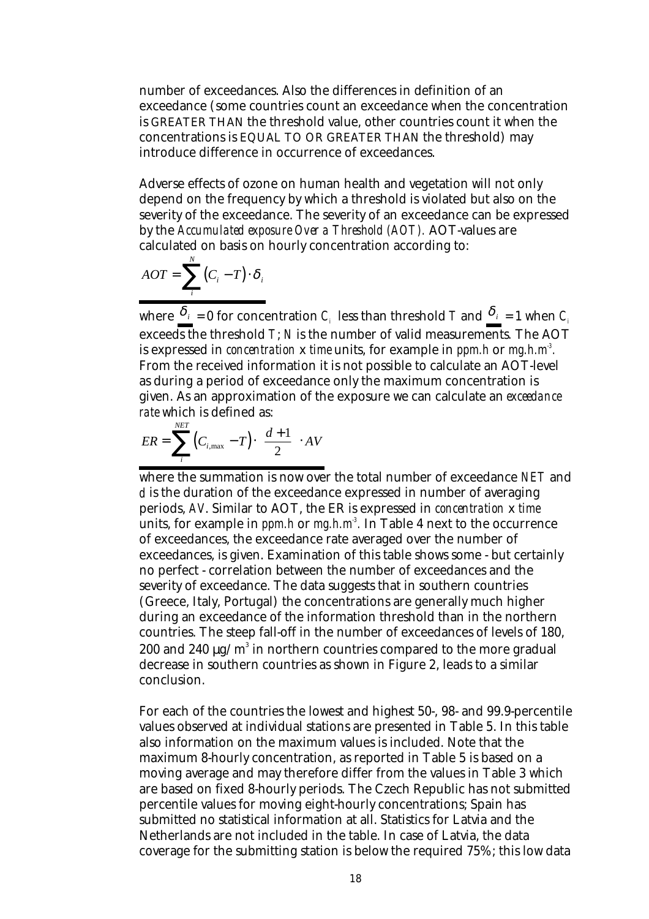number of exceedances. Also the differences in definition of an exceedance (some countries count an exceedance when the concentration is GREATER THAN the threshold value, other countries count it when the concentrations is EQUAL TO OR GREATER THAN the threshold) may introduce difference in occurrence of exceedances.

Adverse effects of ozone on human health and vegetation will not only depend on the frequency by which a threshold is violated but also on the severity of the exceedance. The severity of an exceedance can be expressed by the *Accumulated exposure Over a Threshold (AOT)*. AOT-values are calculated on basis on hourly concentration according to:

$$AOT = \sum_{i}^{N} (C_i - T) \cdot \delta_i$$

where $\delta_i = 0$ for concentration $C_i$ less than threshold $T$ and $\delta_i = 1$ when $C_i$ exceeds the threshold $T$; $N$ is the number of valid measurements. The AOT is expressed in *concentration* x *time* units, for example in *ppm.h* or *mg.h.m*$^{-3}$. From the received information it is not possible to calculate an AOT-level as during a period of exceedance only the maximum concentration is given. As an approximation of the exposure we can calculate an *exceedance rate* which is defined as:

$$ER = \sum_{i}^{NET} (C_{i,\max} - T) \cdot \left( \frac{d+1}{2} \right) \cdot AV$$

where the summation is now over the total number of exceedance $NET$ and $d$ is the duration of the exceedance expressed in number of averaging periods, $AV$. Similar to AOT, the ER is expressed in *concentration* x *time* units, for example in *ppm.h* or *mg.h.m*$^{-3}$. In Table 4 next to the occurrence of exceedances, the exceedance rate averaged over the number of exceedances, is given. Examination of this table shows some - but certainly no perfect - correlation between the number of exceedances and the severity of exceedance. The data suggests that in southern countries (Greece, Italy, Portugal) the concentrations are generally much higher during an exceedance of the information threshold than in the northern countries. The steep fall-off in the number of exceedances of levels of 180, 200 and 240 µg/m$^3$ in northern countries compared to the more gradual decrease in southern countries as shown in Figure 2, leads to a similar conclusion.

For each of the countries the lowest and highest 50-, 98- and 99.9-percentile values observed at individual stations are presented in Table 5. In this table also information on the maximum values is included. Note that the maximum 8-hourly concentration, as reported in Table 5 is based on a moving average and may therefore differ from the values in Table 3 which are based on fixed 8-hourly periods. The Czech Republic has not submitted percentile values for moving eight-hourly concentrations; Spain has submitted no statistical information at all. Statistics for Latvia and the Netherlands are not included in the table. In case of Latvia, the data coverage for the submitting station is below the required 75%; this low data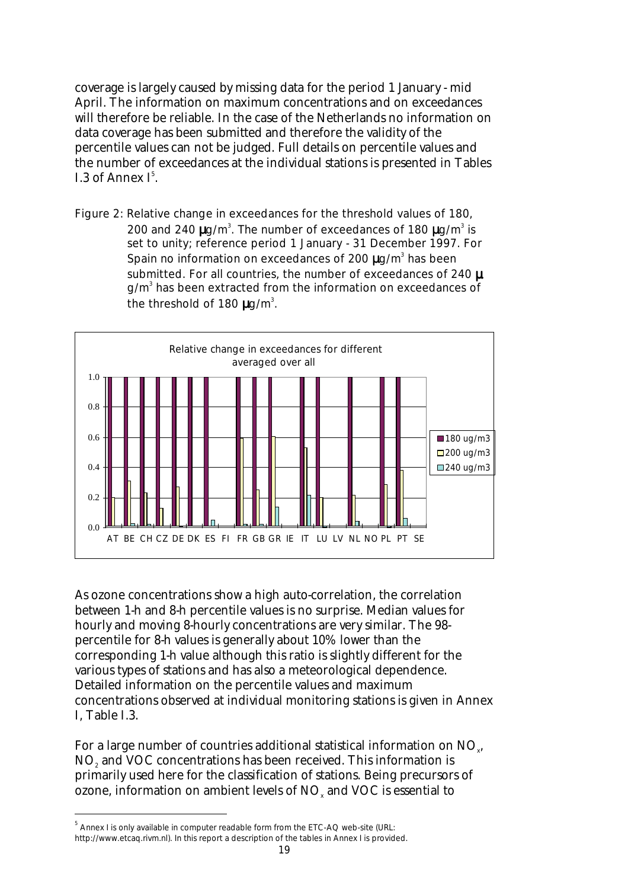coverage is largely caused by missing data for the period 1 January - mid April. The information on maximum concentrations and on exceedances will therefore be reliable. In the case of the Netherlands no information on data coverage has been submitted and therefore the validity of the percentile values can not be judged. Full details on percentile values and the number of exceedances at the individual stations is presented in Tables I.3 of Annex I[5].

Figure 2: Relative change in exceedances for the threshold values of 180, 200 and 240 μg/m³. The number of exceedances of 180 μg/m³ is set to unity; reference period 1 January - 31 December 1997. For Spain no information on exceedances of 200 μg/m³ has been submitted. For all countries, the number of exceedances of 240 μg/m³ has been extracted from the information on exceedances of the threshold of 180 μg/m³.

As ozone concentrations show a high auto-correlation, the correlation between 1-h and 8-h percentile values is no surprise. Median values for hourly and moving 8-hourly concentrations are very similar. The 98-percentile for 8-h values is generally about 10% lower than the corresponding 1-h value although this ratio is slightly different for the various types of stations and has also a meteorological dependence. Detailed information on the percentile values and maximum concentrations observed at individual monitoring stations is given in Annex I, Table I.3.

For a large number of countries additional statistical information on $NO_x$, $NO_2$ and VOC concentrations has been received. This information is primarily used here for the classification of stations. Being precursors of ozone, information on ambient levels of $NO_x$ and VOC is essential to

[5] Annex I is only available in computer readable form from the ETC-AQ web-site (URL: http://www.etcaq.rivm.nl). In this report a description of the tables in Annex I is provided.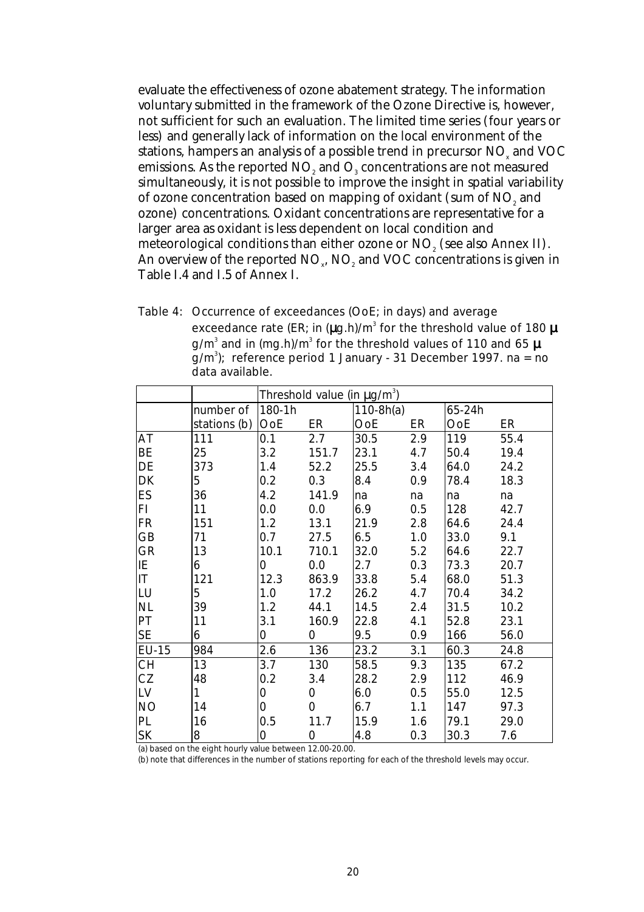evaluate the effectiveness of ozone abatement strategy. The information voluntary submitted in the framework of the Ozone Directive is, however, not sufficient for such an evaluation. The limited time series (four years or less) and generally lack of information on the local environment of the stations, hampers an analysis of a possible trend in precursor $NO_x$ and VOC emissions. As the reported $NO_2$ and $O_3$ concentrations are not measured simultaneously, it is not possible to improve the insight in spatial variability of ozone concentration based on mapping of oxidant (sum of $NO_2$ and ozone) concentrations. Oxidant concentrations are representative for a larger area as oxidant is less dependent on local condition and meteorological conditions than either ozone or $NO_2$ (see also Annex II). An overview of the reported $NO_x$, $NO_2$ and VOC concentrations is given in Table I.4 and I.5 of Annex I.

Table 4: Occurrence of exceedances (OoE; in days) and average exceedance rate (ER; in (µg.h)/m$^3$ for the threshold value of 180 µg/m$^3$ and in (mg.h)/m$^3$ for the threshold values of 110 and 65 µg/m$^3$); reference period 1 January - 31 December 1997. na = no data available.

| | | Threshold value (in µg/m$^3$) | | | | | |
|---|---|---|---|---|---|---|---|
| | number of | 180-1h | | 110-8h(a) | | 65-24h | |
| | stations (b) | OoE | ER | OoE | ER | OoE | ER |
| AT | 111 | 0.1 | 2.7 | 30.5 | 2.9 | 119 | 55.4 |
| BE | 25 | 3.2 | 151.7 | 23.1 | 4.7 | 50.4 | 19.4 |
| DE | 373 | 1.4 | 52.2 | 25.5 | 3.4 | 64.0 | 24.2 |
| DK | 5 | 0.2 | 0.3 | 8.4 | 0.9 | 78.4 | 18.3 |
| ES | 36 | 4.2 | 141.9 | na | na | na | na |
| FI | 11 | 0.0 | 0.0 | 6.9 | 0.5 | 128 | 42.7 |
| FR | 151 | 1.2 | 13.1 | 21.9 | 2.8 | 64.6 | 24.4 |
| GB | 71 | 0.7 | 27.5 | 6.5 | 1.0 | 33.0 | 9.1 |
| GR | 13 | 10.1 | 710.1 | 32.0 | 5.2 | 64.6 | 22.7 |
| IE | 6 | 0 | 0.0 | 2.7 | 0.3 | 73.3 | 20.7 |
| IT | 121 | 12.3 | 863.9 | 33.8 | 5.4 | 68.0 | 51.3 |
| LU | 5 | 1.0 | 17.2 | 26.2 | 4.7 | 70.4 | 34.2 |
| NL | 39 | 1.2 | 44.1 | 14.5 | 2.4 | 31.5 | 10.2 |
| PT | 11 | 3.1 | 160.9 | 22.8 | 4.1 | 52.8 | 23.1 |
| SE | 6 | 0 | 0 | 9.5 | 0.9 | 166 | 56.0 |
| EU-15 | 984 | 2.6 | 136 | 23.2 | 3.1 | 60.3 | 24.8 |
| CH | 13 | 3.7 | 130 | 58.5 | 9.3 | 135 | 67.2 |
| CZ | 48 | 0.2 | 3.4 | 28.2 | 2.9 | 112 | 46.9 |
| LV | 1 | 0 | 0 | 6.0 | 0.5 | 55.0 | 12.5 |
| NO | 14 | 0 | 0 | 6.7 | 1.1 | 147 | 97.3 |
| PL | 16 | 0.5 | 11.7 | 15.9 | 1.6 | 79.1 | 29.0 |
| SK | 8 | 0 | 0 | 4.8 | 0.3 | 30.3 | 7.6 |

(a) based on the eight hourly value between 12.00-20.00.

(b) note that differences in the number of stations reporting for each of the threshold levels may occur.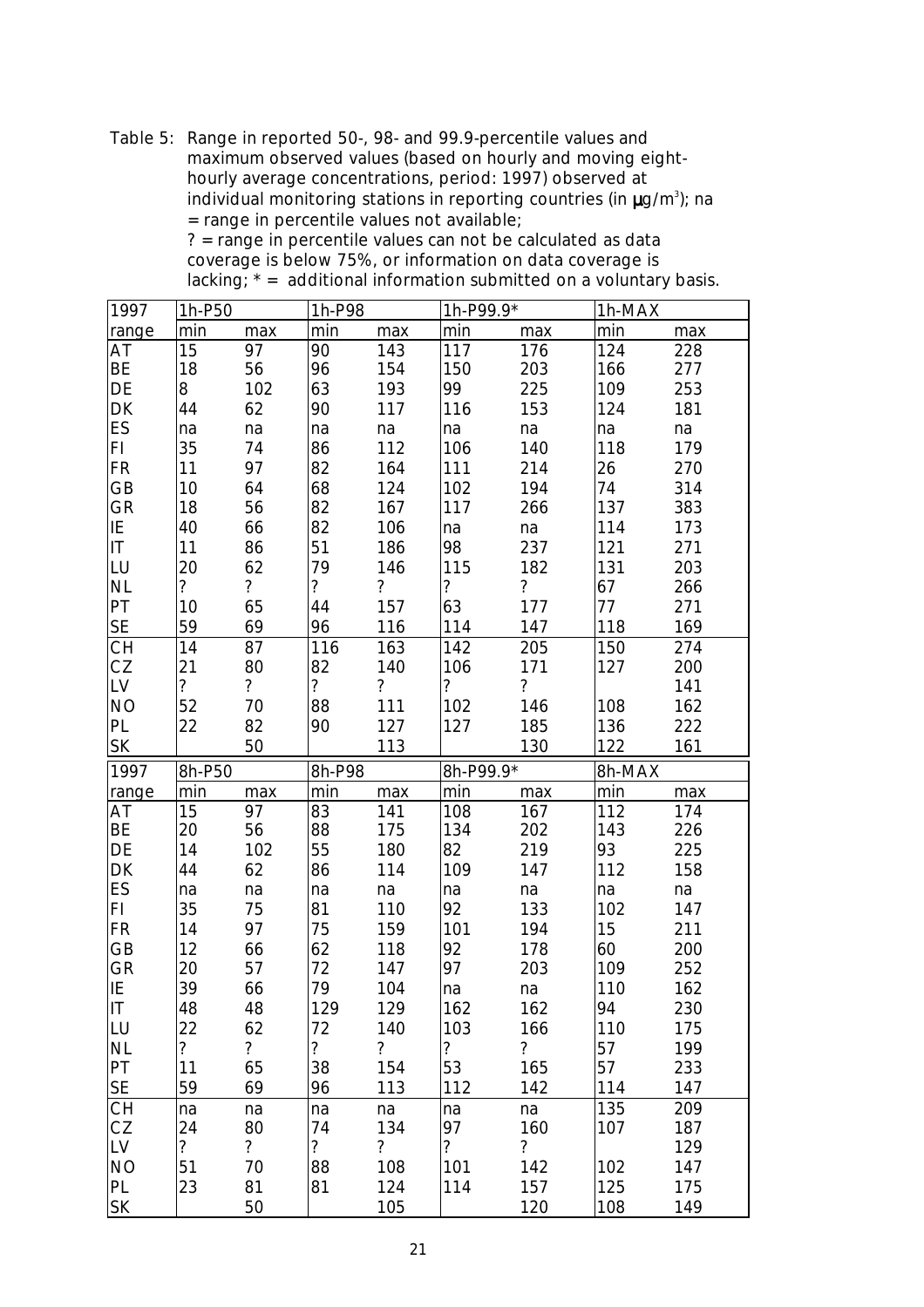Table 5: Range in reported 50-, 98- and 99.9-percentile values and maximum observed values (based on hourly and moving eight-hourly average concentrations, period: 1997) observed at individual monitoring stations in reporting countries (in μg/m³); na = range in percentile values not available; ? = range in percentile values can not be calculated as data coverage is below 75%, or information on data coverage is lacking; * = additional information submitted on a voluntary basis.

| 1997 | 1h-P50 | | 1h-P98 | | 1h-P99.9* | | 1h-MAX | |
|---|---|---|---|---|---|---|---|---|
| range | min | max | min | max | min | max | min | max |
| AT | 15 | 97 | 90 | 143 | 117 | 176 | 124 | 228 |
| BE | 18 | 56 | 96 | 154 | 150 | 203 | 166 | 277 |
| DE | 8 | 102 | 63 | 193 | 99 | 225 | 109 | 253 |
| DK | 44 | 62 | 90 | 117 | 116 | 153 | 124 | 181 |
| ES | na | na | na | na | na | na | na | na |
| FI | 35 | 74 | 86 | 112 | 106 | 140 | 118 | 179 |
| FR | 11 | 97 | 82 | 164 | 111 | 214 | 26 | 270 |
| GB | 10 | 64 | 68 | 124 | 102 | 194 | 74 | 314 |
| GR | 18 | 56 | 82 | 167 | 117 | 266 | 137 | 383 |
| IE | 40 | 66 | 82 | 106 | na | na | 114 | 173 |
| IT | 11 | 86 | 51 | 186 | 98 | 237 | 121 | 271 |
| LU | 20 | 62 | 79 | 146 | 115 | 182 | 131 | 203 |
| NL | ? | ? | ? | ? | ? | ? | 67 | 266 |
| PT | 10 | 65 | 44 | 157 | 63 | 177 | 77 | 271 |
| SE | 59 | 69 | 96 | 116 | 114 | 147 | 118 | 169 |
| CH | 14 | 87 | 116 | 163 | 142 | 205 | 150 | 274 |
| CZ | 21 | 80 | 82 | 140 | 106 | 171 | 127 | 200 |
| LV | ? | ? | ? | ? | ? | ? | | 141 |
| NO | 52 | 70 | 88 | 111 | 102 | 146 | 108 | 162 |
| PL | 22 | 82 | 90 | 127 | 127 | 185 | 136 | 222 |
| SK | | 50 | | 113 | | 130 | 122 | 161 |
| **1997** | **8h-P50** | | **8h-P98** | | **8h-P99.9*** | | **8h-MAX** | |
| range | min | max | min | max | min | max | min | max |
| AT | 15 | 97 | 83 | 141 | 108 | 167 | 112 | 174 |
| BE | 20 | 56 | 88 | 175 | 134 | 202 | 143 | 226 |
| DE | 14 | 102 | 55 | 180 | 82 | 219 | 93 | 225 |
| DK | 44 | 62 | 86 | 114 | 109 | 147 | 112 | 158 |
| ES | na | na | na | na | na | na | na | na |
| FI | 35 | 75 | 81 | 110 | 92 | 133 | 102 | 147 |
| FR | 14 | 97 | 75 | 159 | 101 | 194 | 15 | 211 |
| GB | 12 | 66 | 62 | 118 | 92 | 178 | 60 | 200 |
| GR | 20 | 57 | 72 | 147 | 97 | 203 | 109 | 252 |
| IE | 39 | 66 | 79 | 104 | na | na | 110 | 162 |
| IT | 48 | 48 | 129 | 129 | 162 | 162 | 94 | 230 |
| LU | 22 | 62 | 72 | 140 | 103 | 166 | 110 | 175 |
| NL | ? | ? | ? | ? | ? | ? | 57 | 199 |
| PT | 11 | 65 | 38 | 154 | 53 | 165 | 57 | 233 |
| SE | 59 | 69 | 96 | 113 | 112 | 142 | 114 | 147 |
| CH | na | na | na | na | na | na | 135 | 209 |
| CZ | 24 | 80 | 74 | 134 | 97 | 160 | 107 | 187 |
| LV | ? | ? | ? | ? | ? | ? | | 129 |
| NO | 51 | 70 | 88 | 108 | 101 | 142 | 102 | 147 |
| PL | 23 | 81 | 81 | 124 | 114 | 157 | 125 | 175 |
| SK | | 50 | | 105 | | 120 | 108 | 149 |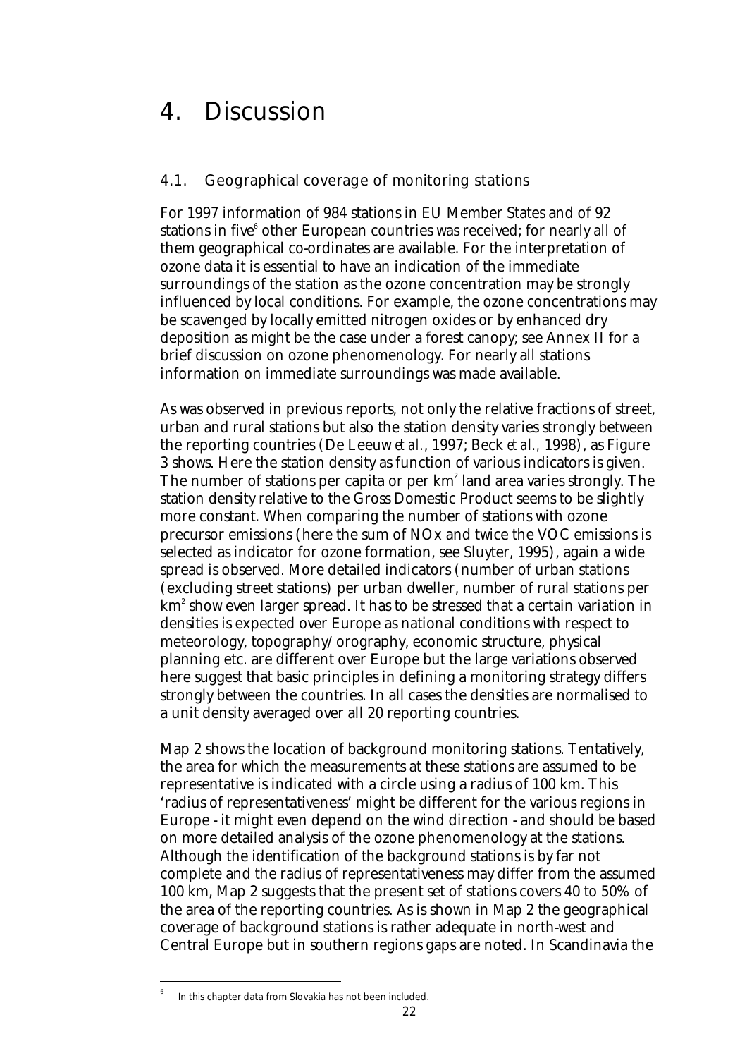# 4. Discussion

## 4.1. Geographical coverage of monitoring stations

For 1997 information of 984 stations in EU Member States and of 92 stations in five[6] other European countries was received; for nearly all of them geographical co-ordinates are available. For the interpretation of ozone data it is essential to have an indication of the immediate surroundings of the station as the ozone concentration may be strongly influenced by local conditions. For example, the ozone concentrations may be scavenged by locally emitted nitrogen oxides or by enhanced dry deposition as might be the case under a forest canopy; see Annex II for a brief discussion on ozone phenomenology. For nearly all stations information on immediate surroundings was made available.

As was observed in previous reports, not only the relative fractions of street, urban and rural stations but also the station density varies strongly between the reporting countries (De Leeuw *et al.*, 1997; Beck *et al.*, 1998), as Figure 3 shows. Here the station density as function of various indicators is given. The number of stations per capita or per $km^2$ land area varies strongly. The station density relative to the Gross Domestic Product seems to be slightly more constant. When comparing the number of stations with ozone precursor emissions (here the sum of NOx and twice the VOC emissions is selected as indicator for ozone formation, see Sluyter, 1995), again a wide spread is observed. More detailed indicators (number of urban stations (excluding street stations) per urban dweller, number of rural stations per $km^2$ show even larger spread. It has to be stressed that a certain variation in densities is expected over Europe as national conditions with respect to meteorology, topography/orography, economic structure, physical planning etc. are different over Europe but the large variations observed here suggest that basic principles in defining a monitoring strategy differs strongly between the countries. In all cases the densities are normalised to a unit density averaged over all 20 reporting countries.

Map 2 shows the location of background monitoring stations. Tentatively, the area for which the measurements at these stations are assumed to be representative is indicated with a circle using a radius of 100 km. This 'radius of representativeness' might be different for the various regions in Europe - it might even depend on the wind direction - and should be based on more detailed analysis of the ozone phenomenology at the stations. Although the identification of the background stations is by far not complete and the radius of representativeness may differ from the assumed 100 km, Map 2 suggests that the present set of stations covers 40 to 50% of the area of the reporting countries. As is shown in Map 2 the geographical coverage of background stations is rather adequate in north-west and Central Europe but in southern regions gaps are noted. In Scandinavia the

---

[6] In this chapter data from Slovakia has not been included.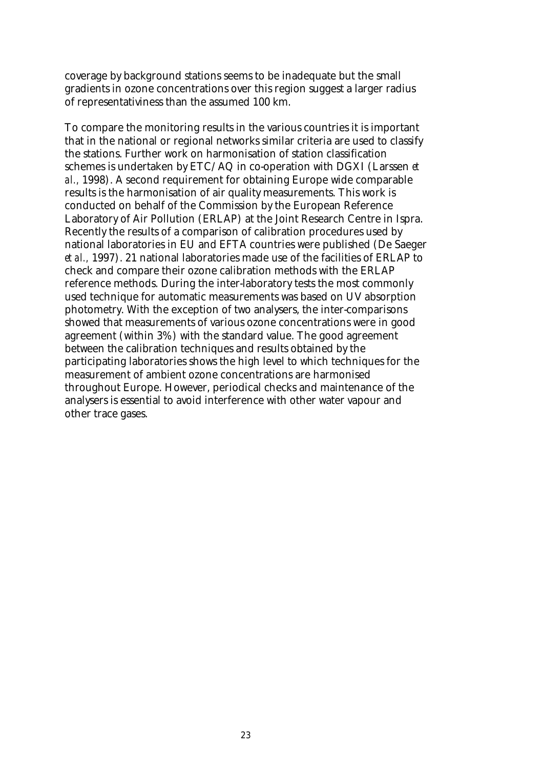coverage by background stations seems to be inadequate but the small gradients in ozone concentrations over this region suggest a larger radius of representativiness than the assumed 100 km.

To compare the monitoring results in the various countries it is important that in the national or regional networks similar criteria are used to classify the stations. Further work on harmonisation of station classification schemes is undertaken by ETC/AQ in co-operation with DGXI (Larssen *et al.*, 1998). A second requirement for obtaining Europe wide comparable results is the harmonisation of air quality measurements. This work is conducted on behalf of the Commission by the European Reference Laboratory of Air Pollution (ERLAP) at the Joint Research Centre in Ispra. Recently the results of a comparison of calibration procedures used by national laboratories in EU and EFTA countries were published (De Saeger *et al.,* 1997). 21 national laboratories made use of the facilities of ERLAP to check and compare their ozone calibration methods with the ERLAP reference methods. During the inter-laboratory tests the most commonly used technique for automatic measurements was based on UV absorption photometry. With the exception of two analysers, the inter-comparisons showed that measurements of various ozone concentrations were in good agreement (within 3%) with the standard value. The good agreement between the calibration techniques and results obtained by the participating laboratories shows the high level to which techniques for the measurement of ambient ozone concentrations are harmonised throughout Europe. However, periodical checks and maintenance of the analysers is essential to avoid interference with other water vapour and other trace gases.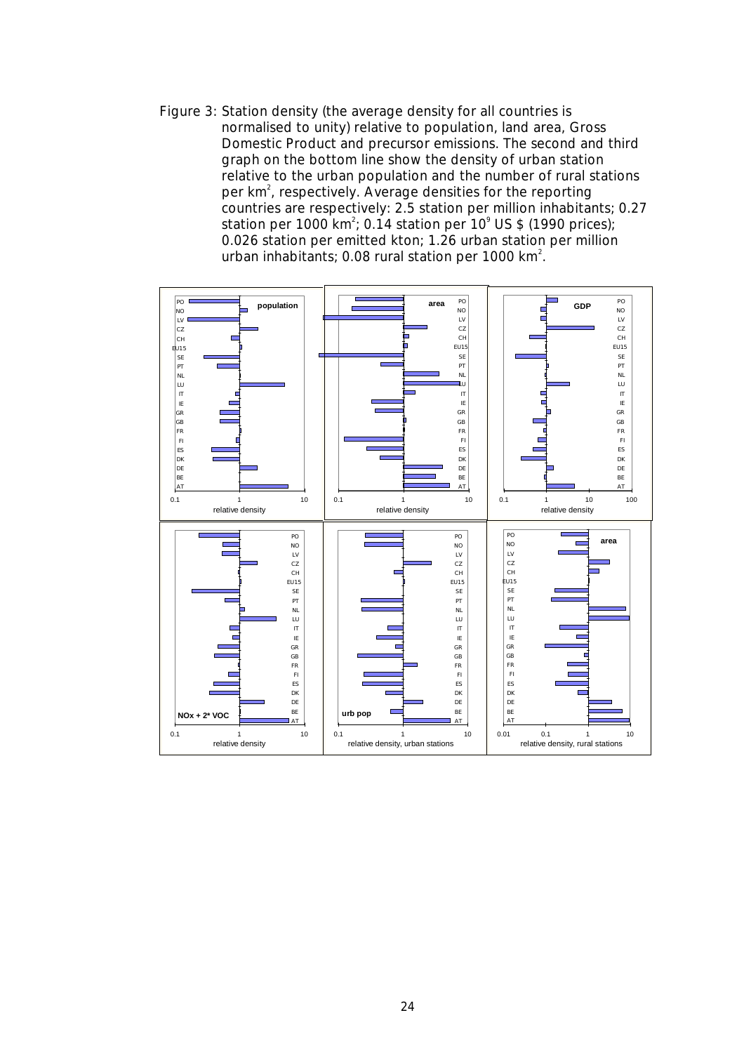Figure 3: Station density (the average density for all countries is normalised to unity) relative to population, land area, Gross Domestic Product and precursor emissions. The second and third graph on the bottom line show the density of urban station relative to the urban population and the number of rural stations per km$^2$, respectively. Average densities for the reporting countries are respectively: 2.5 station per million inhabitants; 0.27 station per 1000 km$^2$; 0.14 station per $10^9$ US $ (1990 prices); 0.026 station per emitted kton; 1.26 urban station per million urban inhabitants; 0.08 rural station per 1000 km$^2$.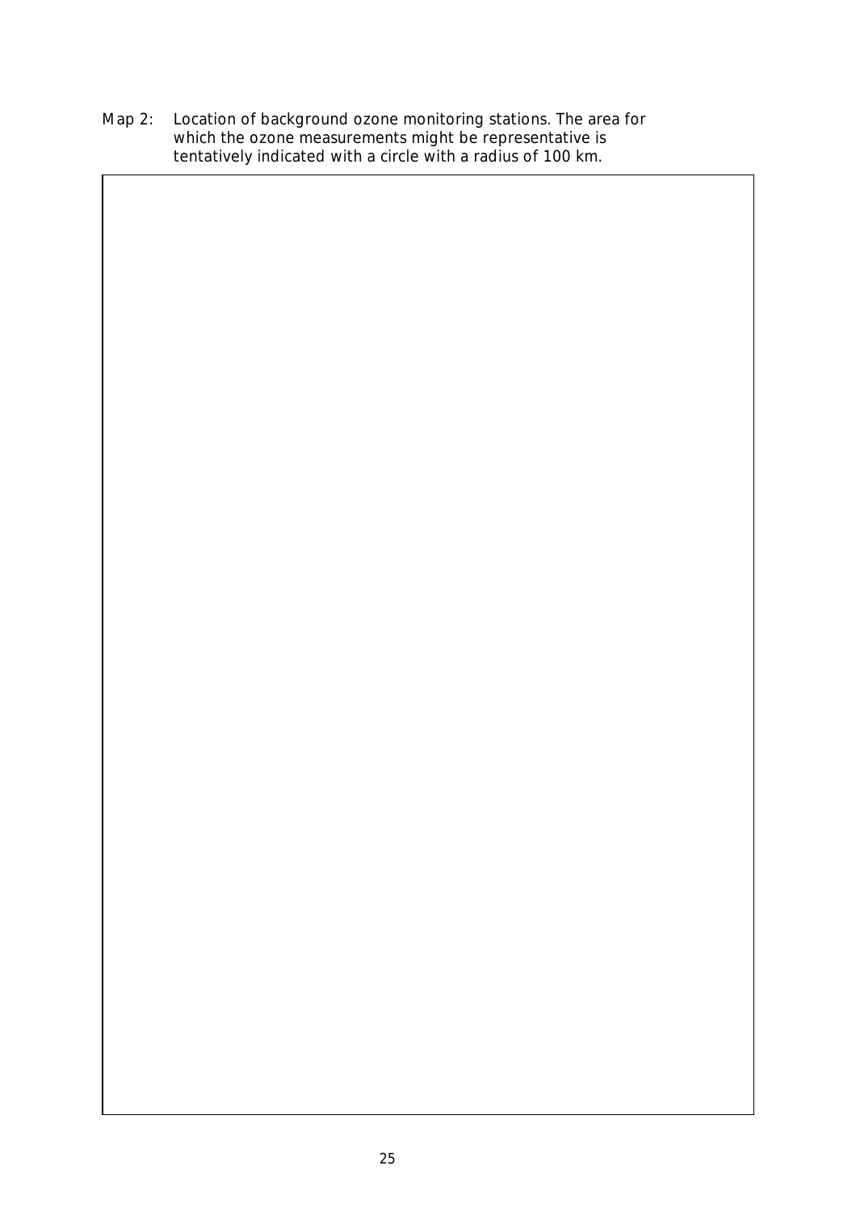Map 2: Location of background ozone monitoring stations. The area for which the ozone measurements might be representative is tentatively indicated with a circle with a radius of 100 km.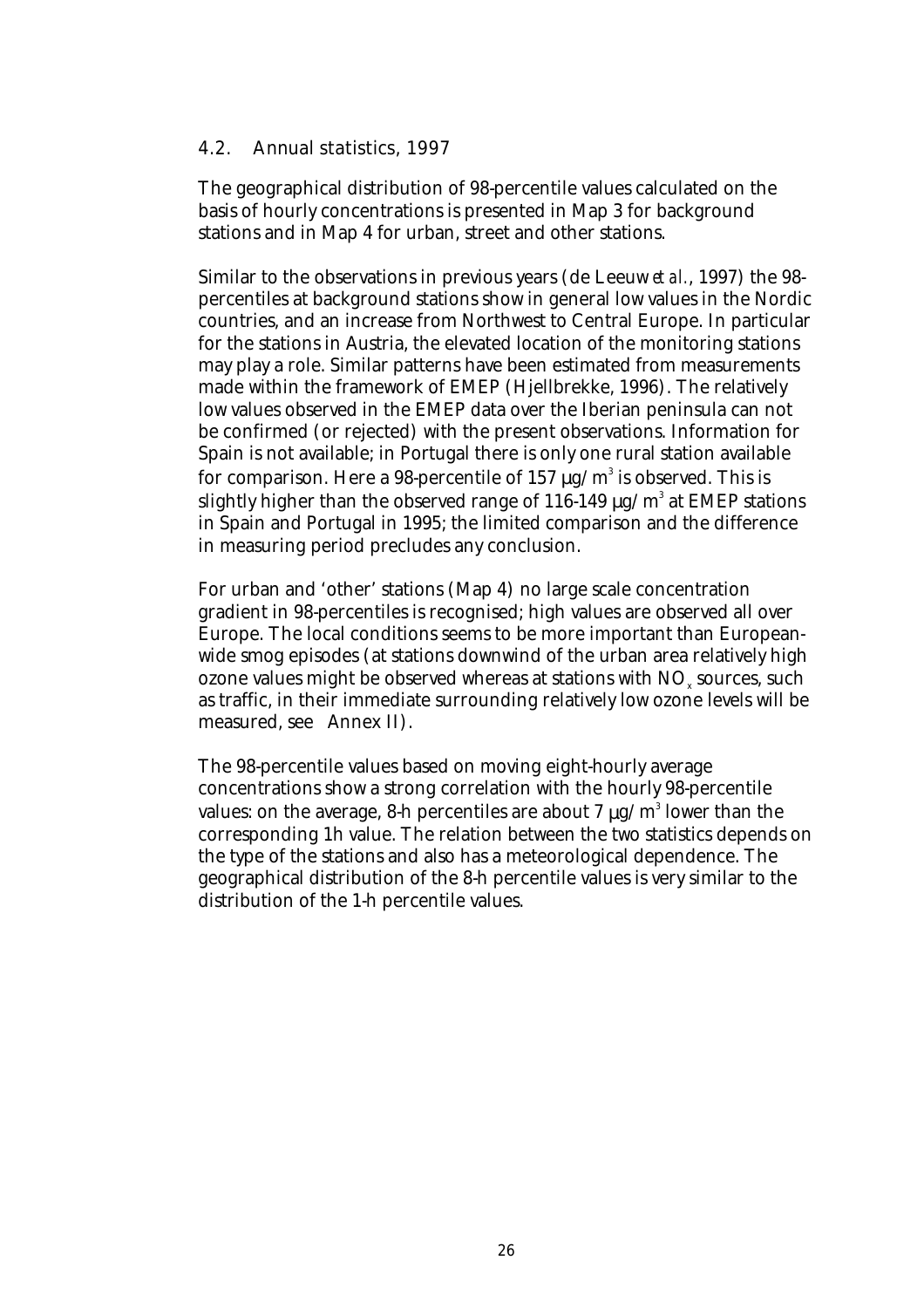## 4.2. Annual statistics, 1997

The geographical distribution of 98-percentile values calculated on the basis of hourly concentrations is presented in Map 3 for background stations and in Map 4 for urban, street and other stations.

Similar to the observations in previous years (de Leeuw *et al.*, 1997) the 98-percentiles at background stations show in general low values in the Nordic countries, and an increase from Northwest to Central Europe. In particular for the stations in Austria, the elevated location of the monitoring stations may play a role. Similar patterns have been estimated from measurements made within the framework of EMEP (Hjellbrekke, 1996). The relatively low values observed in the EMEP data over the Iberian peninsula can not be confirmed (or rejected) with the present observations. Information for Spain is not available; in Portugal there is only one rural station available for comparison. Here a 98-percentile of 157 μg/m$^3$ is observed. This is slightly higher than the observed range of 116-149 μg/m$^3$ at EMEP stations in Spain and Portugal in 1995; the limited comparison and the difference in measuring period precludes any conclusion.

For urban and 'other' stations (Map 4) no large scale concentration gradient in 98-percentiles is recognised; high values are observed all over Europe. The local conditions seems to be more important than European-wide smog episodes (at stations downwind of the urban area relatively high ozone values might be observed whereas at stations with $NO_x$ sources, such as traffic, in their immediate surrounding relatively low ozone levels will be measured, see Annex II).

The 98-percentile values based on moving eight-hourly average concentrations show a strong correlation with the hourly 98-percentile values: on the average, 8-h percentiles are about 7 μg/m$^3$ lower than the corresponding 1h value. The relation between the two statistics depends on the type of the stations and also has a meteorological dependence. The geographical distribution of the 8-h percentile values is very similar to the distribution of the 1-h percentile values.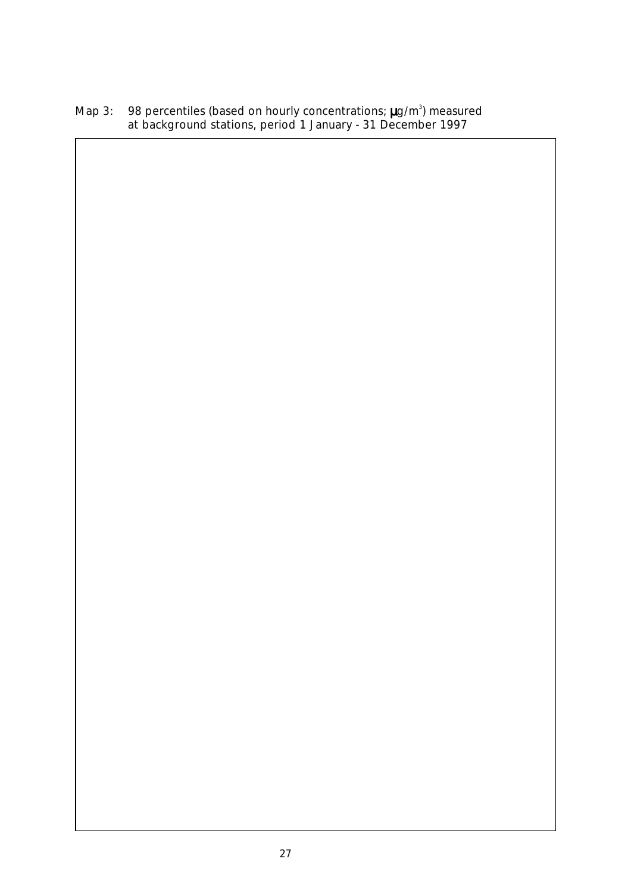Map 3: 98 percentiles (based on hourly concentrations; μg/m³) measured at background stations, period 1 January - 31 December 1997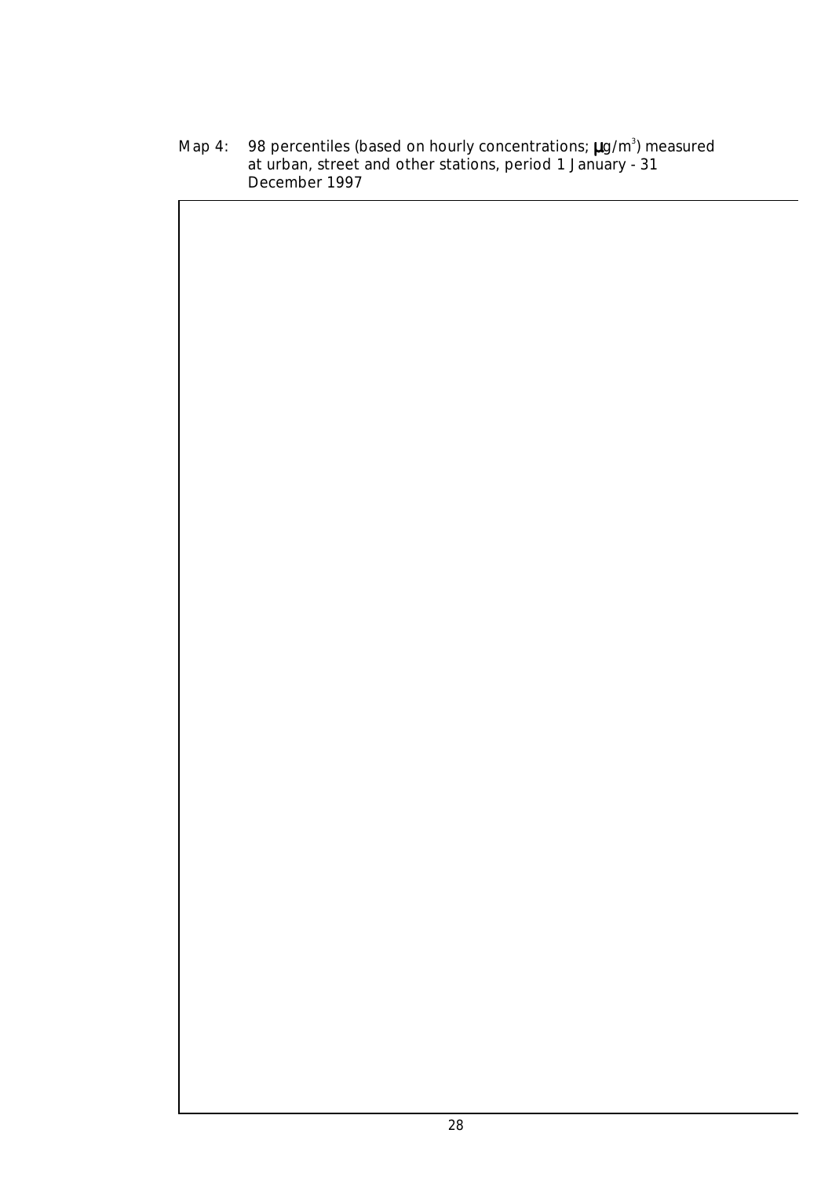Map 4: 98 percentiles (based on hourly concentrations; μg/m$^3$) measured at urban, street and other stations, period 1 January - 31 December 1997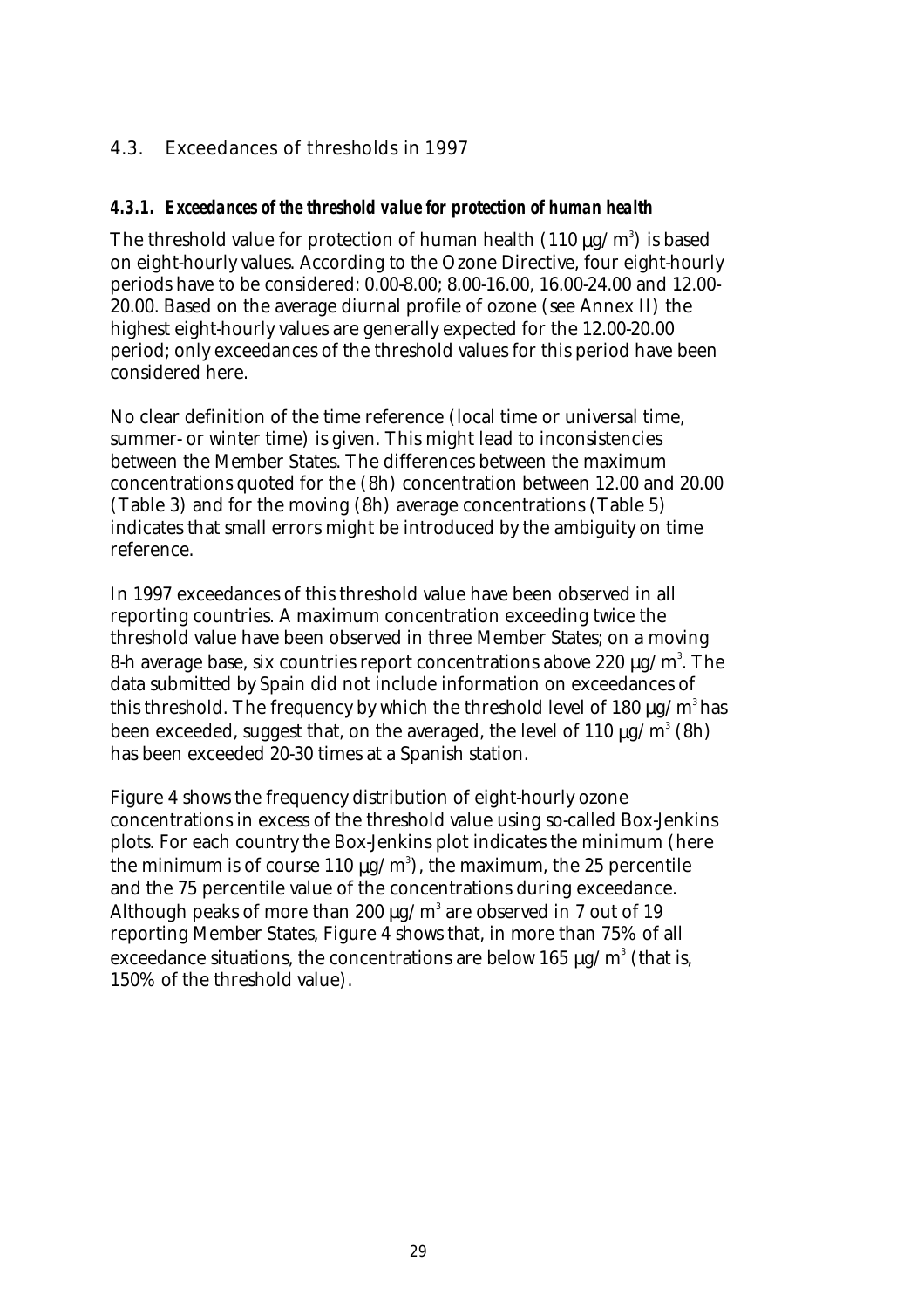## 4.3. Exceedances of thresholds in 1997

### *4.3.1. Exceedances of the threshold value for protection of human health*

The threshold value for protection of human health (110 µg/m$^3$) is based on eight-hourly values. According to the Ozone Directive, four eight-hourly periods have to be considered: 0.00-8.00; 8.00-16.00, 16.00-24.00 and 12.00-20.00. Based on the average diurnal profile of ozone (see Annex II) the highest eight-hourly values are generally expected for the 12.00-20.00 period; only exceedances of the threshold values for this period have been considered here.

No clear definition of the time reference (local time or universal time, summer- or winter time) is given. This might lead to inconsistencies between the Member States. The differences between the maximum concentrations quoted for the (8h) concentration between 12.00 and 20.00 (Table 3) and for the moving (8h) average concentrations (Table 5) indicates that small errors might be introduced by the ambiguity on time reference.

In 1997 exceedances of this threshold value have been observed in all reporting countries. A maximum concentration exceeding twice the threshold value have been observed in three Member States; on a moving 8-h average base, six countries report concentrations above 220 µg/m$^3$. The data submitted by Spain did not include information on exceedances of this threshold. The frequency by which the threshold level of 180 µg/m$^3$ has been exceeded, suggest that, on the averaged, the level of 110 µg/m$^3$ (8h) has been exceeded 20-30 times at a Spanish station.

Figure 4 shows the frequency distribution of eight-hourly ozone concentrations in excess of the threshold value using so-called Box-Jenkins plots. For each country the Box-Jenkins plot indicates the minimum (here the minimum is of course 110 µg/m$^3$), the maximum, the 25 percentile and the 75 percentile value of the concentrations during exceedance. Although peaks of more than 200 µg/m$^3$ are observed in 7 out of 19 reporting Member States, Figure 4 shows that, in more than 75% of all exceedance situations, the concentrations are below 165 µg/m$^3$ (that is, 150% of the threshold value).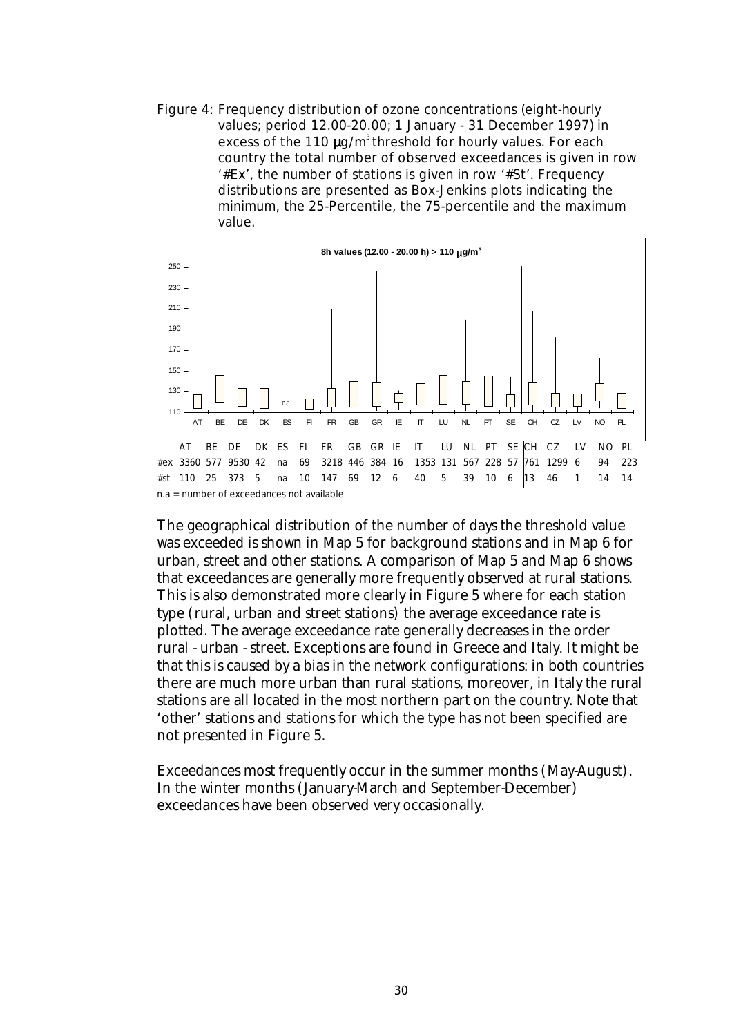Figure 4: Frequency distribution of ozone concentrations (eight-hourly values; period 12.00-20.00; 1 January - 31 December 1997) in excess of the 110 μg/m$^3$ threshold for hourly values. For each country the total number of observed exceedances is given in row '#Ex', the number of stations is given in row '#St'. Frequency distributions are presented as Box-Jenkins plots indicating the minimum, the 25-Percentile, the 75-percentile and the maximum value.

|  | AT | BE | DE | DK | ES | FI | FR | GB | GR | IE | IT | LU | NL | PT | SE | CH | CZ | LV | NO | PL |
|---|---|---|---|---|---|---|---|---|---|---|---|---|---|---|---|---|---|---|---|---|
| #ex | 3360 | 577 | 9530 | 42 | na | 69 | 3218 | 446 | 384 | 16 | 1353 | 131 | 567 | 228 | 57 | 761 | 1299 | 6 | 94 | 223 |
| #st | 110 | 25 | 373 | 5 | na | 10 | 147 | 69 | 12 | 6 | 40 | 5 | 39 | 10 | 6 | 13 | 46 | 1 | 14 | 14 |

n.a = number of exceedances not available

The geographical distribution of the number of days the threshold value was exceeded is shown in Map 5 for background stations and in Map 6 for urban, street and other stations. A comparison of Map 5 and Map 6 shows that exceedances are generally more frequently observed at rural stations. This is also demonstrated more clearly in Figure 5 where for each station type (rural, urban and street stations) the average exceedance rate is plotted. The average exceedance rate generally decreases in the order rural - urban - street. Exceptions are found in Greece and Italy. It might be that this is caused by a bias in the network configurations: in both countries there are much more urban than rural stations, moreover, in Italy the rural stations are all located in the most northern part on the country. Note that 'other' stations and stations for which the type has not been specified are not presented in Figure 5.

Exceedances most frequently occur in the summer months (May-August). In the winter months (January-March and September-December) exceedances have been observed very occasionally.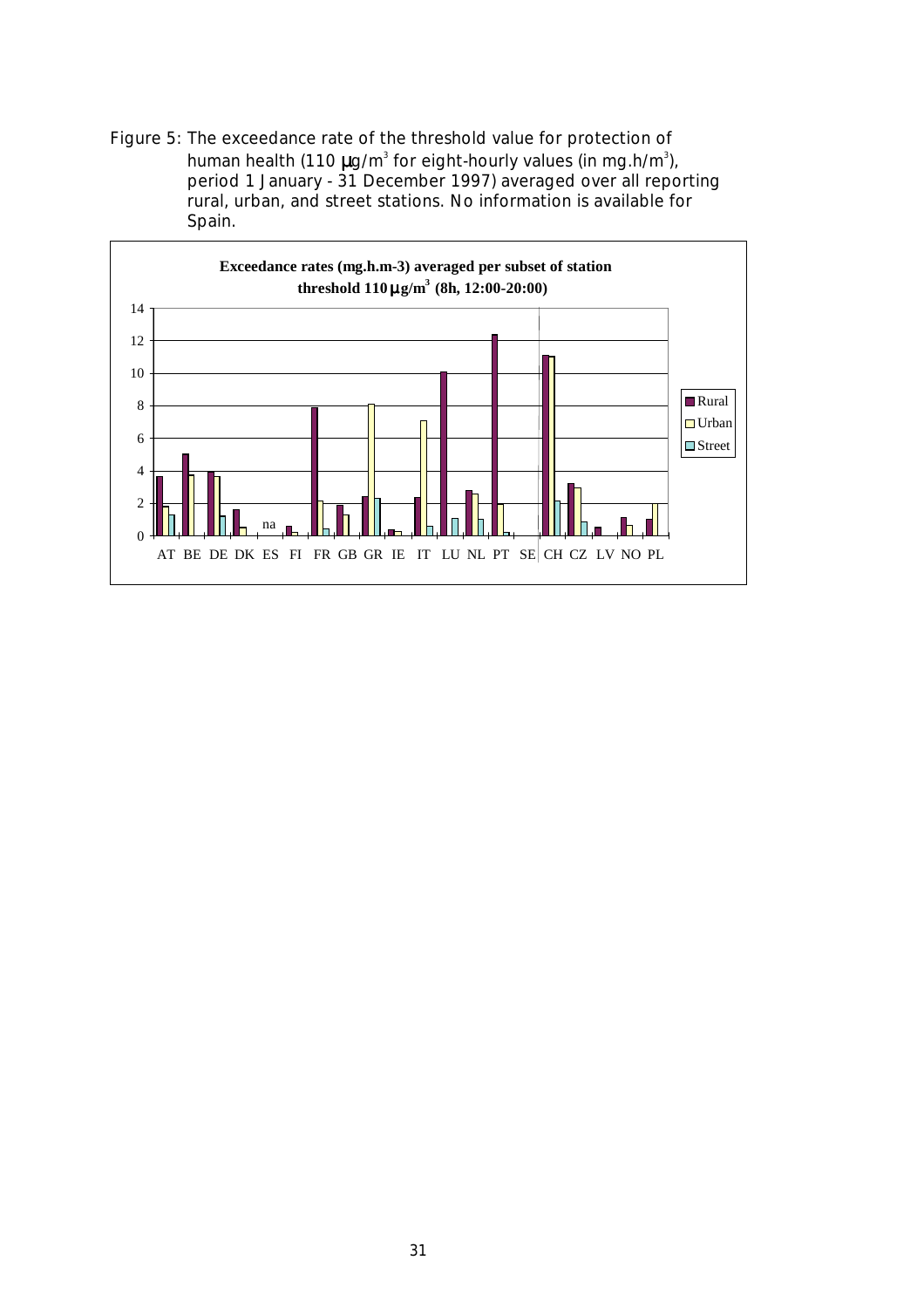Figure 5: The exceedance rate of the threshold value for protection of human health (110 μg/m³ for eight-hourly values (in mg.h/m³), period 1 January - 31 December 1997) averaged over all reporting rural, urban, and street stations. No information is available for Spain.

**Exceedance rates (mg.h.m-3) averaged per subset of station threshold 110 μg/m³ (8h, 12:00-20:00)**

| Country | Rural | Urban | Street |
| --- | --- | --- | --- |
| AT | 3.6 | 1.8 | 1.3 |
| BE | 5.0 | 3.7 | |
| DE | 3.9 | 3.6 | 1.2 |
| DK | 1.6 | 0.5 | |
| ES | na | na | na |
| FI | 0.6 | 0.2 | |
| FR | 7.8 | 2.1 | 0.4 |
| GB | 1.9 | 1.3 | |
| GR | 2.4 | 8.1 | 2.3 |
| IE | 0.4 | 0.3 | |
| IT | 2.3 | 7.0 | 0.6 |
| LU | 10.1 | | 1.1 |
| NL | 2.8 | 2.5 | 1.0 |
| PT | 12.4 | 1.9 | 0.2 |
| SE | | | |
| CH | 11.1 | 11.0 | 2.1 |
| CZ | 3.2 | 2.9 | 0.9 |
| LV | 0.5 | | |
| NO | 1.1 | 0.7 | |
| PL | 1.0 | 2.0 | |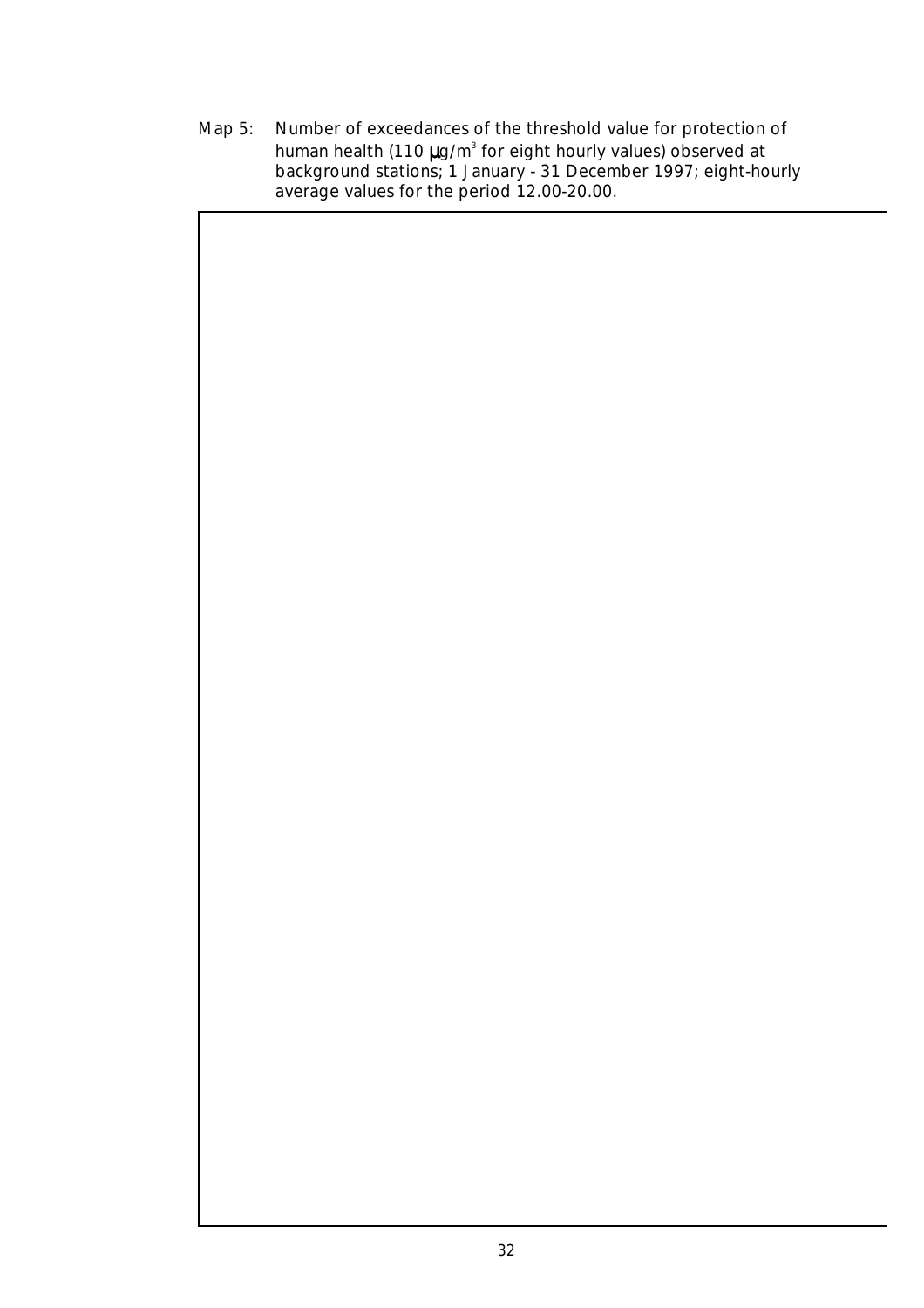Map 5: Number of exceedances of the threshold value for protection of human health (110 μg/m³ for eight hourly values) observed at background stations; 1 January - 31 December 1997; eight-hourly average values for the period 12.00-20.00.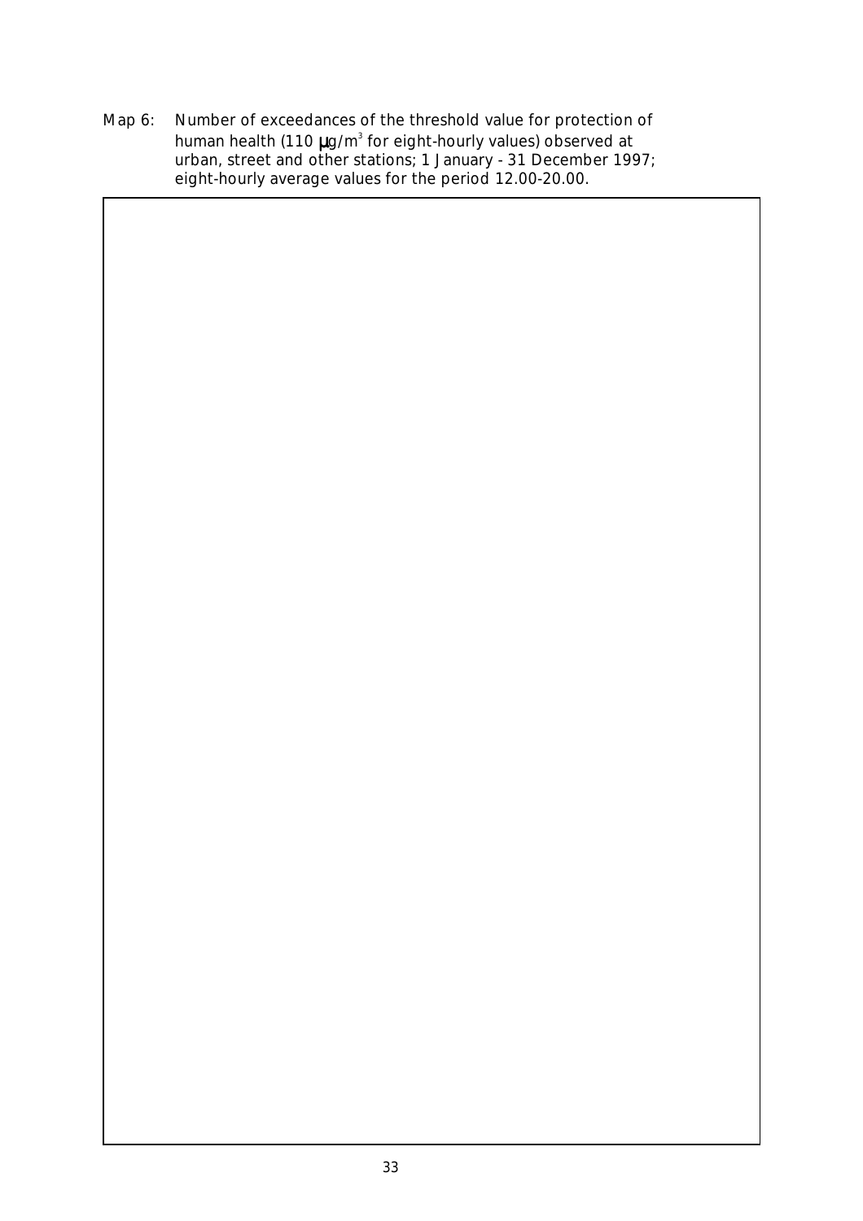Map 6: Number of exceedances of the threshold value for protection of human health (110 μg/m$^3$ for eight-hourly values) observed at urban, street and other stations; 1 January - 31 December 1997; eight-hourly average values for the period 12.00-20.00.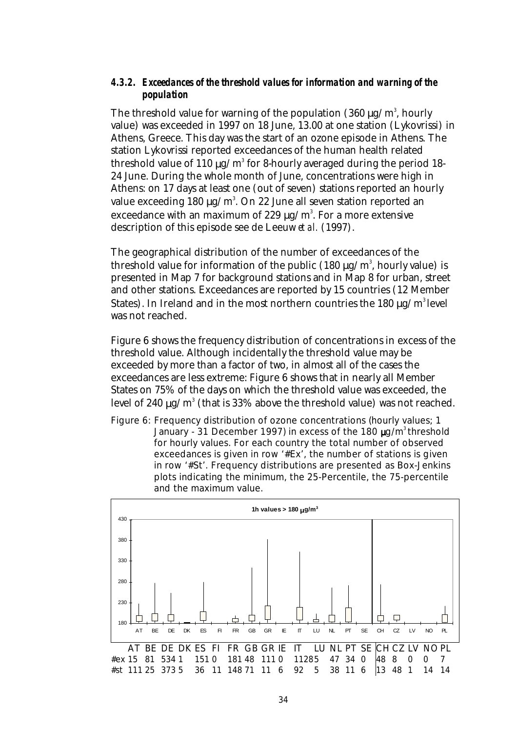#### 4.3.2. Exceedances of the threshold values for information and warning of the population

The threshold value for warning of the population (360 µg/m$^3$, hourly value) was exceeded in 1997 on 18 June, 13.00 at one station (Lykovrissi) in Athens, Greece. This day was the start of an ozone episode in Athens. The station Lykovrissi reported exceedances of the human health related threshold value of 110 µg/m$^3$ for 8-hourly averaged during the period 18-24 June. During the whole month of June, concentrations were high in Athens: on 17 days at least one (out of seven) stations reported an hourly value exceeding 180 µg/m$^3$. On 22 June all seven station reported an exceedance with an maximum of 229 µg/m$^3$. For a more extensive description of this episode see de Leeuw *et al.* (1997).

The geographical distribution of the number of exceedances of the threshold value for information of the public (180 µg/m$^3$, hourly value) is presented in Map 7 for background stations and in Map 8 for urban, street and other stations. Exceedances are reported by 15 countries (12 Member States). In Ireland and in the most northern countries the 180 µg/m$^3$ level was not reached.

Figure 6 shows the frequency distribution of concentrations in excess of the threshold value. Although incidentally the threshold value may be exceeded by more than a factor of two, in almost all of the cases the exceedances are less extreme: Figure 6 shows that in nearly all Member States on 75% of the days on which the threshold value was exceeded, the level of 240 µg/m$^3$ (that is 33% above the threshold value) was not reached.

Figure 6: Frequency distribution of ozone concentrations (hourly values; 1 January - 31 December 1997) in excess of the 180 µg/m$^3$ threshold for hourly values. For each country the total number of observed exceedances is given in row '#Ex', the number of stations is given in row '#St'. Frequency distributions are presented as Box-Jenkins plots indicating the minimum, the 25-Percentile, the 75-percentile and the maximum value.

| | AT | BE | DE | DK | ES | FI | FR | GB | GR | IE | IT | LU | NL | PT | SE | CH | CZ | LV | NO | PL |
|---|---|---|---|---|---|---|---|---|---|---|---|---|---|---|---|---|---|---|---|---|
| #ex | 15 | 81 | 534 | 1 | 151 | 0 | 181 | 48 | 111 | 0 | 1128 | 5 | 47 | 34 | 0 | 48 | 8 | 0 | 0 | 7 |
| #st | 111 | 25 | 373 | 5 | 36 | 11 | 148 | 71 | 11 | 6 | 92 | 5 | 38 | 11 | 6 | 13 | 48 | 1 | 14 | 14 |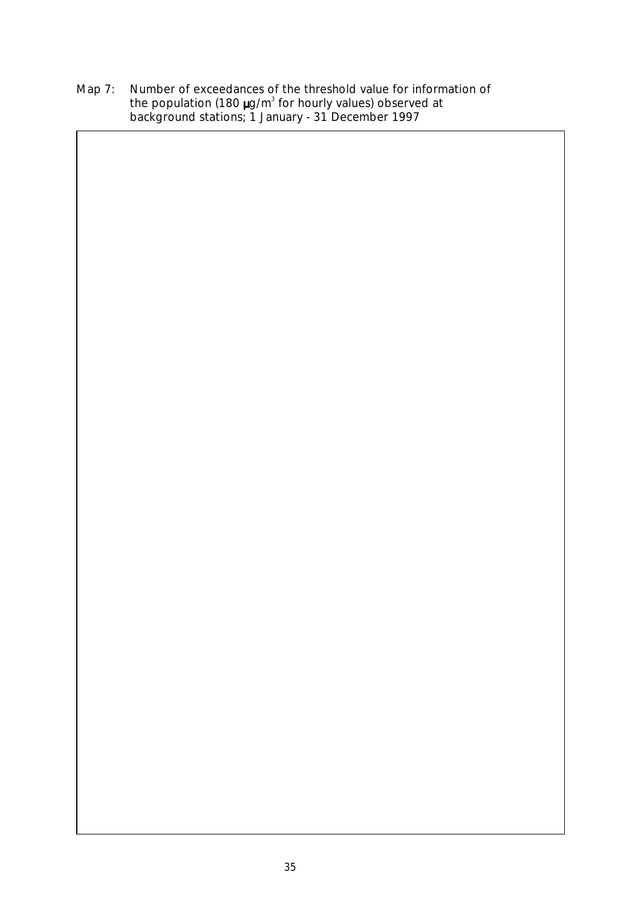Map 7: Number of exceedances of the threshold value for information of the population (180 μg/m$^3$ for hourly values) observed at background stations; 1 January - 31 December 1997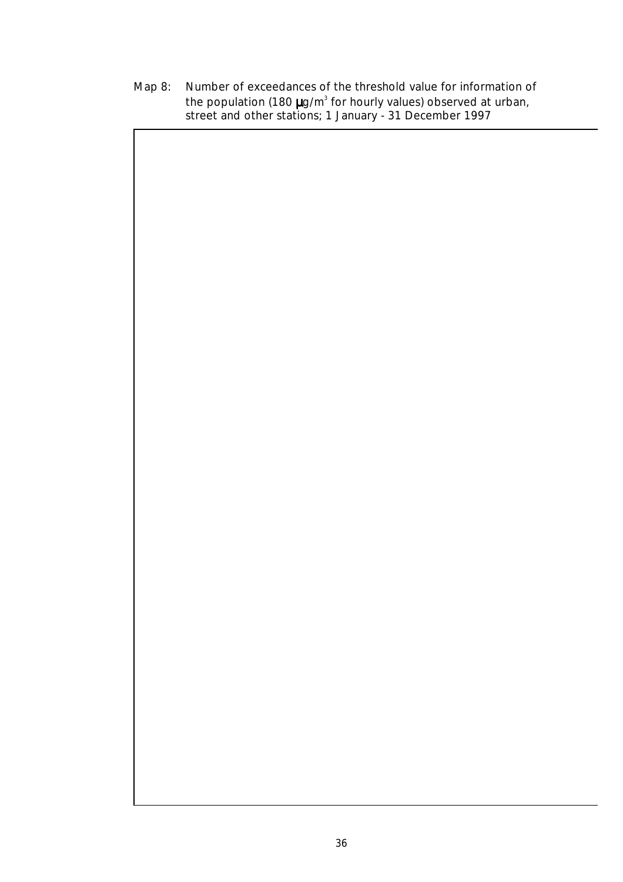Map 8: Number of exceedances of the threshold value for information of the population (180 $\mu g/m^3$ for hourly values) observed at urban, street and other stations; 1 January - 31 December 1997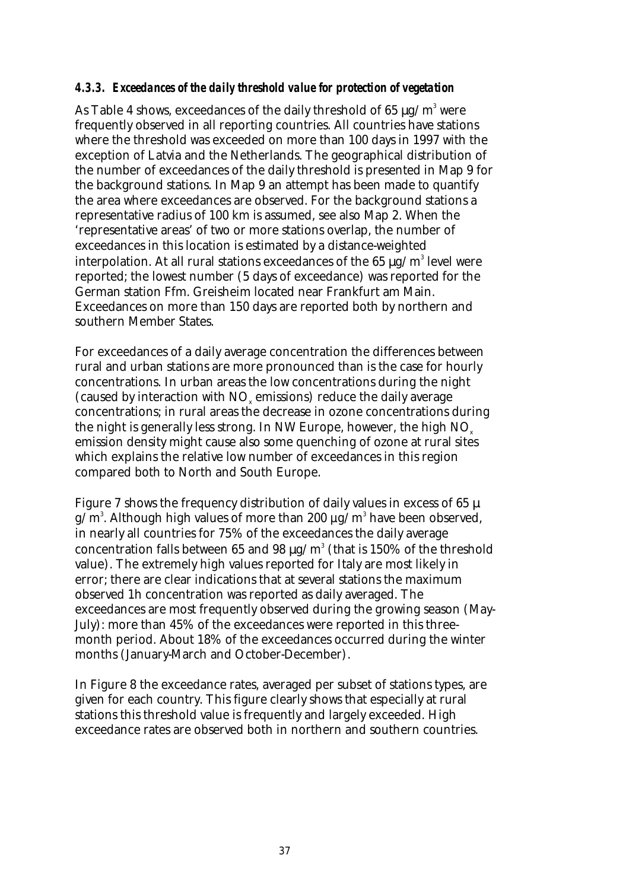### *4.3.3. Exceedances of the daily threshold value for protection of vegetation*

As Table 4 shows, exceedances of the daily threshold of 65 µg/m$^3$ were frequently observed in all reporting countries. All countries have stations where the threshold was exceeded on more than 100 days in 1997 with the exception of Latvia and the Netherlands. The geographical distribution of the number of exceedances of the daily threshold is presented in Map 9 for the background stations. In Map 9 an attempt has been made to quantify the area where exceedances are observed. For the background stations a representative radius of 100 km is assumed, see also Map 2. When the 'representative areas' of two or more stations overlap, the number of exceedances in this location is estimated by a distance-weighted interpolation. At all rural stations exceedances of the 65 µg/m$^3$ level were reported; the lowest number (5 days of exceedance) was reported for the German station Ffm. Greisheim located near Frankfurt am Main. Exceedances on more than 150 days are reported both by northern and southern Member States.

For exceedances of a daily average concentration the differences between rural and urban stations are more pronounced than is the case for hourly concentrations. In urban areas the low concentrations during the night (caused by interaction with $NO_x$ emissions) reduce the daily average concentrations; in rural areas the decrease in ozone concentrations during the night is generally less strong. In NW Europe, however, the high $NO_x$ emission density might cause also some quenching of ozone at rural sites which explains the relative low number of exceedances in this region compared both to North and South Europe.

Figure 7 shows the frequency distribution of daily values in excess of 65 µg/m$^3$. Although high values of more than 200 µg/m$^3$ have been observed, in nearly all countries for 75% of the exceedances the daily average concentration falls between 65 and 98 µg/m$^3$ (that is 150% of the threshold value). The extremely high values reported for Italy are most likely in error; there are clear indications that at several stations the maximum observed 1h concentration was reported as daily averaged. The exceedances are most frequently observed during the growing season (May-July): more than 45% of the exceedances were reported in this three-month period. About 18% of the exceedances occurred during the winter months (January-March and October-December).

In Figure 8 the exceedance rates, averaged per subset of stations types, are given for each country. This figure clearly shows that especially at rural stations this threshold value is frequently and largely exceeded. High exceedance rates are observed both in northern and southern countries.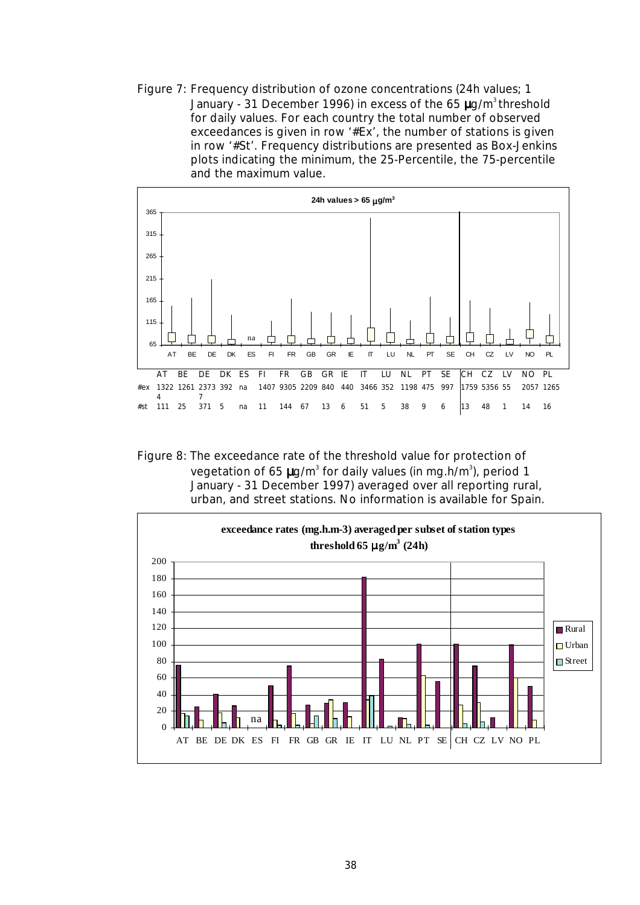Figure 7: Frequency distribution of ozone concentrations (24h values; 1 January - 31 December 1996) in excess of the 65 μg/m³ threshold for daily values. For each country the total number of observed exceedances is given in row '#Ex', the number of stations is given in row '#St'. Frequency distributions are presented as Box-Jenkins plots indicating the minimum, the 25-Percentile, the 75-percentile and the maximum value.

|  | AT | BE | DE | DK | ES | FI | FR | GB | GR | IE | IT | LU | NL | PT | SE | CH | CZ | LV | NO | PL |
|---|---|---|---|---|---|---|---|---|---|---|---|---|---|---|---|---|---|---|---|---|
| #ex | 13224 | 1261 | 23737 | 392 | na | 1407 | 9305 | 2209 | 840 | 440 | 3466 | 352 | 1198 | 475 | 997 | 1759 | 5356 | 55 | 2057 | 1265 |
| #st | 111 | 25 | 371 | 5 | na | 11 | 144 | 67 | 13 | 6 | 51 | 5 | 38 | 9 | 6 | 13 | 48 | 1 | 14 | 16 |

Figure 8: The exceedance rate of the threshold value for protection of vegetation of 65 μg/m³ for daily values (in mg.h/m³), period 1 January - 31 December 1997) averaged over all reporting rural, urban, and street stations. No information is available for Spain.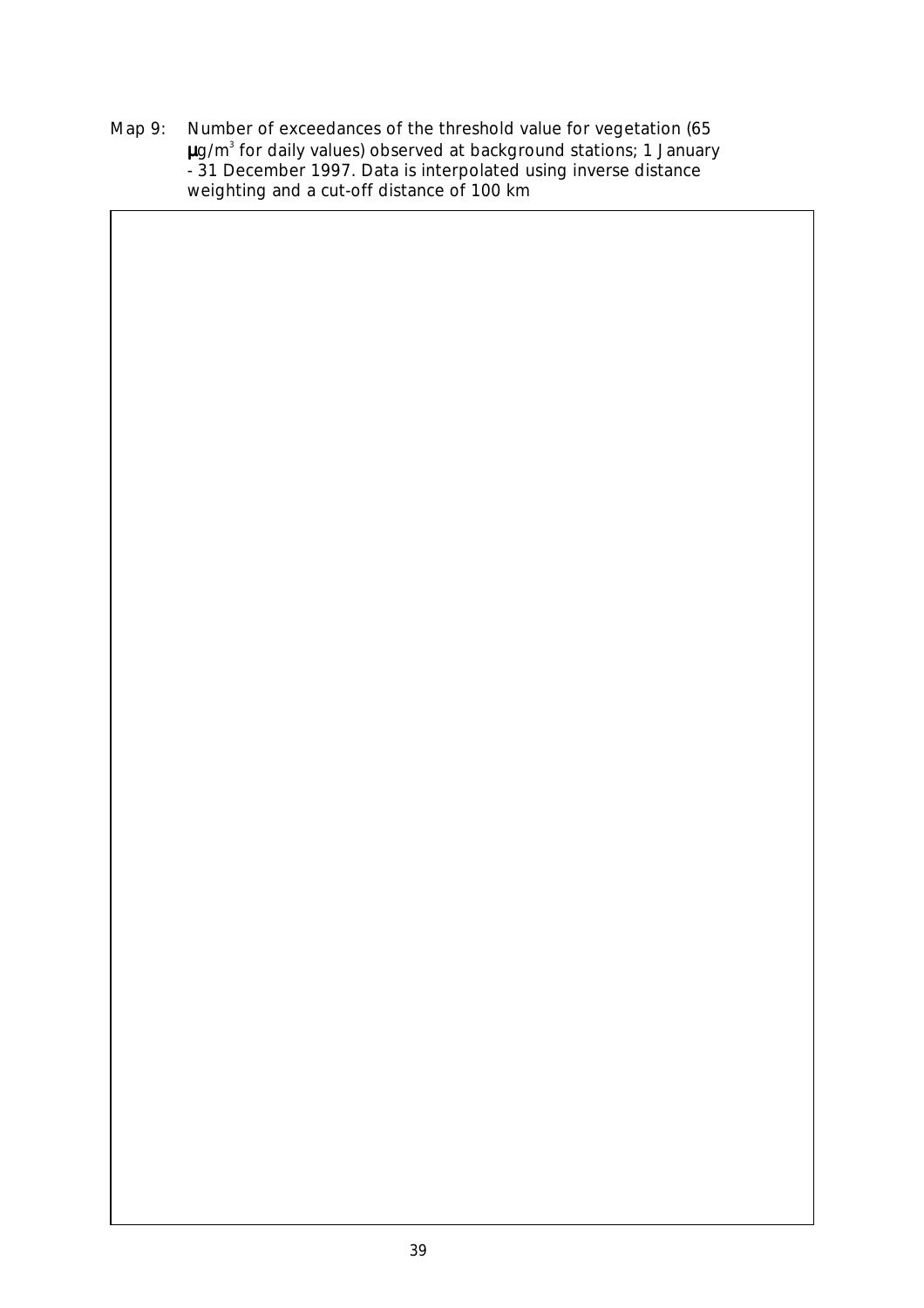Map 9: Number of exceedances of the threshold value for vegetation (65 μg/m$^3$ for daily values) observed at background stations; 1 January - 31 December 1997. Data is interpolated using inverse distance weighting and a cut-off distance of 100 km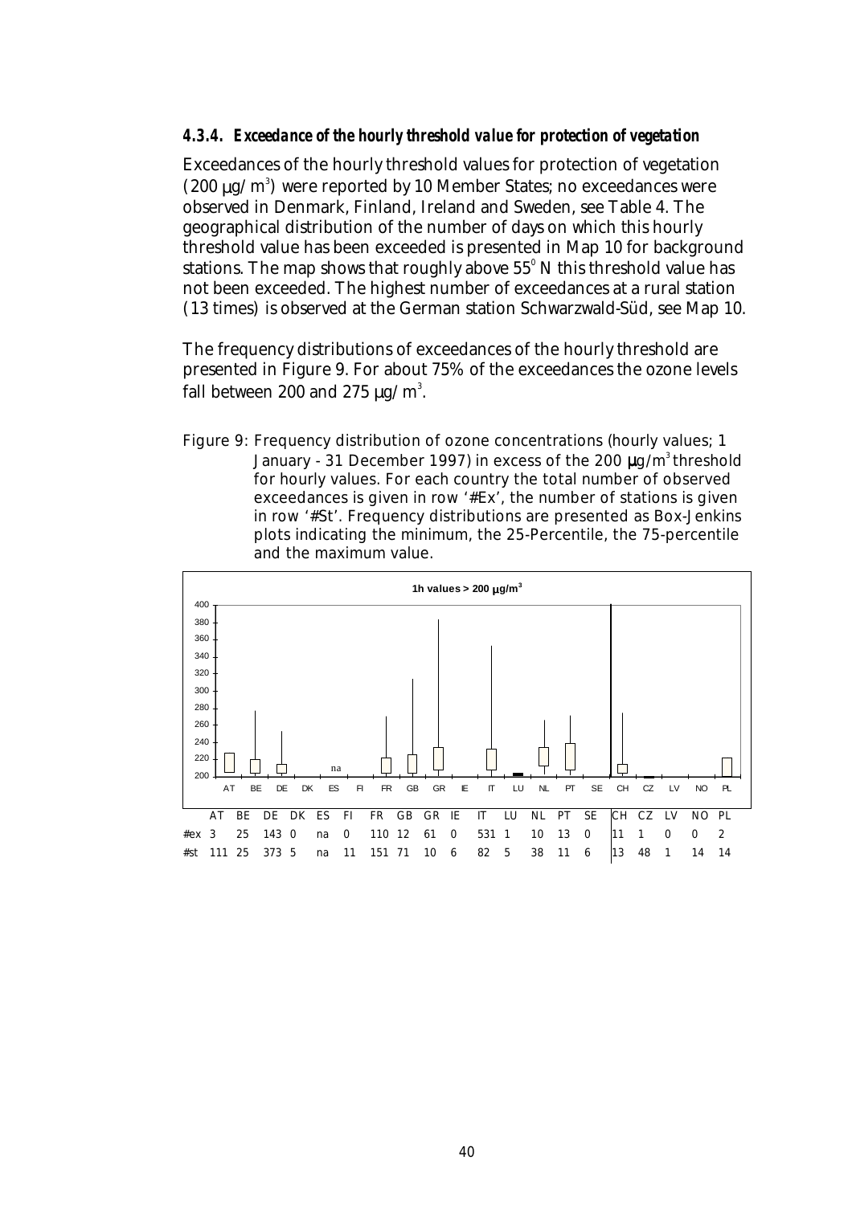#### 4.3.4. Exceedance of the hourly threshold value for protection of vegetation

Exceedances of the hourly threshold values for protection of vegetation (200 µg/m³) were reported by 10 Member States; no exceedances were observed in Denmark, Finland, Ireland and Sweden, see Table 4. The geographical distribution of the number of days on which this hourly threshold value has been exceeded is presented in Map 10 for background stations. The map shows that roughly above 55° N this threshold value has not been exceeded. The highest number of exceedances at a rural station (13 times) is observed at the German station Schwarzwald-Süd, see Map 10.

The frequency distributions of exceedances of the hourly threshold are presented in Figure 9. For about 75% of the exceedances the ozone levels fall between 200 and 275 µg/m³.

Figure 9: Frequency distribution of ozone concentrations (hourly values; 1 January - 31 December 1997) in excess of the 200 µg/m³ threshold for hourly values. For each country the total number of observed exceedances is given in row '#Ex', the number of stations is given in row '#St'. Frequency distributions are presented as Box-Jenkins plots indicating the minimum, the 25-Percentile, the 75-percentile and the maximum value.

1h values > 200 µg/m³

| | AT | BE | DE | DK | ES | FI | FR | GB | GR | IE | IT | LU | NL | PT | SE | CH | CZ | LV | NO | PL |
|---|---|---|---|---|---|---|---|---|---|---|---|---|---|---|---|---|---|---|---|---|
| #ex | 3 | 25 | 143 | 0 | na | 0 | 110 | 12 | 61 | 0 | 531 | 1 | 10 | 13 | 0 | 11 | 1 | 0 | 0 | 2 |
| #st | 111 | 25 | 373 | 5 | na | 11 | 151 | 71 | 10 | 6 | 82 | 5 | 38 | 11 | 6 | 13 | 48 | 1 | 14 | 14 |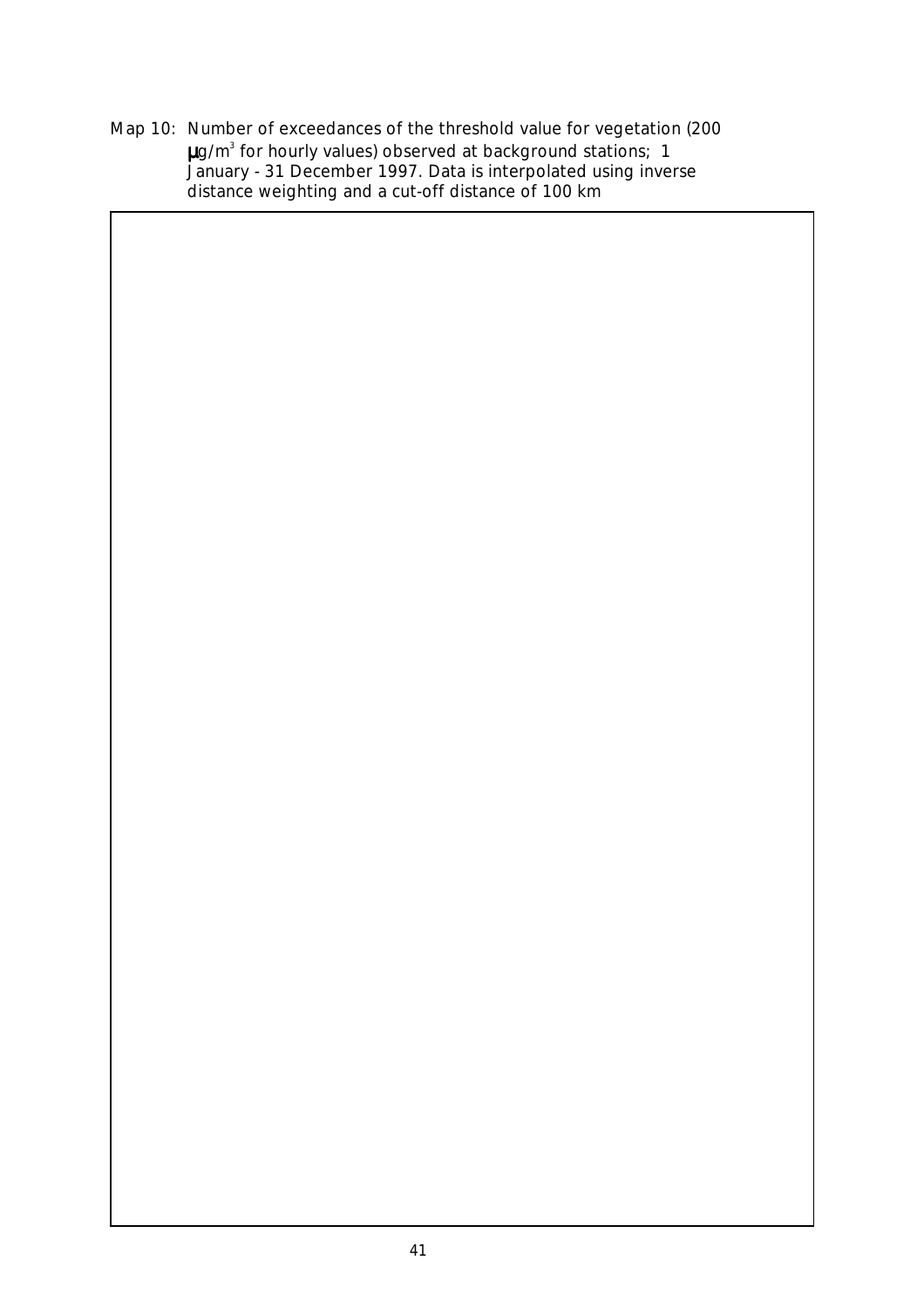Map 10: Number of exceedances of the threshold value for vegetation (200 $\mu g/m^3$ for hourly values) observed at background stations; 1 January - 31 December 1997. Data is interpolated using inverse distance weighting and a cut-off distance of 100 km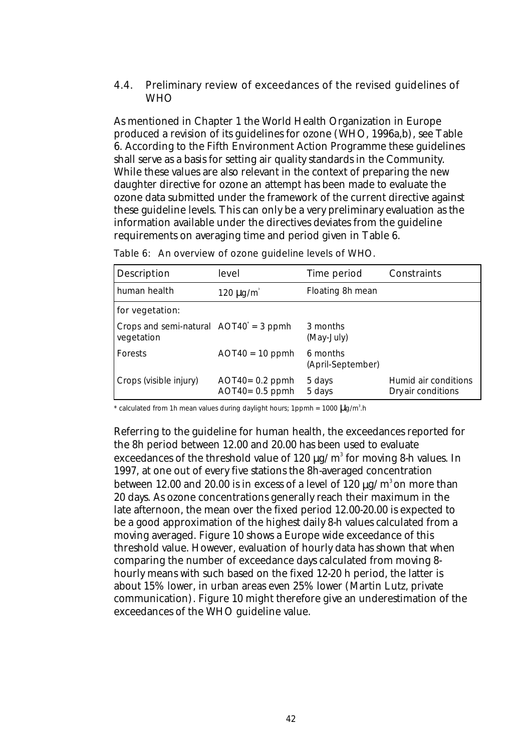### 4.4. Preliminary review of exceedances of the revised guidelines of WHO

As mentioned in Chapter 1 the World Health Organization in Europe produced a revision of its guidelines for ozone (WHO, 1996a,b), see Table 6. According to the Fifth Environment Action Programme these guidelines shall serve as a basis for setting air quality standards in the Community. While these values are also relevant in the context of preparing the new daughter directive for ozone an attempt has been made to evaluate the ozone data submitted under the framework of the current directive against these guideline levels. This can only be a very preliminary evaluation as the information available under the directives deviates from the guideline requirements on averaging time and period given in Table 6.

Table 6: An overview of ozone guideline levels of WHO.

| Description | level | Time period | Constraints |
|---|---|---|---|
| human health | 120 μg/m³ | Floating 8h mean | |
| for vegetation: | | | |
| Crops and semi-natural vegetation | AOT40* = 3 ppmh | 3 months (May-July) | |
| Forests | AOT40 = 10 ppmh | 6 months (April-September) | |
| Crops (visible injury) | AOT40= 0.2 ppmh<br>AOT40= 0.5 ppmh | 5 days<br>5 days | Humid air conditions<br>Dry air conditions |

\* calculated from 1h mean values during daylight hours; 1ppmh = 1000 μg/m³.h

Referring to the guideline for human health, the exceedances reported for the 8h period between 12.00 and 20.00 has been used to evaluate exceedances of the threshold value of 120 μg/m³ for moving 8-h values. In 1997, at one out of every five stations the 8h-averaged concentration between 12.00 and 20.00 is in excess of a level of 120 μg/m³ on more than 20 days. As ozone concentrations generally reach their maximum in the late afternoon, the mean over the fixed period 12.00-20.00 is expected to be a good approximation of the highest daily 8-h values calculated from a moving averaged. Figure 10 shows a Europe wide exceedance of this threshold value. However, evaluation of hourly data has shown that when comparing the number of exceedance days calculated from moving 8-hourly means with such based on the fixed 12-20 h period, the latter is about 15% lower, in urban areas even 25% lower (Martin Lutz, private communication). Figure 10 might therefore give an underestimation of the exceedances of the WHO guideline value.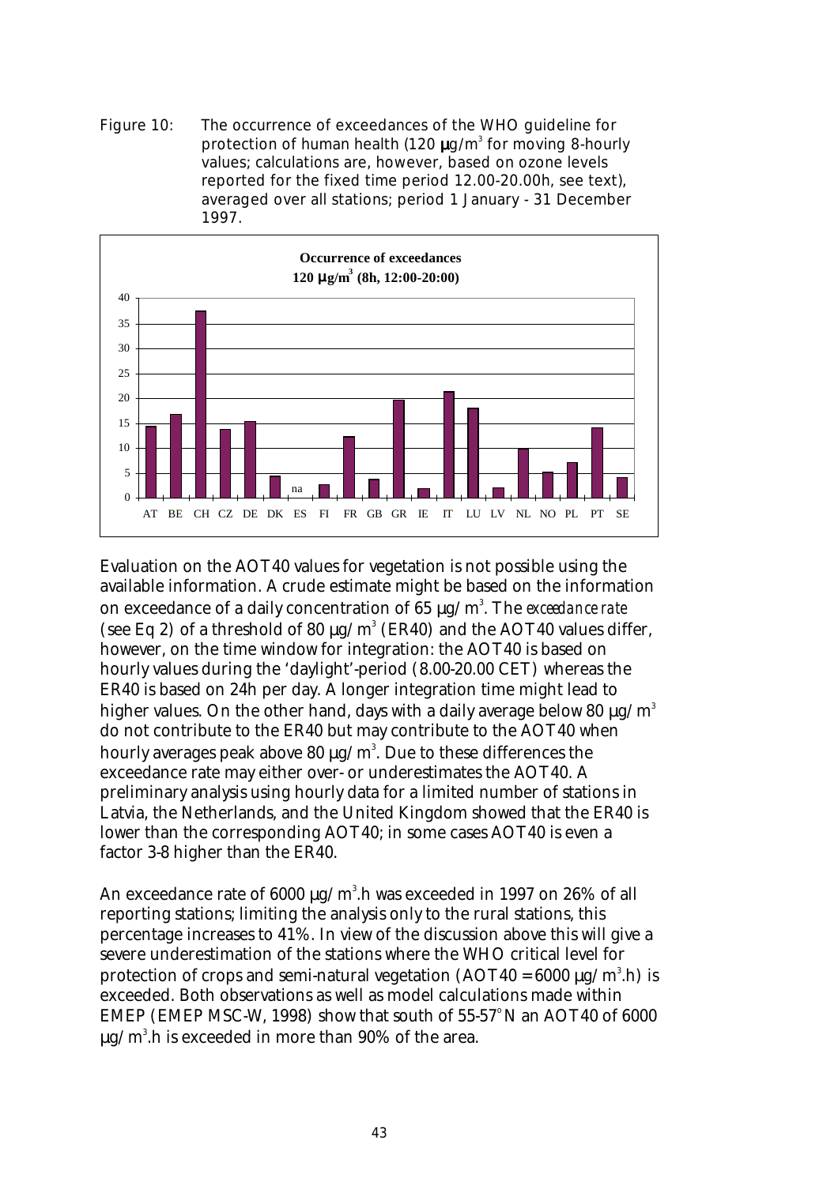Figure 10: The occurrence of exceedances of the WHO guideline for protection of human health (120 μg/m³ for moving 8-hourly values; calculations are, however, based on ozone levels reported for the fixed time period 12.00-20.00h, see text), averaged over all stations; period 1 January - 31 December 1997.

Evaluation on the AOT40 values for vegetation is not possible using the available information. A crude estimate might be based on the information on exceedance of a daily concentration of 65 μg/m³. The *exceedance rate* (see Eq 2) of a threshold of 80 μg/m³ (ER40) and the AOT40 values differ, however, on the time window for integration: the AOT40 is based on hourly values during the 'daylight'-period (8.00-20.00 CET) whereas the ER40 is based on 24h per day. A longer integration time might lead to higher values. On the other hand, days with a daily average below 80 μg/m³ do not contribute to the ER40 but may contribute to the AOT40 when hourly averages peak above 80 μg/m³. Due to these differences the exceedance rate may either over- or underestimates the AOT40. A preliminary analysis using hourly data for a limited number of stations in Latvia, the Netherlands, and the United Kingdom showed that the ER40 is lower than the corresponding AOT40; in some cases AOT40 is even a factor 3-8 higher than the ER40.

An exceedance rate of 6000 μg/m³.h was exceeded in 1997 on 26% of all reporting stations; limiting the analysis only to the rural stations, this percentage increases to 41%. In view of the discussion above this will give a severe underestimation of the stations where the WHO critical level for protection of crops and semi-natural vegetation (AOT40 = 6000 μg/m³.h) is exceeded. Both observations as well as model calculations made within EMEP (EMEP MSC-W, 1998) show that south of 55-57°N an AOT40 of 6000 μg/m³.h is exceeded in more than 90% of the area.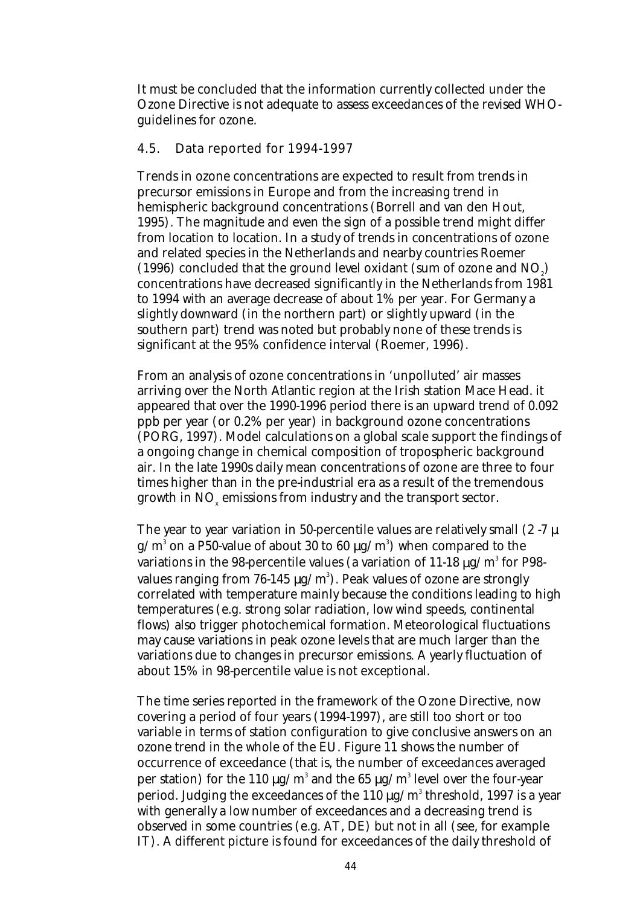It must be concluded that the information currently collected under the Ozone Directive is not adequate to assess exceedances of the revised WHO-guidelines for ozone.

## 4.5. Data reported for 1994-1997

Trends in ozone concentrations are expected to result from trends in precursor emissions in Europe and from the increasing trend in hemispheric background concentrations (Borrell and van den Hout, 1995). The magnitude and even the sign of a possible trend might differ from location to location. In a study of trends in concentrations of ozone and related species in the Netherlands and nearby countries Roemer (1996) concluded that the ground level oxidant (sum of ozone and $NO_2$) concentrations have decreased significantly in the Netherlands from 1981 to 1994 with an average decrease of about 1% per year. For Germany a slightly downward (in the northern part) or slightly upward (in the southern part) trend was noted but probably none of these trends is significant at the 95% confidence interval (Roemer, 1996).

From an analysis of ozone concentrations in 'unpolluted' air masses arriving over the North Atlantic region at the Irish station Mace Head. it appeared that over the 1990-1996 period there is an upward trend of 0.092 ppb per year (or 0.2% per year) in background ozone concentrations (PORG, 1997). Model calculations on a global scale support the findings of a ongoing change in chemical composition of tropospheric background air. In the late 1990s daily mean concentrations of ozone are three to four times higher than in the pre-industrial era as a result of the tremendous growth in $NO_x$ emissions from industry and the transport sector.

The year to year variation in 50-percentile values are relatively small (2 -7 $\mu g/m^3$ on a P50-value of about 30 to 60 $\mu g/m^3$) when compared to the variations in the 98-percentile values (a variation of 11-18 $\mu g/m^3$ for P98-values ranging from 76-145 $\mu g/m^3$). Peak values of ozone are strongly correlated with temperature mainly because the conditions leading to high temperatures (e.g. strong solar radiation, low wind speeds, continental flows) also trigger photochemical formation. Meteorological fluctuations may cause variations in peak ozone levels that are much larger than the variations due to changes in precursor emissions. A yearly fluctuation of about 15% in 98-percentile value is not exceptional.

The time series reported in the framework of the Ozone Directive, now covering a period of four years (1994-1997), are still too short or too variable in terms of station configuration to give conclusive answers on an ozone trend in the whole of the EU. Figure 11 shows the number of occurrence of exceedance (that is, the number of exceedances averaged per station) for the 110 $\mu g/m^3$ and the 65 $\mu g/m^3$ level over the four-year period. Judging the exceedances of the 110 $\mu g/m^3$ threshold, 1997 is a year with generally a low number of exceedances and a decreasing trend is observed in some countries (e.g. AT, DE) but not in all (see, for example IT). A different picture is found for exceedances of the daily threshold of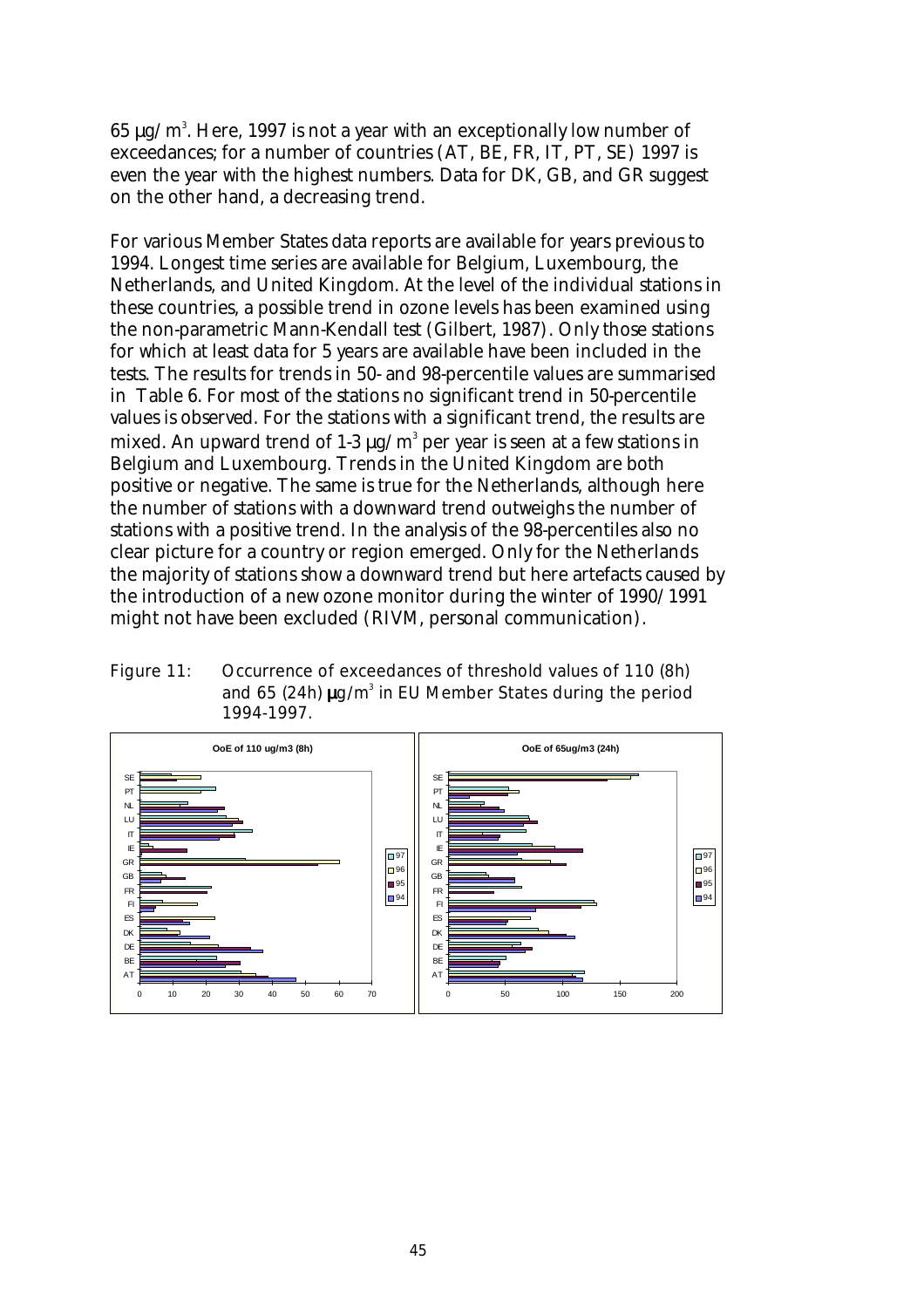65 µg/m$^3$. Here, 1997 is not a year with an exceptionally low number of exceedances; for a number of countries (AT, BE, FR, IT, PT, SE) 1997 is even the year with the highest numbers. Data for DK, GB, and GR suggest on the other hand, a decreasing trend.

For various Member States data reports are available for years previous to 1994. Longest time series are available for Belgium, Luxembourg, the Netherlands, and United Kingdom. At the level of the individual stations in these countries, a possible trend in ozone levels has been examined using the non-parametric Mann-Kendall test (Gilbert, 1987). Only those stations for which at least data for 5 years are available have been included in the tests. The results for trends in 50- and 98-percentile values are summarised in Table 6. For most of the stations no significant trend in 50-percentile values is observed. For the stations with a significant trend, the results are mixed. An upward trend of 1-3 µg/m$^3$ per year is seen at a few stations in Belgium and Luxembourg. Trends in the United Kingdom are both positive or negative. The same is true for the Netherlands, although here the number of stations with a downward trend outweighs the number of stations with a positive trend. In the analysis of the 98-percentiles also no clear picture for a country or region emerged. Only for the Netherlands the majority of stations show a downward trend but here artefacts caused by the introduction of a new ozone monitor during the winter of 1990/1991 might not have been excluded (RIVM, personal communication).

Figure 11: Occurrence of exceedances of threshold values of 110 (8h) and 65 (24h) µg/m$^3$ in EU Member States during the period 1994-1997.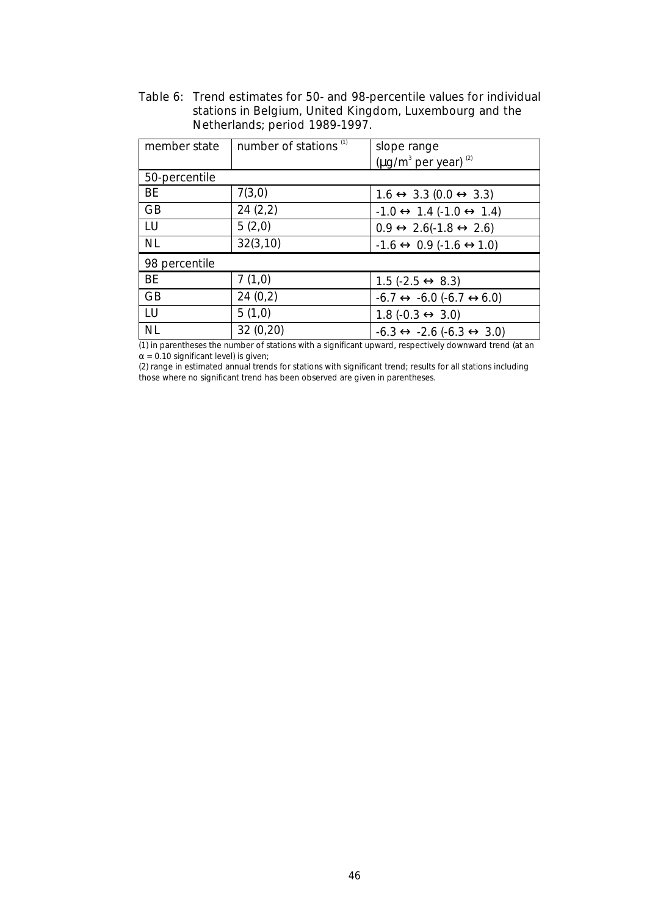Table 6: Trend estimates for 50- and 98-percentile values for individual stations in Belgium, United Kingdom, Luxembourg and the Netherlands; period 1989-1997.

| member state | number of stations [(1)] | slope range ($\mu g/m^3$ per year) [(2)] |
|---|---|---|
| 50-percentile | | |
| BE | 7(3,0) | 1.6 ↔ 3.3 (0.0 ↔ 3.3) |
| GB | 24 (2,2) | -1.0 ↔ 1.4 (-1.0 ↔ 1.4) |
| LU | 5 (2,0) | 0.9 ↔ 2.6(-1.8 ↔ 2.6) |
| NL | 32(3,10) | -1.6 ↔ 0.9 (-1.6 ↔ 1.0) |
| 98 percentile | | |
| BE | 7 (1,0) | 1.5 (-2.5 ↔ 8.3) |
| GB | 24 (0,2) | -6.7 ↔ -6.0 (-6.7 ↔ 6.0) |
| LU | 5 (1,0) | 1.8 (-0.3 ↔ 3.0) |
| NL | 32 (0,20) | -6.3 ↔ -2.6 (-6.3 ↔ 3.0) |

(1) in parentheses the number of stations with a significant upward, respectively downward trend (at an $\alpha = 0.10$ significant level) is given;

(2) range in estimated annual trends for stations with significant trend; results for all stations including those where no significant trend has been observed are given in parentheses.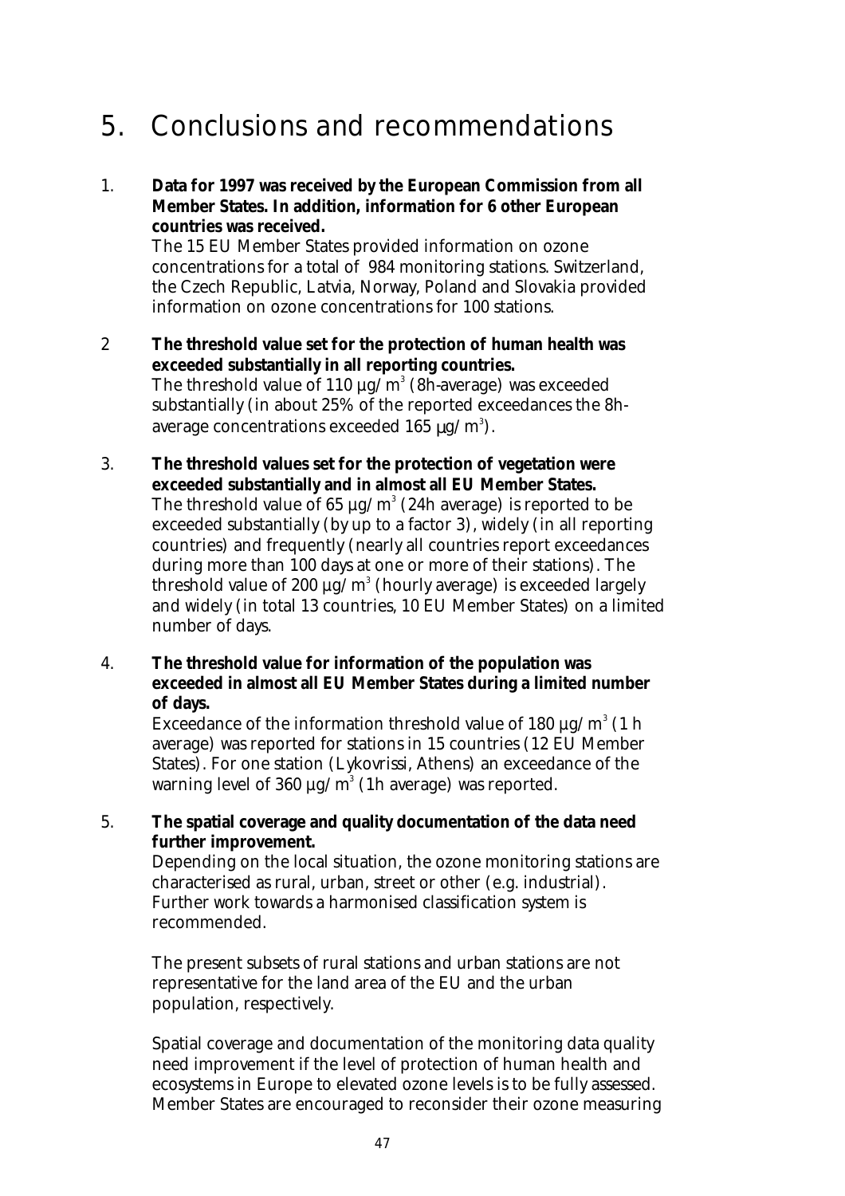# 5. Conclusions and recommendations

1. **Data for 1997 was received by the European Commission from all Member States. In addition, information for 6 other European countries was received.**
   The 15 EU Member States provided information on ozone concentrations for a total of 984 monitoring stations. Switzerland, the Czech Republic, Latvia, Norway, Poland and Slovakia provided information on ozone concentrations for 100 stations.

2. **The threshold value set for the protection of human health was exceeded substantially in all reporting countries.**
   The threshold value of 110 µg/m³ (8h-average) was exceeded substantially (in about 25% of the reported exceedances the 8h-average concentrations exceeded 165 µg/m³).

3. **The threshold values set for the protection of vegetation were exceeded substantially and in almost all EU Member States.**
   The threshold value of 65 µg/m³ (24h average) is reported to be exceeded substantially (by up to a factor 3), widely (in all reporting countries) and frequently (nearly all countries report exceedances during more than 100 days at one or more of their stations). The threshold value of 200 µg/m³ (hourly average) is exceeded largely and widely (in total 13 countries, 10 EU Member States) on a limited number of days.

4. **The threshold value for information of the population was exceeded in almost all EU Member States during a limited number of days.**
   Exceedance of the information threshold value of 180 µg/m³ (1 h average) was reported for stations in 15 countries (12 EU Member States). For one station (Lykovrissi, Athens) an exceedance of the warning level of 360 µg/m³ (1h average) was reported.

5. **The spatial coverage and quality documentation of the data need further improvement.**
   Depending on the local situation, the ozone monitoring stations are characterised as rural, urban, street or other (e.g. industrial). Further work towards a harmonised classification system is recommended.

   The present subsets of rural stations and urban stations are not representative for the land area of the EU and the urban population, respectively.

   Spatial coverage and documentation of the monitoring data quality need improvement if the level of protection of human health and ecosystems in Europe to elevated ozone levels is to be fully assessed. Member States are encouraged to reconsider their ozone measuring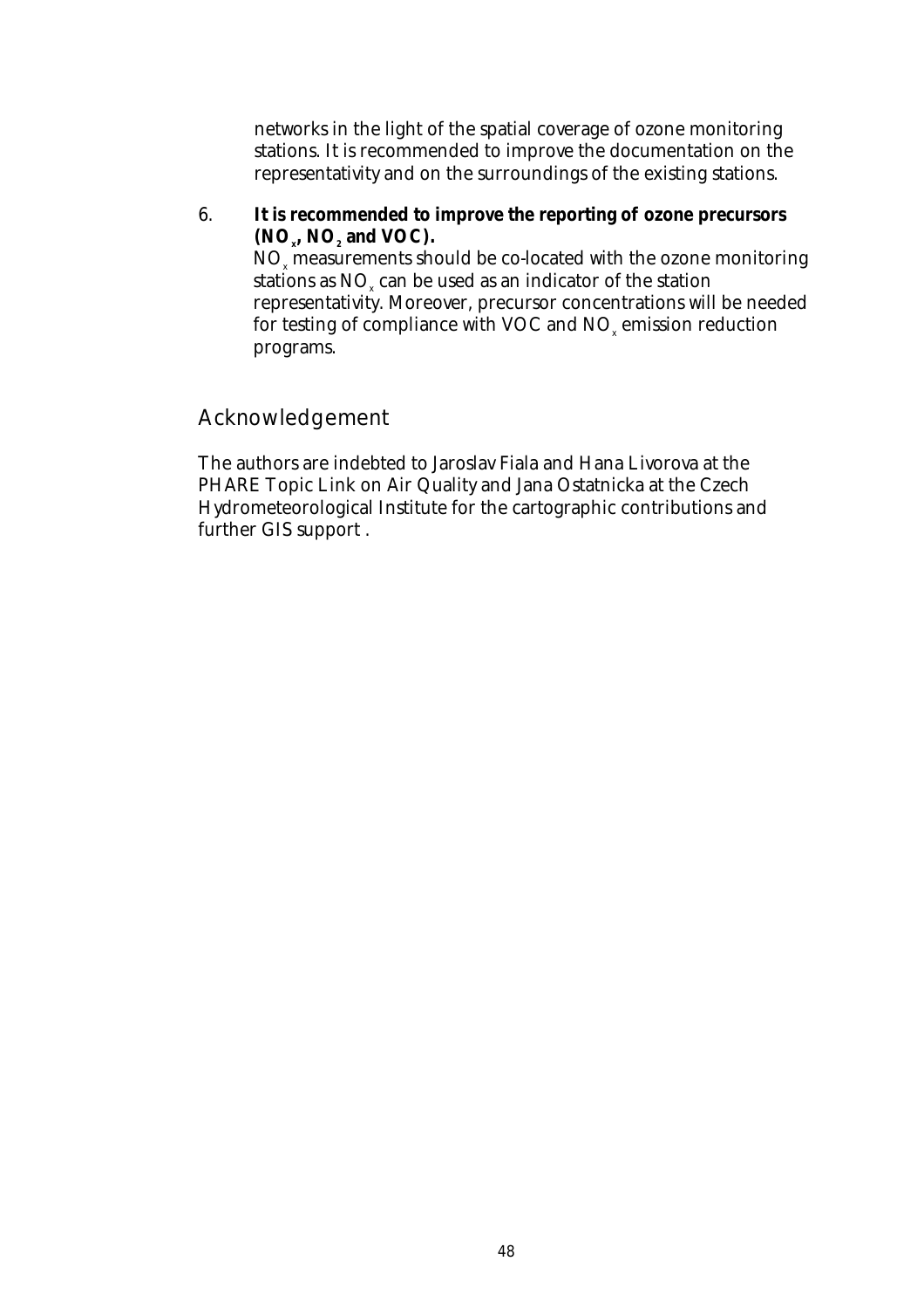networks in the light of the spatial coverage of ozone monitoring stations. It is recommended to improve the documentation on the representativity and on the surroundings of the existing stations.

6. **It is recommended to improve the reporting of ozone precursors ($NO_x$, $NO_2$ and VOC).**
   $NO_x$ measurements should be co-located with the ozone monitoring stations as $NO_x$ can be used as an indicator of the station representativity. Moreover, precursor concentrations will be needed for testing of compliance with VOC and $NO_x$ emission reduction programs.

## Acknowledgement

The authors are indebted to Jaroslav Fiala and Hana Livorova at the PHARE Topic Link on Air Quality and Jana Ostatnicka at the Czech Hydrometeorological Institute for the cartographic contributions and further GIS support .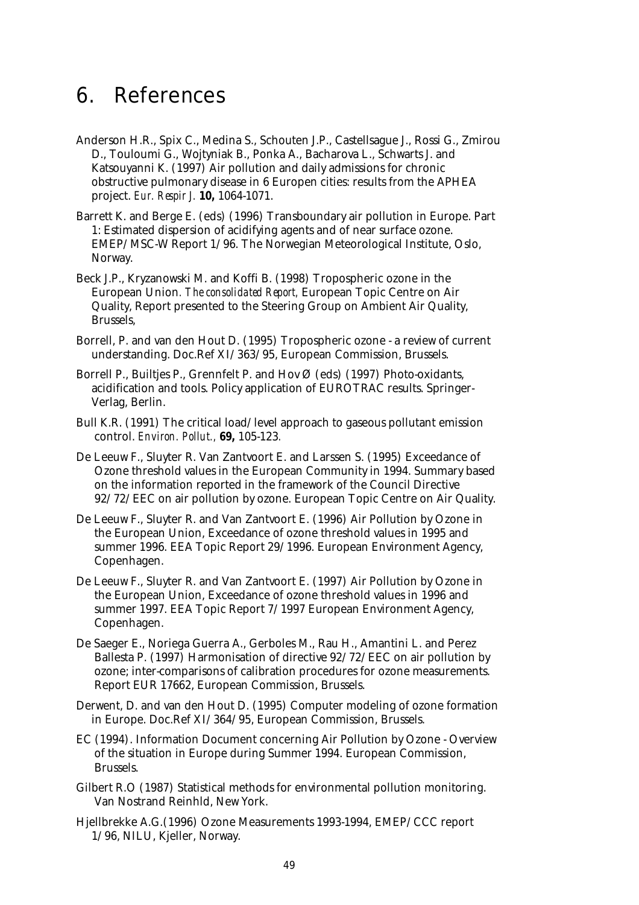# 6. References

Anderson H.R., Spix C., Medina S., Schouten J.P., Castellsague J., Rossi G., Zmirou D., Touloumi G., Wojtyniak B., Ponka A., Bacharova L., Schwarts J. and Katsouyanni K. (1997) Air pollution and daily admissions for chronic obstructive pulmonary disease in 6 Europen cities: results from the APHEA project. *Eur. Respir J.* **10,** 1064-1071.

Barrett K. and Berge E. (eds) (1996) Transboundary air pollution in Europe. Part 1: Estimated dispersion of acidifying agents and of near surface ozone. EMEP/MSC-W Report 1/96. The Norwegian Meteorological Institute, Oslo, Norway.

Beck J.P., Kryzanowski M. and Koffi B. (1998) Tropospheric ozone in the European Union. *The consolidated Report,* European Topic Centre on Air Quality, Report presented to the Steering Group on Ambient Air Quality, Brussels,

Borrell, P. and van den Hout D. (1995) Tropospheric ozone - a review of current understanding. Doc.Ref XI/363/95, European Commission, Brussels.

Borrell P., Builtjes P., Grennfelt P. and Hov Ø (eds) (1997) Photo-oxidants, acidification and tools. Policy application of EUROTRAC results. Springer-Verlag, Berlin.

Bull K.R. (1991) The critical load/level approach to gaseous pollutant emission control. *Environ. Pollut.,* **69,** 105-123.

De Leeuw F., Sluyter R. Van Zantvoort E. and Larssen S. (1995) Exceedance of Ozone threshold values in the European Community in 1994. Summary based on the information reported in the framework of the Council Directive 92/72/EEC on air pollution by ozone. European Topic Centre on Air Quality.

De Leeuw F., Sluyter R. and Van Zantvoort E. (1996) Air Pollution by Ozone in the European Union, Exceedance of ozone threshold values in 1995 and summer 1996. EEA Topic Report 29/1996. European Environment Agency, Copenhagen.

De Leeuw F., Sluyter R. and Van Zantvoort E. (1997) Air Pollution by Ozone in the European Union, Exceedance of ozone threshold values in 1996 and summer 1997. EEA Topic Report 7/1997 European Environment Agency, Copenhagen.

De Saeger E., Noriega Guerra A., Gerboles M., Rau H., Amantini L. and Perez Ballesta P. (1997) Harmonisation of directive 92/72/EEC on air pollution by ozone; inter-comparisons of calibration procedures for ozone measurements. Report EUR 17662, European Commission, Brussels.

Derwent, D. and van den Hout D. (1995) Computer modeling of ozone formation in Europe. Doc.Ref XI/364/95, European Commission, Brussels.

EC (1994). Information Document concerning Air Pollution by Ozone - Overview of the situation in Europe during Summer 1994. European Commission, Brussels.

Gilbert R.O (1987) Statistical methods for environmental pollution monitoring. Van Nostrand Reinhld, New York.

Hjellbrekke A.G.(1996) Ozone Measurements 1993-1994, EMEP/CCC report 1/96, NILU, Kjeller, Norway.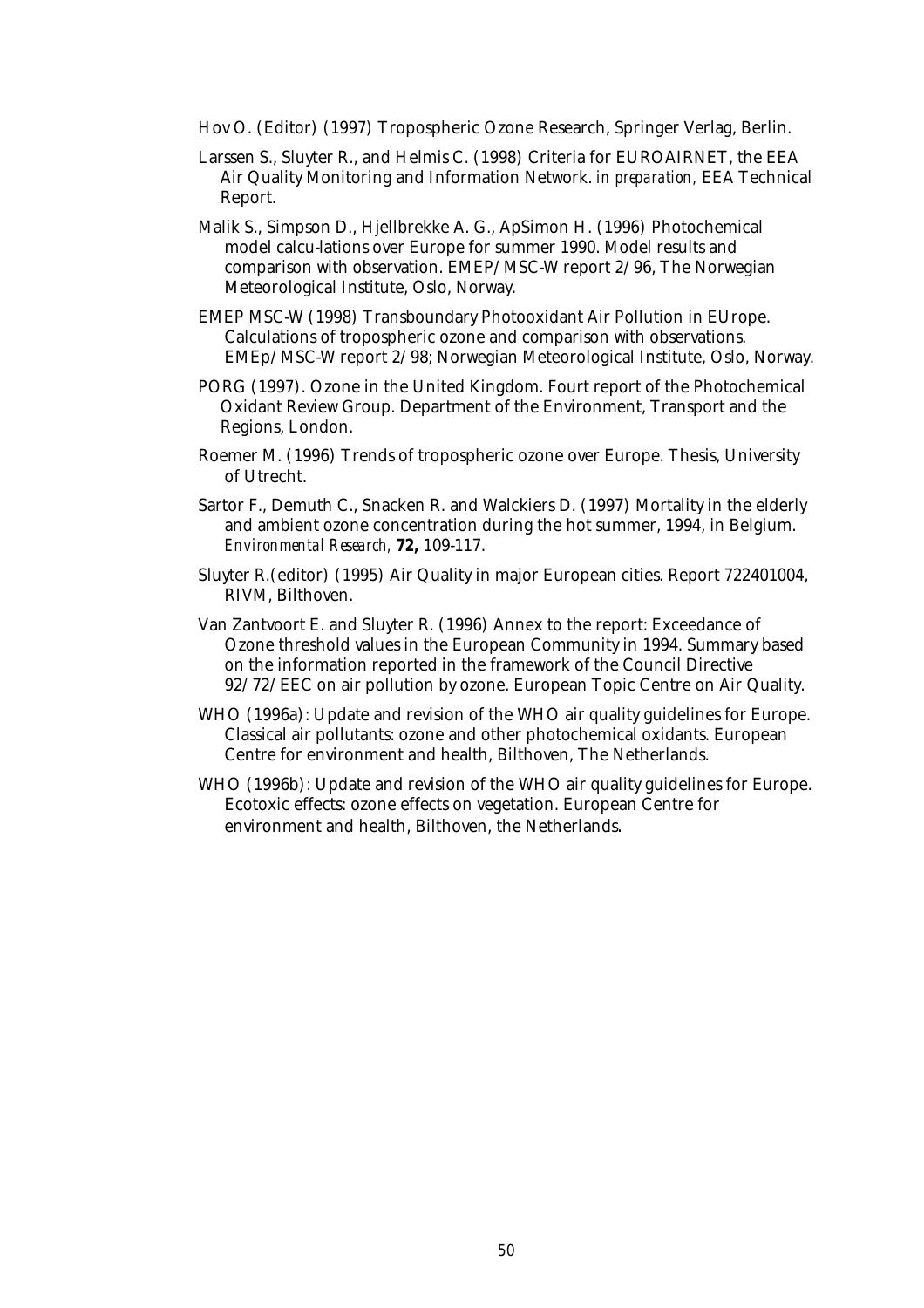Hov O. (Editor) (1997) Tropospheric Ozone Research, Springer Verlag, Berlin.

Larssen S., Sluyter R., and Helmis C. (1998) Criteria for EUROAIRNET, the EEA Air Quality Monitoring and Information Network. *in preparation,* EEA Technical Report.

Malik S., Simpson D., Hjellbrekke A. G., ApSimon H. (1996) Photochemical model calcu-lations over Europe for summer 1990. Model results and comparison with observation. EMEP/MSC-W report 2/96, The Norwegian Meteorological Institute, Oslo, Norway.

EMEP MSC-W (1998) Transboundary Photooxidant Air Pollution in EUrope. Calculations of tropospheric ozone and comparison with observations. EMEp/MSC-W report 2/98; Norwegian Meteorological Institute, Oslo, Norway.

PORG (1997). Ozone in the United Kingdom. Fourt report of the Photochemical Oxidant Review Group. Department of the Environment, Transport and the Regions, London.

Roemer M. (1996) Trends of tropospheric ozone over Europe. Thesis, University of Utrecht.

Sartor F., Demuth C., Snacken R. and Walckiers D. (1997) Mortality in the elderly and ambient ozone concentration during the hot summer, 1994, in Belgium. *Environmental Research,* **72,** 109-117.

Sluyter R.(editor) (1995) Air Quality in major European cities. Report 722401004, RIVM, Bilthoven.

Van Zantvoort E. and Sluyter R. (1996) Annex to the report: Exceedance of Ozone threshold values in the European Community in 1994. Summary based on the information reported in the framework of the Council Directive 92/72/EEC on air pollution by ozone. European Topic Centre on Air Quality.

WHO (1996a): Update and revision of the WHO air quality guidelines for Europe. Classical air pollutants: ozone and other photochemical oxidants. European Centre for environment and health, Bilthoven, The Netherlands.

WHO (1996b): Update and revision of the WHO air quality guidelines for Europe. Ecotoxic effects: ozone effects on vegetation. European Centre for environment and health, Bilthoven, the Netherlands.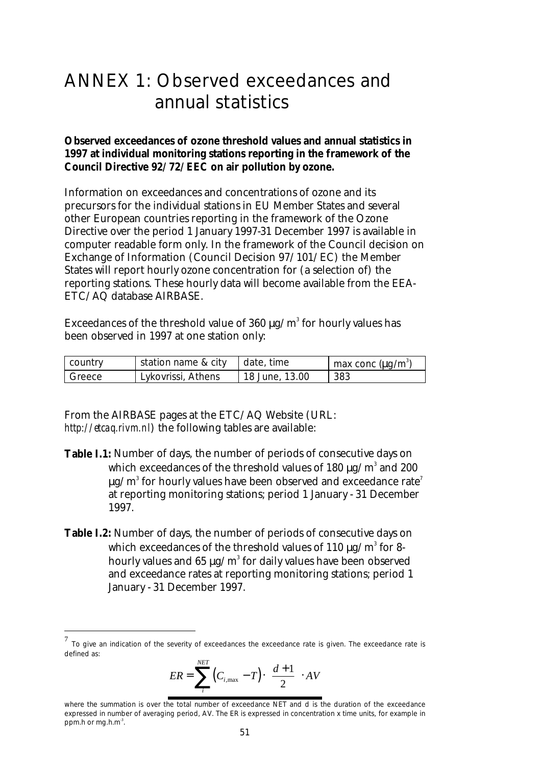# ANNEX 1: Observed exceedances and annual statistics

**Observed exceedances of ozone threshold values and annual statistics in 1997 at individual monitoring stations reporting in the framework of the Council Directive 92/72/EEC on air pollution by ozone.**

Information on exceedances and concentrations of ozone and its precursors for the individual stations in EU Member States and several other European countries reporting in the framework of the Ozone Directive over the period 1 January 1997-31 December 1997 is available in computer readable form only. In the framework of the Council decision on Exchange of Information (Council Decision 97/101/EC) the Member States will report hourly ozone concentration for (a selection of) the reporting stations. These hourly data will become available from the EEA-ETC/AQ database AIRBASE.

Exceedances of the threshold value of 360 µg/m$^3$ for hourly values has been observed in 1997 at one station only:

| country | station name & city | date, time | max conc (µg/m$^3$) |
|---|---|---|---|
| Greece | Lykovrissi, Athens | 18 June, 13.00 | 383 |

From the AIRBASE pages at the ETC/AQ Website (URL: *http://etcaq.rivm.nl*) the following tables are available:

**Table I.1:** Number of days, the number of periods of consecutive days on which exceedances of the threshold values of 180 µg/m$^3$ and 200 µg/m$^3$ for hourly values have been observed and exceedance rate[7] at reporting monitoring stations; period 1 January - 31 December 1997.

**Table I.2:** Number of days, the number of periods of consecutive days on which exceedances of the threshold values of 110 µg/m$^3$ for 8-hourly values and 65 µg/m$^3$ for daily values have been observed and exceedance rates at reporting monitoring stations; period 1 January - 31 December 1997.

---

[7] To give an indication of the severity of exceedances the exceedance rate is given. The exceedance rate is defined as:

$$ER = \sum_{i}^{NET} \left(C_{i,\max} - T\right) \cdot \left(\frac{d+1}{2}\right) \cdot AV$$

where the summation is over the total number of exceedance NET and d is the duration of the exceedance expressed in number of averaging period, AV. The ER is expressed in concentration x time units, for example in ppm.h or mg.h.m$^{-3}$.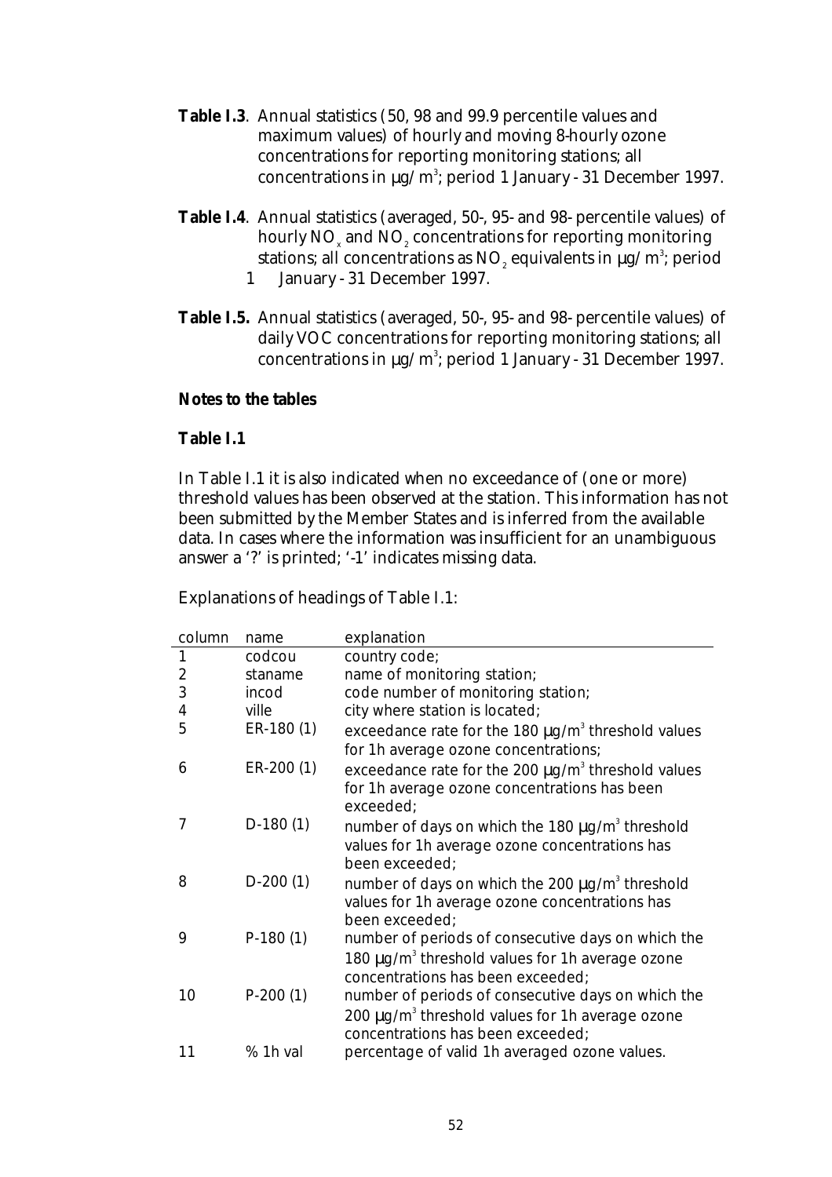**Table I.3**. Annual statistics (50, 98 and 99.9 percentile values and maximum values) of hourly and moving 8-hourly ozone concentrations for reporting monitoring stations; all concentrations in µg/m$^3$; period 1 January - 31 December 1997.

**Table I.4**. Annual statistics (averaged, 50-, 95- and 98- percentile values) of hourly $NO_x$ and $NO_2$ concentrations for reporting monitoring stations; all concentrations as $NO_2$ equivalents in µg/m$^3$; period 1 January - 31 December 1997.

**Table I.5.** Annual statistics (averaged, 50-, 95- and 98- percentile values) of daily VOC concentrations for reporting monitoring stations; all concentrations in µg/m$^3$; period 1 January - 31 December 1997.

**Notes to the tables**

**Table I.1**

In Table I.1 it is also indicated when no exceedance of (one or more) threshold values has been observed at the station. This information has not been submitted by the Member States and is inferred from the available data. In cases where the information was insufficient for an unambiguous answer a '?' is printed; '-1' indicates missing data.

Explanations of headings of Table I.1:

| column | name | explanation |
|---|---|---|
| 1 | codcou | country code; |
| 2 | staname | name of monitoring station; |
| 3 | incod | code number of monitoring station; |
| 4 | ville | city where station is located; |
| 5 | ER-180 (1) | exceedance rate for the 180 µg/m$^3$ threshold values for 1h average ozone concentrations; |
| 6 | ER-200 (1) | exceedance rate for the 200 µg/m$^3$ threshold values for 1h average ozone concentrations has been exceeded; |
| 7 | D-180 (1) | number of days on which the 180 µg/m$^3$ threshold values for 1h average ozone concentrations has been exceeded; |
| 8 | D-200 (1) | number of days on which the 200 µg/m$^3$ threshold values for 1h average ozone concentrations has been exceeded; |
| 9 | P-180 (1) | number of periods of consecutive days on which the 180 µg/m$^3$ threshold values for 1h average ozone concentrations has been exceeded; |
| 10 | P-200 (1) | number of periods of consecutive days on which the 200 µg/m$^3$ threshold values for 1h average ozone concentrations has been exceeded; |
| 11 | % 1h val | percentage of valid 1h averaged ozone values. |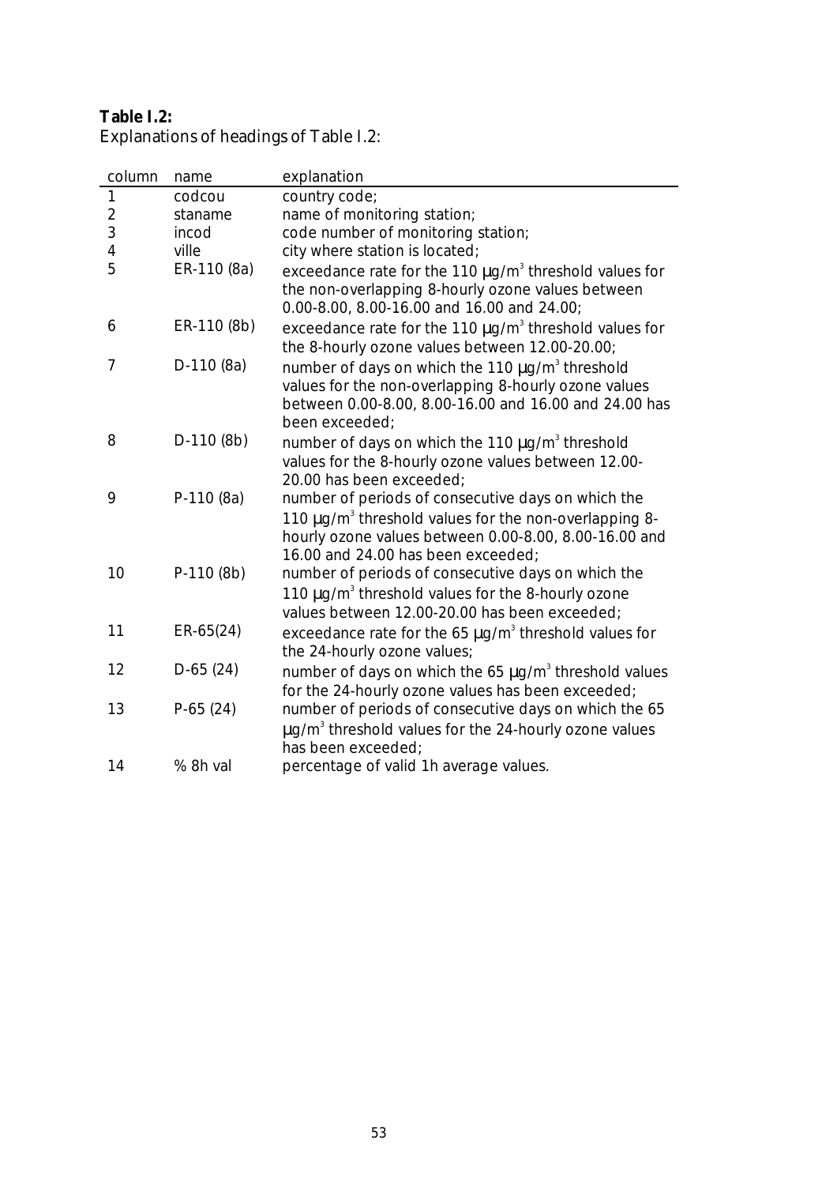**Table I.2:**
Explanations of headings of Table I.2:

| column | name | explanation |
|---|---|---|
| 1 | codcou | country code; |
| 2 | staname | name of monitoring station; |
| 3 | incod | code number of monitoring station; |
| 4 | ville | city where station is located; |
| 5 | ER-110 (8a) | exceedance rate for the 110 $\mu g/m^3$ threshold values for the non-overlapping 8-hourly ozone values between 0.00-8.00, 8.00-16.00 and 16.00 and 24.00; |
| 6 | ER-110 (8b) | exceedance rate for the 110 $\mu g/m^3$ threshold values for the 8-hourly ozone values between 12.00-20.00; |
| 7 | D-110 (8a) | number of days on which the 110 $\mu g/m^3$ threshold values for the non-overlapping 8-hourly ozone values between 0.00-8.00, 8.00-16.00 and 16.00 and 24.00 has been exceeded; |
| 8 | D-110 (8b) | number of days on which the 110 $\mu g/m^3$ threshold values for the 8-hourly ozone values between 12.00-20.00 has been exceeded; |
| 9 | P-110 (8a) | number of periods of consecutive days on which the 110 $\mu g/m^3$ threshold values for the non-overlapping 8-hourly ozone values between 0.00-8.00, 8.00-16.00 and 16.00 and 24.00 has been exceeded; |
| 10 | P-110 (8b) | number of periods of consecutive days on which the 110 $\mu g/m^3$ threshold values for the 8-hourly ozone values between 12.00-20.00 has been exceeded; |
| 11 | ER-65(24) | exceedance rate for the 65 $\mu g/m^3$ threshold values for the 24-hourly ozone values; |
| 12 | D-65 (24) | number of days on which the 65 $\mu g/m^3$ threshold values for the 24-hourly ozone values has been exceeded; |
| 13 | P-65 (24) | number of periods of consecutive days on which the 65 $\mu g/m^3$ threshold values for the 24-hourly ozone values has been exceeded; |
| 14 | % 8h val | percentage of valid 1h average values. |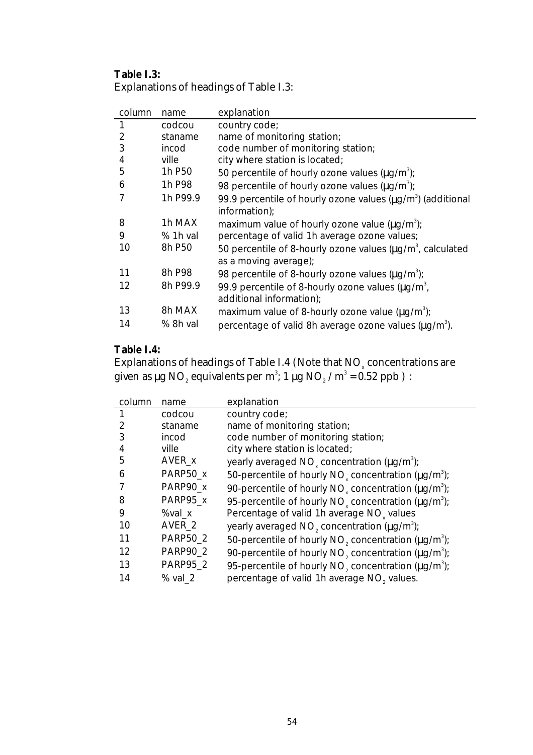**Table I.3:**
Explanations of headings of Table I.3:

| column | name | explanation |
|---|---|---|
| 1 | codcou | country code; |
| 2 | staname | name of monitoring station; |
| 3 | incod | code number of monitoring station; |
| 4 | ville | city where station is located; |
| 5 | 1h P50 | 50 percentile of hourly ozone values (μg/m$^3$); |
| 6 | 1h P98 | 98 percentile of hourly ozone values (μg/m$^3$); |
| 7 | 1h P99.9 | 99.9 percentile of hourly ozone values (μg/m$^3$) (additional information); |
| 8 | 1h MAX | maximum value of hourly ozone value (μg/m$^3$); |
| 9 | % 1h val | percentage of valid 1h average ozone values; |
| 10 | 8h P50 | 50 percentile of 8-hourly ozone values (μg/m$^3$, calculated as a moving average); |
| 11 | 8h P98 | 98 percentile of 8-hourly ozone values (μg/m$^3$); |
| 12 | 8h P99.9 | 99.9 percentile of 8-hourly ozone values (μg/m$^3$, additional information); |
| 13 | 8h MAX | maximum value of 8-hourly ozone value (μg/m$^3$); |
| 14 | % 8h val | percentage of valid 8h average ozone values (μg/m$^3$). |

**Table I.4:**
Explanations of headings of Table I.4 (Note that $NO_x$ concentrations are given as μg $NO_2$ equivalents per m$^3$; 1 μg $NO_2$ / m$^3$ = 0.52 ppb ) :

| column | name | explanation |
|---|---|---|
| 1 | codcou | country code; |
| 2 | staname | name of monitoring station; |
| 3 | incod | code number of monitoring station; |
| 4 | ville | city where station is located; |
| 5 | AVER_x | yearly averaged $NO_x$ concentration (μg/m$^3$); |
| 6 | PARP50_x | 50-percentile of hourly $NO_x$ concentration (μg/m$^3$); |
| 7 | PARP90_x | 90-percentile of hourly $NO_x$ concentration (μg/m$^3$); |
| 8 | PARP95_x | 95-percentile of hourly $NO_x$ concentration (μg/m$^3$); |
| 9 | %val_x | Percentage of valid 1h average $NO_x$ values |
| 10 | AVER_2 | yearly averaged $NO_2$ concentration (μg/m$^3$); |
| 11 | PARP50_2 | 50-percentile of hourly $NO_2$ concentration (μg/m$^3$); |
| 12 | PARP90_2 | 90-percentile of hourly $NO_2$ concentration (μg/m$^3$); |
| 13 | PARP95_2 | 95-percentile of hourly $NO_2$ concentration (μg/m$^3$); |
| 14 | % val_2 | percentage of valid 1h average $NO_2$ values. |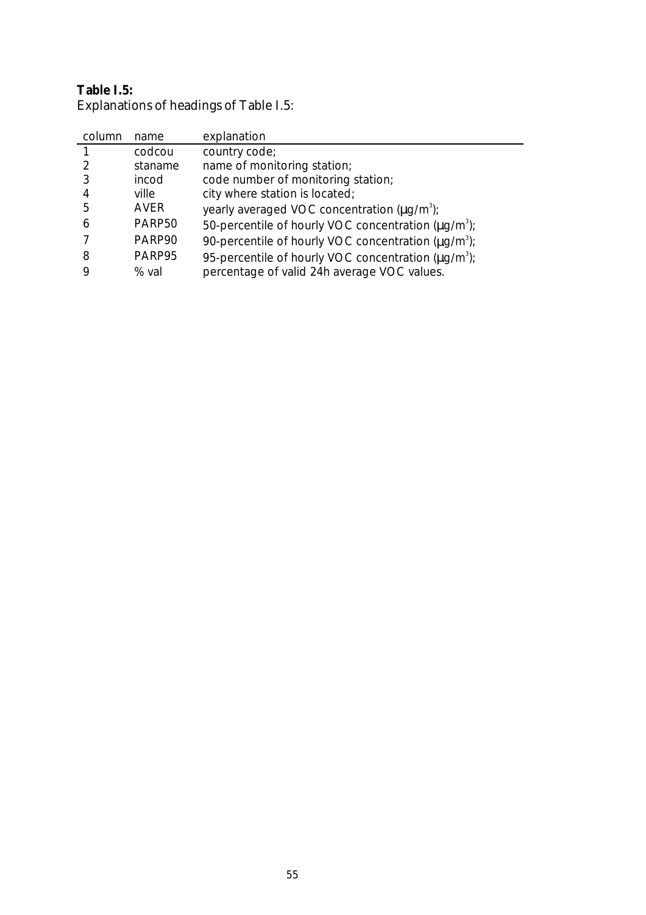**Table I.5:**
Explanations of headings of Table I.5:

| column | name | explanation |
|---|---|---|
| 1 | codcou | country code; |
| 2 | staname | name of monitoring station; |
| 3 | incod | code number of monitoring station; |
| 4 | ville | city where station is located; |
| 5 | AVER | yearly averaged VOC concentration ($\mu g/m^3$); |
| 6 | PARP50 | 50-percentile of hourly VOC concentration ($\mu g/m^3$); |
| 7 | PARP90 | 90-percentile of hourly VOC concentration ($\mu g/m^3$); |
| 8 | PARP95 | 95-percentile of hourly VOC concentration ($\mu g/m^3$); |
| 9 | % val | percentage of valid 24h average VOC values. |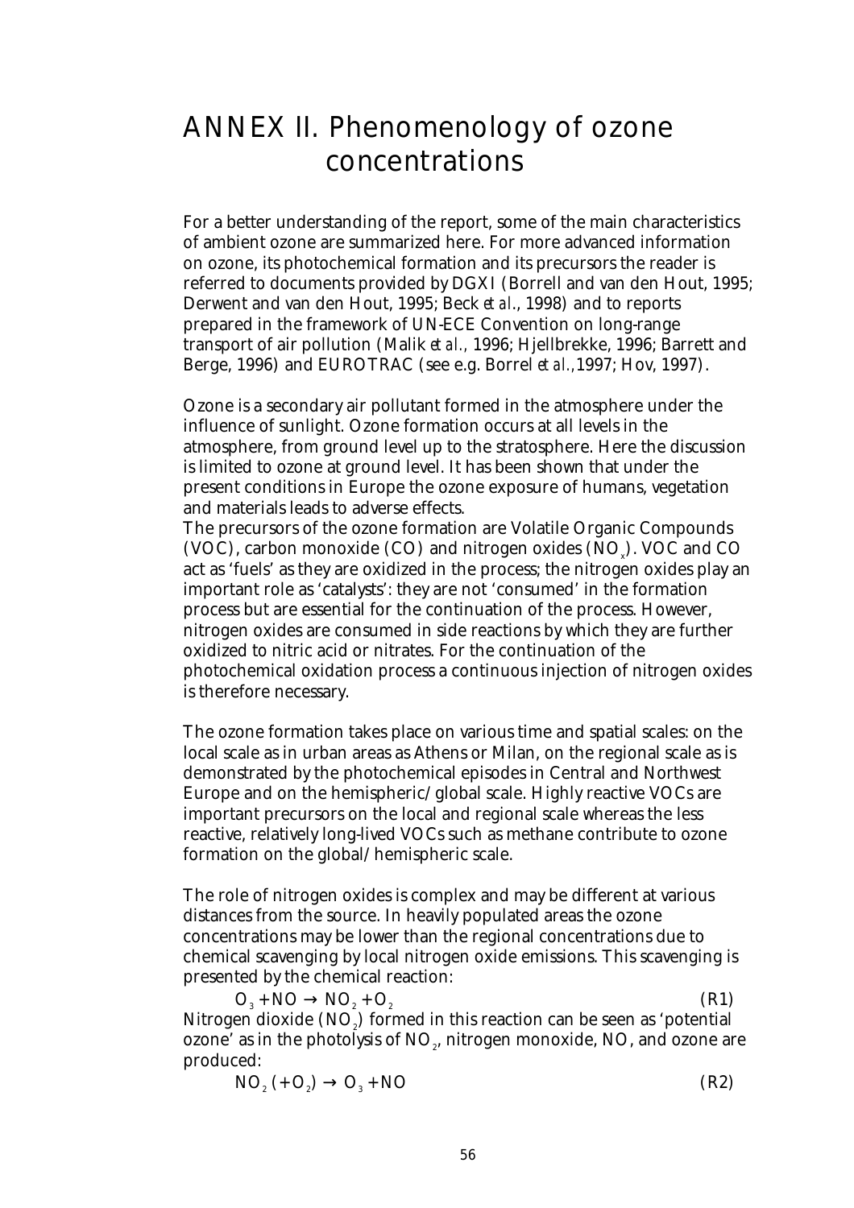# ANNEX II. Phenomenology of ozone concentrations

For a better understanding of the report, some of the main characteristics of ambient ozone are summarized here. For more advanced information on ozone, its photochemical formation and its precursors the reader is referred to documents provided by DGXI (Borrell and van den Hout, 1995; Derwent and van den Hout, 1995; Beck *et al*., 1998) and to reports prepared in the framework of UN-ECE Convention on long-range transport of air pollution (Malik *et al.,* 1996; Hjellbrekke, 1996; Barrett and Berge, 1996) and EUROTRAC (see e.g. Borrel *et al.*,1997; Hov, 1997).

Ozone is a secondary air pollutant formed in the atmosphere under the influence of sunlight. Ozone formation occurs at all levels in the atmosphere, from ground level up to the stratosphere. Here the discussion is limited to ozone at ground level. It has been shown that under the present conditions in Europe the ozone exposure of humans, vegetation and materials leads to adverse effects.

The precursors of the ozone formation are Volatile Organic Compounds (VOC), carbon monoxide (CO) and nitrogen oxides ($NO_x$). VOC and CO act as 'fuels' as they are oxidized in the process; the nitrogen oxides play an important role as 'catalysts': they are not 'consumed' in the formation process but are essential for the continuation of the process. However, nitrogen oxides are consumed in side reactions by which they are further oxidized to nitric acid or nitrates. For the continuation of the photochemical oxidation process a continuous injection of nitrogen oxides is therefore necessary.

The ozone formation takes place on various time and spatial scales: on the local scale as in urban areas as Athens or Milan, on the regional scale as is demonstrated by the photochemical episodes in Central and Northwest Europe and on the hemispheric/global scale. Highly reactive VOCs are important precursors on the local and regional scale whereas the less reactive, relatively long-lived VOCs such as methane contribute to ozone formation on the global/hemispheric scale.

The role of nitrogen oxides is complex and may be different at various distances from the source. In heavily populated areas the ozone concentrations may be lower than the regional concentrations due to chemical scavenging by local nitrogen oxide emissions. This scavenging is presented by the chemical reaction:

$$O_3 + NO \rightarrow NO_2 + O_2 \qquad \text{(R1)}$$

Nitrogen dioxide ($NO_2$) formed in this reaction can be seen as 'potential ozone' as in the photolysis of $NO_2$, nitrogen monoxide, NO, and ozone are produced:

$$NO_2\,(+O_2) \rightarrow O_3 + NO \qquad \text{(R2)}$$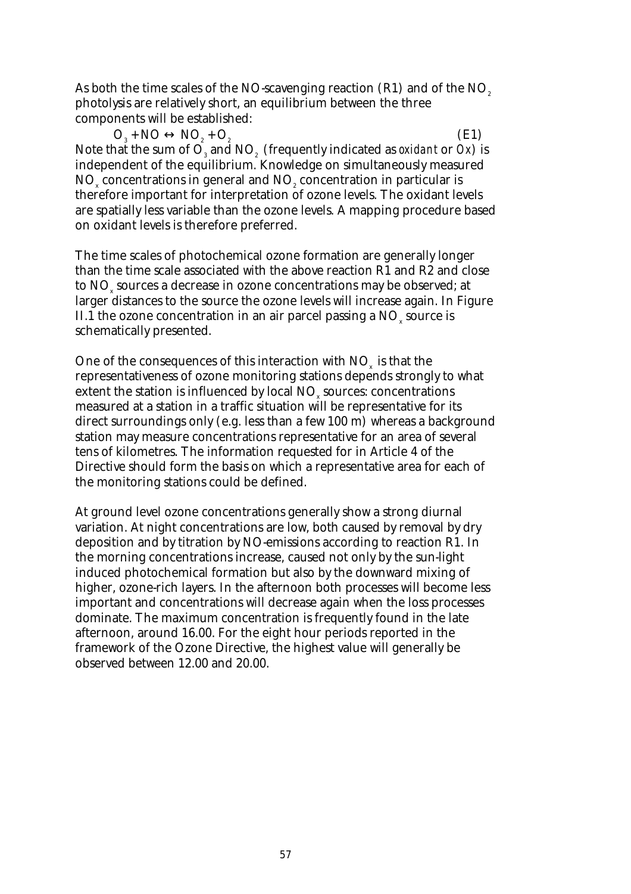As both the time scales of the NO-scavenging reaction (R1) and of the $NO_2$ photolysis are relatively short, an equilibrium between the three components will be established:

$$O_3 + NO \leftrightarrow NO_2 + O_2 \qquad (E1)$$

Note that the sum of $O_3$ and $NO_2$ (frequently indicated as *oxidant* or *Ox*) is independent of the equilibrium. Knowledge on simultaneously measured $NO_x$ concentrations in general and $NO_2$ concentration in particular is therefore important for interpretation of ozone levels. The oxidant levels are spatially less variable than the ozone levels. A mapping procedure based on oxidant levels is therefore preferred.

The time scales of photochemical ozone formation are generally longer than the time scale associated with the above reaction R1 and R2 and close to $NO_x$ sources a decrease in ozone concentrations may be observed; at larger distances to the source the ozone levels will increase again. In Figure II.1 the ozone concentration in an air parcel passing a $NO_x$ source is schematically presented.

One of the consequences of this interaction with $NO_x$ is that the representativeness of ozone monitoring stations depends strongly to what extent the station is influenced by local $NO_x$ sources: concentrations measured at a station in a traffic situation will be representative for its direct surroundings only (e.g. less than a few 100 m) whereas a background station may measure concentrations representative for an area of several tens of kilometres. The information requested for in Article 4 of the Directive should form the basis on which a representative area for each of the monitoring stations could be defined.

At ground level ozone concentrations generally show a strong diurnal variation. At night concentrations are low, both caused by removal by dry deposition and by titration by NO-emissions according to reaction R1. In the morning concentrations increase, caused not only by the sun-light induced photochemical formation but also by the downward mixing of higher, ozone-rich layers. In the afternoon both processes will become less important and concentrations will decrease again when the loss processes dominate. The maximum concentration is frequently found in the late afternoon, around 16.00. For the eight hour periods reported in the framework of the Ozone Directive, the highest value will generally be observed between 12.00 and 20.00.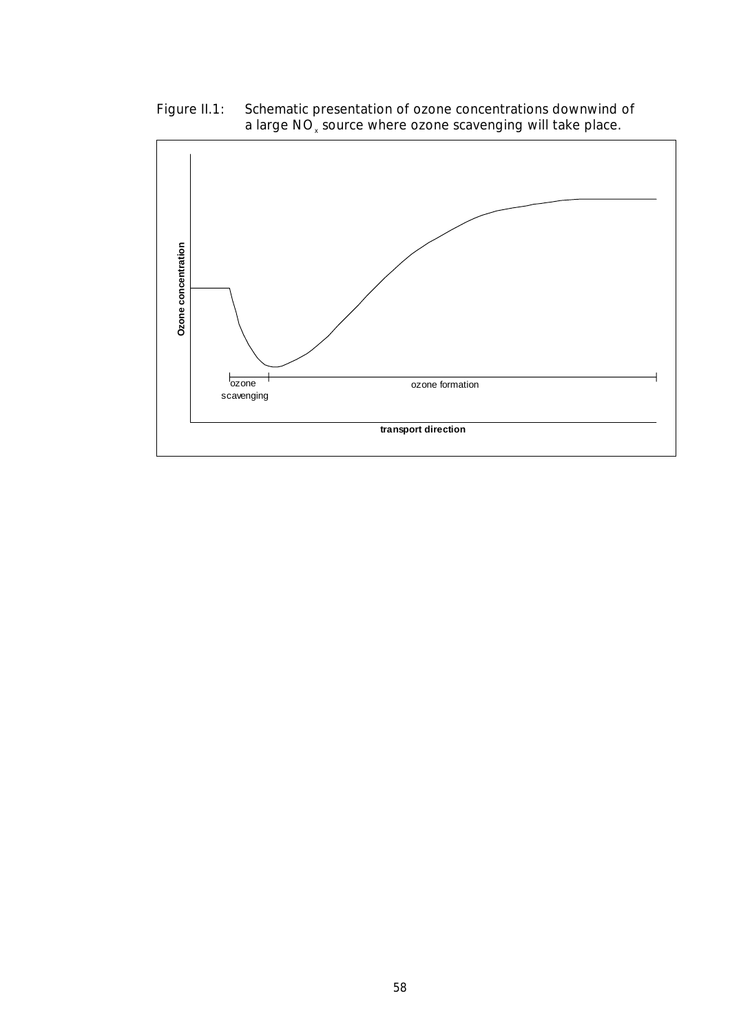Figure II.1: Schematic presentation of ozone concentrations downwind of a large $NO_x$ source where ozone scavenging will take place.

Ozone concentration

ozone scavenging

ozone formation

transport direction